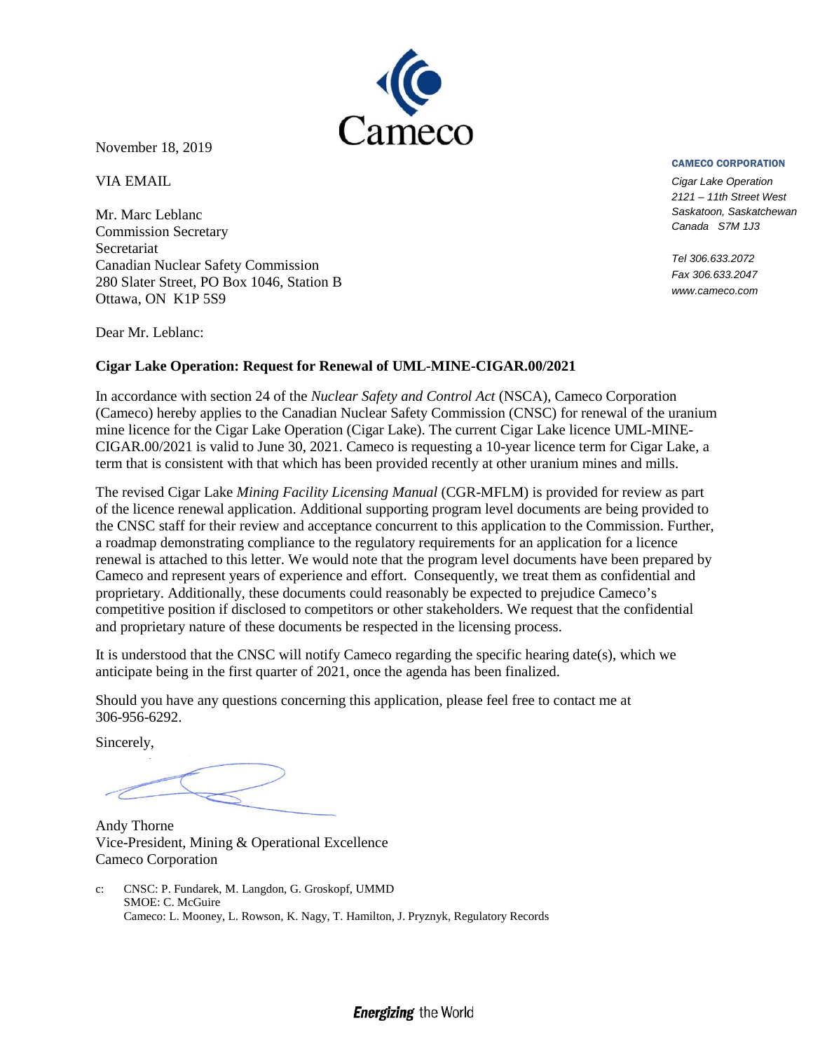Cameco

November 18, 2019

VIA EMAIL

**CAMECO CORPORATION**

*Cigar Lake Operation*
*2121 – 11th Street West*
*Saskatoon, Saskatchewan*
*Canada S7M 1J3*

*Tel 306.633.2072*
*Fax 306.633.2047*
*www.cameco.com*

Mr. Marc Leblanc
Commission Secretary
Secretariat
Canadian Nuclear Safety Commission
280 Slater Street, PO Box 1046, Station B
Ottawa, ON K1P 5S9

Dear Mr. Leblanc:

**Cigar Lake Operation: Request for Renewal of UML-MINE-CIGAR.00/2021**

In accordance with section 24 of the *Nuclear Safety and Control Act* (NSCA), Cameco Corporation (Cameco) hereby applies to the Canadian Nuclear Safety Commission (CNSC) for renewal of the uranium mine licence for the Cigar Lake Operation (Cigar Lake). The current Cigar Lake licence UML-MINE-CIGAR.00/2021 is valid to June 30, 2021. Cameco is requesting a 10-year licence term for Cigar Lake, a term that is consistent with that which has been provided recently at other uranium mines and mills.

The revised Cigar Lake *Mining Facility Licensing Manual* (CGR-MFLM) is provided for review as part of the licence renewal application. Additional supporting program level documents are being provided to the CNSC staff for their review and acceptance concurrent to this application to the Commission. Further, a roadmap demonstrating compliance to the regulatory requirements for an application for a licence renewal is attached to this letter. We would note that the program level documents have been prepared by Cameco and represent years of experience and effort. Consequently, we treat them as confidential and proprietary. Additionally, these documents could reasonably be expected to prejudice Cameco's competitive position if disclosed to competitors or other stakeholders. We request that the confidential and proprietary nature of these documents be respected in the licensing process.

It is understood that the CNSC will notify Cameco regarding the specific hearing date(s), which we anticipate being in the first quarter of 2021, once the agenda has been finalized.

Should you have any questions concerning this application, please feel free to contact me at 306-956-6292.

Sincerely,

Andy Thorne
Vice-President, Mining & Operational Excellence
Cameco Corporation

c: CNSC: P. Fundarek, M. Langdon, G. Groskopf, UMMD
SMOE: C. McGuire
Cameco: L. Mooney, L. Rowson, K. Nagy, T. Hamilton, J. Pryznyk, Regulatory Records

***Energizing*** the World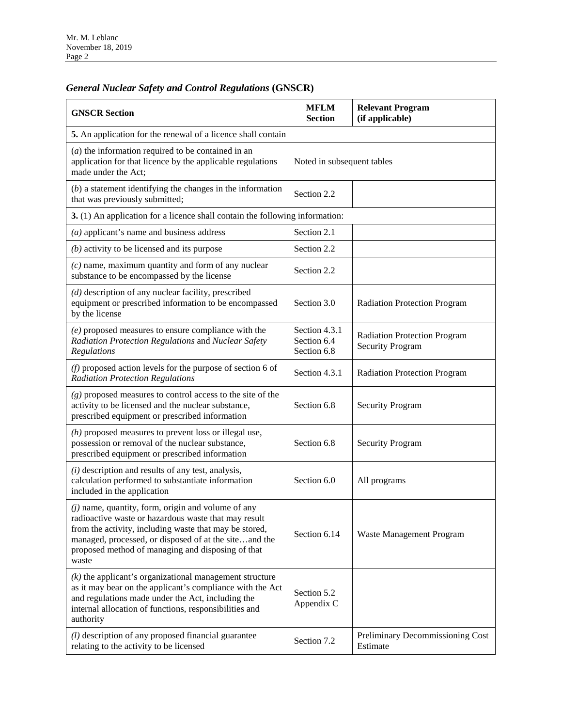## *General Nuclear Safety and Control Regulations* (GNSCR)

| GNSCR Section | MFLM Section | Relevant Program (if applicable) |
|---|---|---|
| **5.** An application for the renewal of a licence shall contain | | |
| (*a*) the information required to be contained in an application for that licence by the applicable regulations made under the Act; | Noted in subsequent tables | |
| (*b*) a statement identifying the changes in the information that was previously submitted; | Section 2.2 | |
| **3.** (1) An application for a licence shall contain the following information: | | |
| *(a)* applicant's name and business address | Section 2.1 | |
| *(b)* activity to be licensed and its purpose | Section 2.2 | |
| *(c)* name, maximum quantity and form of any nuclear substance to be encompassed by the license | Section 2.2 | |
| *(d)* description of any nuclear facility, prescribed equipment or prescribed information to be encompassed by the license | Section 3.0 | Radiation Protection Program |
| *(e)* proposed measures to ensure compliance with the *Radiation Protection Regulations* and *Nuclear Safety Regulations* | Section 4.3.1<br>Section 6.4<br>Section 6.8 | Radiation Protection Program<br>Security Program |
| *(f)* proposed action levels for the purpose of section 6 of *Radiation Protection Regulations* | Section 4.3.1 | Radiation Protection Program |
| *(g)* proposed measures to control access to the site of the activity to be licensed and the nuclear substance, prescribed equipment or prescribed information | Section 6.8 | Security Program |
| *(h)* proposed measures to prevent loss or illegal use, possession or removal of the nuclear substance, prescribed equipment or prescribed information | Section 6.8 | Security Program |
| *(i)* description and results of any test, analysis, calculation performed to substantiate information included in the application | Section 6.0 | All programs |
| *(j)* name, quantity, form, origin and volume of any radioactive waste or hazardous waste that may result from the activity, including waste that may be stored, managed, processed, or disposed of at the site…and the proposed method of managing and disposing of that waste | Section 6.14 | Waste Management Program |
| *(k)* the applicant's organizational management structure as it may bear on the applicant's compliance with the Act and regulations made under the Act, including the internal allocation of functions, responsibilities and authority | Section 5.2<br>Appendix C | |
| *(l)* description of any proposed financial guarantee relating to the activity to be licensed | Section 7.2 | Preliminary Decommissioning Cost Estimate |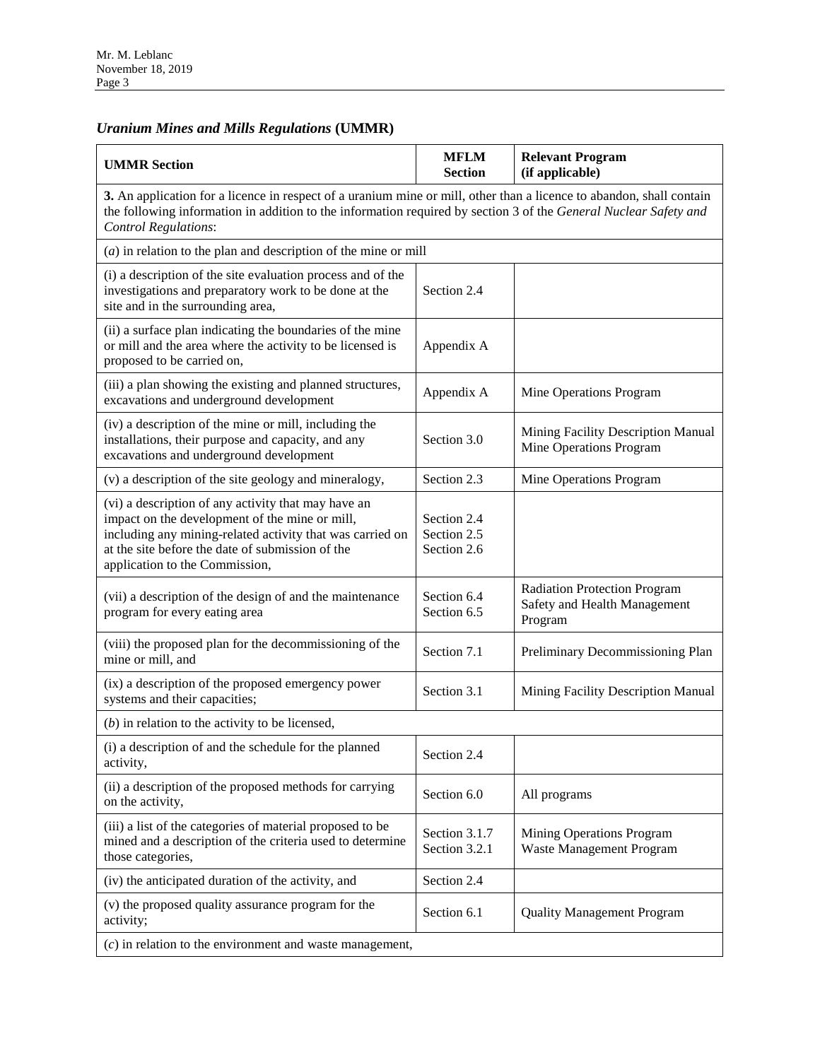## *Uranium Mines and Mills Regulations* (UMMR)

| UMMR Section | MFLM Section | Relevant Program (if applicable) |
|---|---|---|
| **3.** An application for a licence in respect of a uranium mine or mill, other than a licence to abandon, shall contain the following information in addition to the information required by section 3 of the *General Nuclear Safety and Control Regulations*: | | |
| (*a*) in relation to the plan and description of the mine or mill | | |
| (i) a description of the site evaluation process and of the investigations and preparatory work to be done at the site and in the surrounding area, | Section 2.4 | |
| (ii) a surface plan indicating the boundaries of the mine or mill and the area where the activity to be licensed is proposed to be carried on, | Appendix A | |
| (iii) a plan showing the existing and planned structures, excavations and underground development | Appendix A | Mine Operations Program |
| (iv) a description of the mine or mill, including the installations, their purpose and capacity, and any excavations and underground development | Section 3.0 | Mining Facility Description Manual<br>Mine Operations Program |
| (v) a description of the site geology and mineralogy, | Section 2.3 | Mine Operations Program |
| (vi) a description of any activity that may have an impact on the development of the mine or mill, including any mining-related activity that was carried on at the site before the date of submission of the application to the Commission, | Section 2.4<br>Section 2.5<br>Section 2.6 | |
| (vii) a description of the design of and the maintenance program for every eating area | Section 6.4<br>Section 6.5 | Radiation Protection Program<br>Safety and Health Management Program |
| (viii) the proposed plan for the decommissioning of the mine or mill, and | Section 7.1 | Preliminary Decommissioning Plan |
| (ix) a description of the proposed emergency power systems and their capacities; | Section 3.1 | Mining Facility Description Manual |
| (*b*) in relation to the activity to be licensed, | | |
| (i) a description of and the schedule for the planned activity, | Section 2.4 | |
| (ii) a description of the proposed methods for carrying on the activity, | Section 6.0 | All programs |
| (iii) a list of the categories of material proposed to be mined and a description of the criteria used to determine those categories, | Section 3.1.7<br>Section 3.2.1 | Mining Operations Program<br>Waste Management Program |
| (iv) the anticipated duration of the activity, and | Section 2.4 | |
| (v) the proposed quality assurance program for the activity; | Section 6.1 | Quality Management Program |
| (*c*) in relation to the environment and waste management, | | |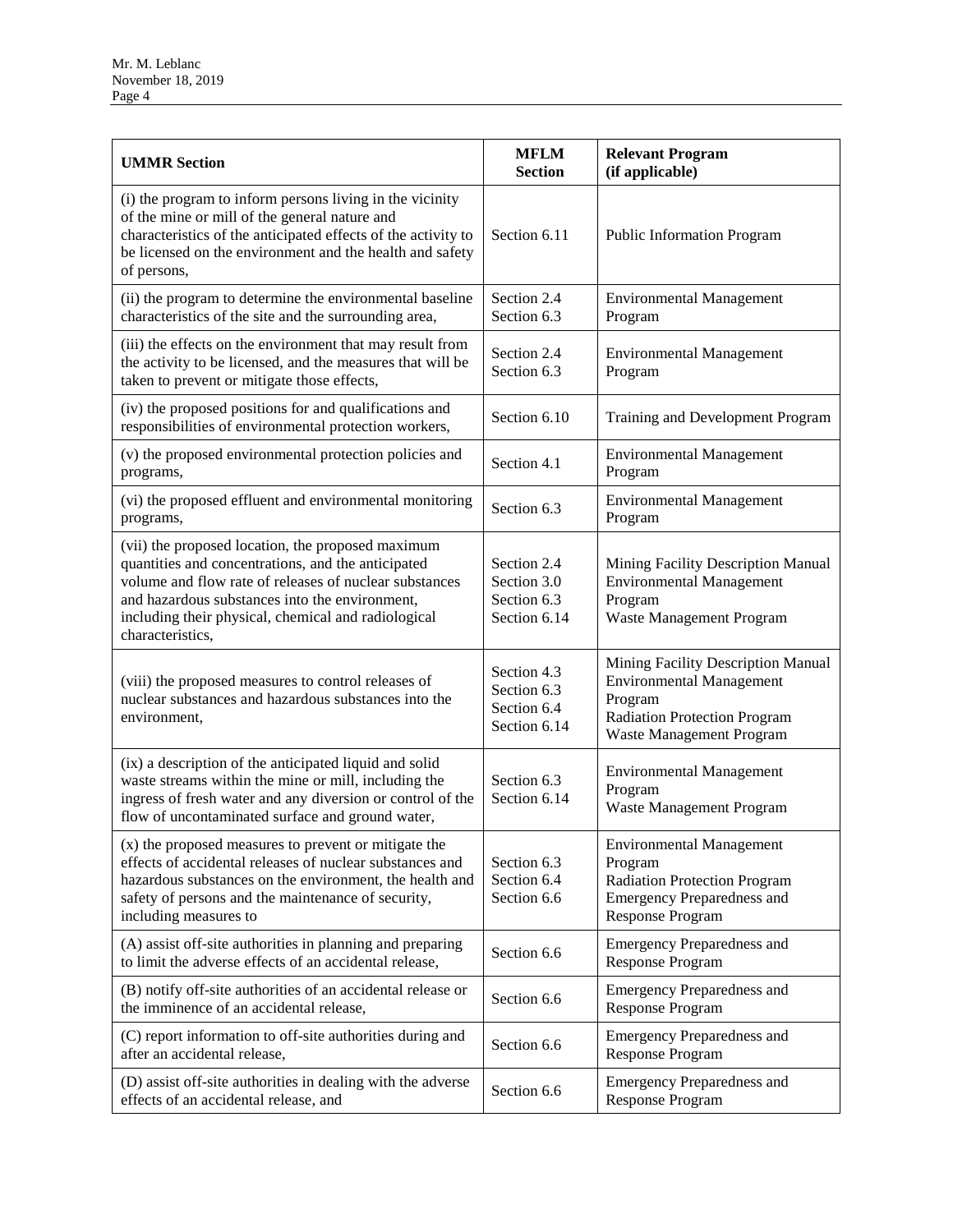| UMMR Section | MFLM Section | Relevant Program (if applicable) |
|---|---|---|
| (i) the program to inform persons living in the vicinity of the mine or mill of the general nature and characteristics of the anticipated effects of the activity to be licensed on the environment and the health and safety of persons, | Section 6.11 | Public Information Program |
| (ii) the program to determine the environmental baseline characteristics of the site and the surrounding area, | Section 2.4<br>Section 6.3 | Environmental Management Program |
| (iii) the effects on the environment that may result from the activity to be licensed, and the measures that will be taken to prevent or mitigate those effects, | Section 2.4<br>Section 6.3 | Environmental Management Program |
| (iv) the proposed positions for and qualifications and responsibilities of environmental protection workers, | Section 6.10 | Training and Development Program |
| (v) the proposed environmental protection policies and programs, | Section 4.1 | Environmental Management Program |
| (vi) the proposed effluent and environmental monitoring programs, | Section 6.3 | Environmental Management Program |
| (vii) the proposed location, the proposed maximum quantities and concentrations, and the anticipated volume and flow rate of releases of nuclear substances and hazardous substances into the environment, including their physical, chemical and radiological characteristics, | Section 2.4<br>Section 3.0<br>Section 6.3<br>Section 6.14 | Mining Facility Description Manual<br>Environmental Management Program<br>Waste Management Program |
| (viii) the proposed measures to control releases of nuclear substances and hazardous substances into the environment, | Section 4.3<br>Section 6.3<br>Section 6.4<br>Section 6.14 | Mining Facility Description Manual<br>Environmental Management Program<br>Radiation Protection Program<br>Waste Management Program |
| (ix) a description of the anticipated liquid and solid waste streams within the mine or mill, including the ingress of fresh water and any diversion or control of the flow of uncontaminated surface and ground water, | Section 6.3<br>Section 6.14 | Environmental Management Program<br>Waste Management Program |
| (x) the proposed measures to prevent or mitigate the effects of accidental releases of nuclear substances and hazardous substances on the environment, the health and safety of persons and the maintenance of security, including measures to | Section 6.3<br>Section 6.4<br>Section 6.6 | Environmental Management Program<br>Radiation Protection Program<br>Emergency Preparedness and Response Program |
| (A) assist off-site authorities in planning and preparing to limit the adverse effects of an accidental release, | Section 6.6 | Emergency Preparedness and Response Program |
| (B) notify off-site authorities of an accidental release or the imminence of an accidental release, | Section 6.6 | Emergency Preparedness and Response Program |
| (C) report information to off-site authorities during and after an accidental release, | Section 6.6 | Emergency Preparedness and Response Program |
| (D) assist off-site authorities in dealing with the adverse effects of an accidental release, and | Section 6.6 | Emergency Preparedness and Response Program |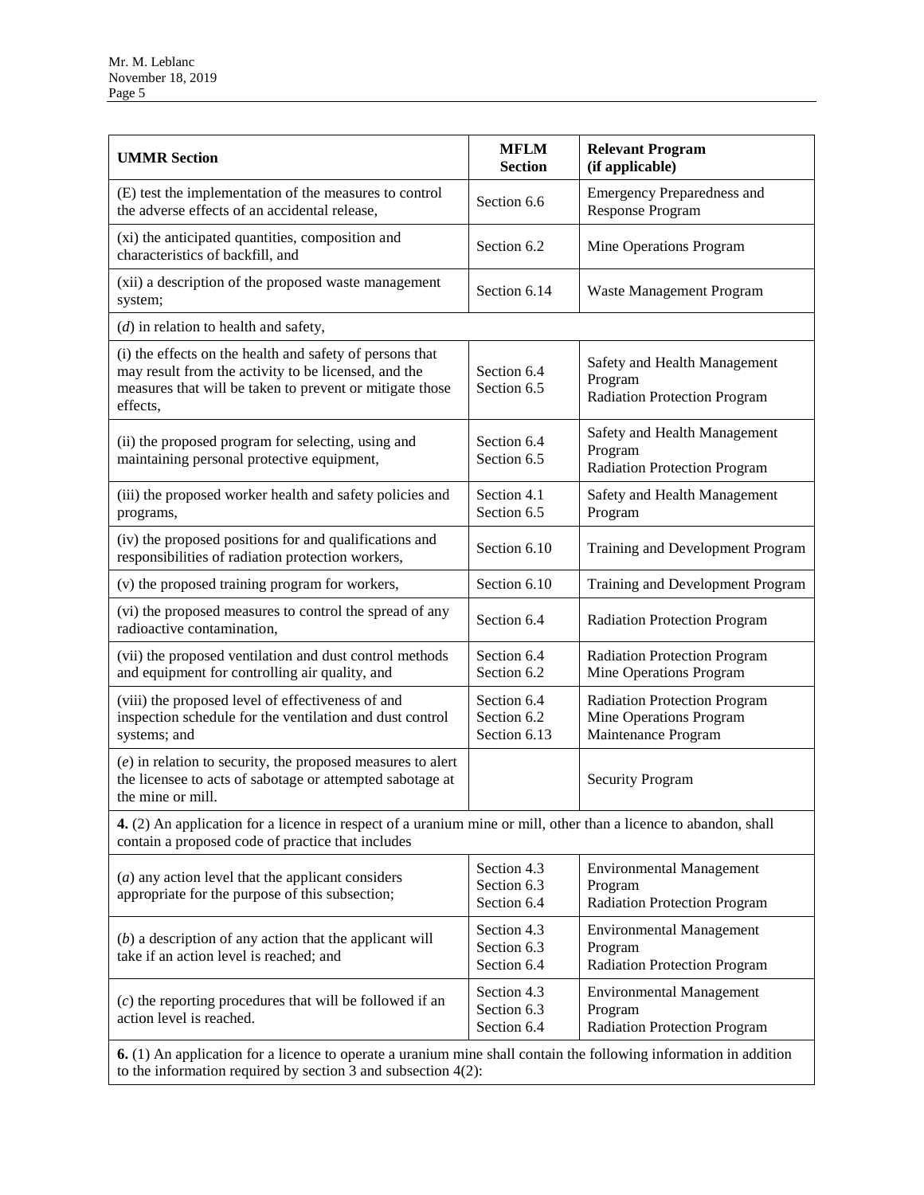| UMMR Section | MFLM Section | Relevant Program (if applicable) |
|---|---|---|
| (E) test the implementation of the measures to control the adverse effects of an accidental release, | Section 6.6 | Emergency Preparedness and Response Program |
| (xi) the anticipated quantities, composition and characteristics of backfill, and | Section 6.2 | Mine Operations Program |
| (xii) a description of the proposed waste management system; | Section 6.14 | Waste Management Program |
| (*d*) in relation to health and safety, | | |
| (i) the effects on the health and safety of persons that may result from the activity to be licensed, and the measures that will be taken to prevent or mitigate those effects, | Section 6.4<br>Section 6.5 | Safety and Health Management Program<br>Radiation Protection Program |
| (ii) the proposed program for selecting, using and maintaining personal protective equipment, | Section 6.4<br>Section 6.5 | Safety and Health Management Program<br>Radiation Protection Program |
| (iii) the proposed worker health and safety policies and programs, | Section 4.1<br>Section 6.5 | Safety and Health Management Program |
| (iv) the proposed positions for and qualifications and responsibilities of radiation protection workers, | Section 6.10 | Training and Development Program |
| (v) the proposed training program for workers, | Section 6.10 | Training and Development Program |
| (vi) the proposed measures to control the spread of any radioactive contamination, | Section 6.4 | Radiation Protection Program |
| (vii) the proposed ventilation and dust control methods and equipment for controlling air quality, and | Section 6.4<br>Section 6.2 | Radiation Protection Program<br>Mine Operations Program |
| (viii) the proposed level of effectiveness of and inspection schedule for the ventilation and dust control systems; and | Section 6.4<br>Section 6.2<br>Section 6.13 | Radiation Protection Program<br>Mine Operations Program<br>Maintenance Program |
| (*e*) in relation to security, the proposed measures to alert the licensee to acts of sabotage or attempted sabotage at the mine or mill. | | Security Program |
| **4.** (2) An application for a licence in respect of a uranium mine or mill, other than a licence to abandon, shall contain a proposed code of practice that includes | | |
| (*a*) any action level that the applicant considers appropriate for the purpose of this subsection; | Section 4.3<br>Section 6.3<br>Section 6.4 | Environmental Management Program<br>Radiation Protection Program |
| (*b*) a description of any action that the applicant will take if an action level is reached; and | Section 4.3<br>Section 6.3<br>Section 6.4 | Environmental Management Program<br>Radiation Protection Program |
| (*c*) the reporting procedures that will be followed if an action level is reached. | Section 4.3<br>Section 6.3<br>Section 6.4 | Environmental Management Program<br>Radiation Protection Program |
| **6.** (1) An application for a licence to operate a uranium mine shall contain the following information in addition to the information required by section 3 and subsection 4(2): | | |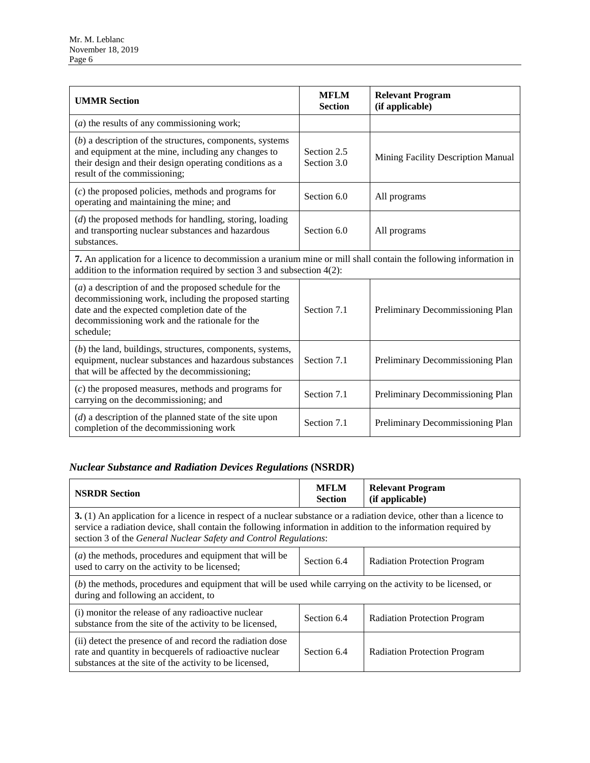| UMMR Section | MFLM Section | Relevant Program (if applicable) |
|---|---|---|
| (*a*) the results of any commissioning work; | | |
| (*b*) a description of the structures, components, systems and equipment at the mine, including any changes to their design and their design operating conditions as a result of the commissioning; | Section 2.5 Section 3.0 | Mining Facility Description Manual |
| (*c*) the proposed policies, methods and programs for operating and maintaining the mine; and | Section 6.0 | All programs |
| (*d*) the proposed methods for handling, storing, loading and transporting nuclear substances and hazardous substances. | Section 6.0 | All programs |
| **7.** An application for a licence to decommission a uranium mine or mill shall contain the following information in addition to the information required by section 3 and subsection 4(2): | | |
| (*a*) a description of and the proposed schedule for the decommissioning work, including the proposed starting date and the expected completion date of the decommissioning work and the rationale for the schedule; | Section 7.1 | Preliminary Decommissioning Plan |
| (*b*) the land, buildings, structures, components, systems, equipment, nuclear substances and hazardous substances that will be affected by the decommissioning; | Section 7.1 | Preliminary Decommissioning Plan |
| (*c*) the proposed measures, methods and programs for carrying on the decommissioning; and | Section 7.1 | Preliminary Decommissioning Plan |
| (*d*) a description of the planned state of the site upon completion of the decommissioning work | Section 7.1 | Preliminary Decommissioning Plan |

## *Nuclear Substance and Radiation Devices Regulations* (NSRDR)

| NSRDR Section | MFLM Section | Relevant Program (if applicable) |
|---|---|---|
| **3.** (1) An application for a licence in respect of a nuclear substance or a radiation device, other than a licence to service a radiation device, shall contain the following information in addition to the information required by section 3 of the *General Nuclear Safety and Control Regulations*: | | |
| (*a*) the methods, procedures and equipment that will be used to carry on the activity to be licensed; | Section 6.4 | Radiation Protection Program |
| (*b*) the methods, procedures and equipment that will be used while carrying on the activity to be licensed, or during and following an accident, to | | |
| (i) monitor the release of any radioactive nuclear substance from the site of the activity to be licensed, | Section 6.4 | Radiation Protection Program |
| (ii) detect the presence of and record the radiation dose rate and quantity in becquerels of radioactive nuclear substances at the site of the activity to be licensed, | Section 6.4 | Radiation Protection Program |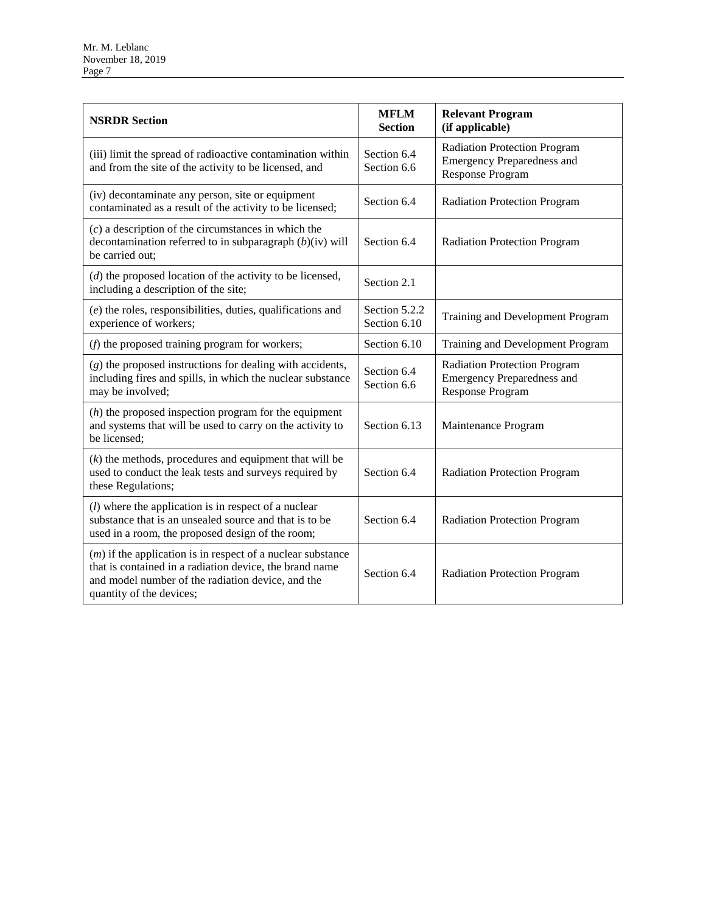| NSRDR Section | MFLM Section | Relevant Program (if applicable) |
|---|---|---|
| (iii) limit the spread of radioactive contamination within and from the site of the activity to be licensed, and | Section 6.4 Section 6.6 | Radiation Protection Program Emergency Preparedness and Response Program |
| (iv) decontaminate any person, site or equipment contaminated as a result of the activity to be licensed; | Section 6.4 | Radiation Protection Program |
| (*c*) a description of the circumstances in which the decontamination referred to in subparagraph (*b*)(iv) will be carried out; | Section 6.4 | Radiation Protection Program |
| (*d*) the proposed location of the activity to be licensed, including a description of the site; | Section 2.1 | |
| (*e*) the roles, responsibilities, duties, qualifications and experience of workers; | Section 5.2.2 Section 6.10 | Training and Development Program |
| (*f*) the proposed training program for workers; | Section 6.10 | Training and Development Program |
| (*g*) the proposed instructions for dealing with accidents, including fires and spills, in which the nuclear substance may be involved; | Section 6.4 Section 6.6 | Radiation Protection Program Emergency Preparedness and Response Program |
| (*h*) the proposed inspection program for the equipment and systems that will be used to carry on the activity to be licensed; | Section 6.13 | Maintenance Program |
| (*k*) the methods, procedures and equipment that will be used to conduct the leak tests and surveys required by these Regulations; | Section 6.4 | Radiation Protection Program |
| (*l*) where the application is in respect of a nuclear substance that is an unsealed source and that is to be used in a room, the proposed design of the room; | Section 6.4 | Radiation Protection Program |
| (*m*) if the application is in respect of a nuclear substance that is contained in a radiation device, the brand name and model number of the radiation device, and the quantity of the devices; | Section 6.4 | Radiation Protection Program |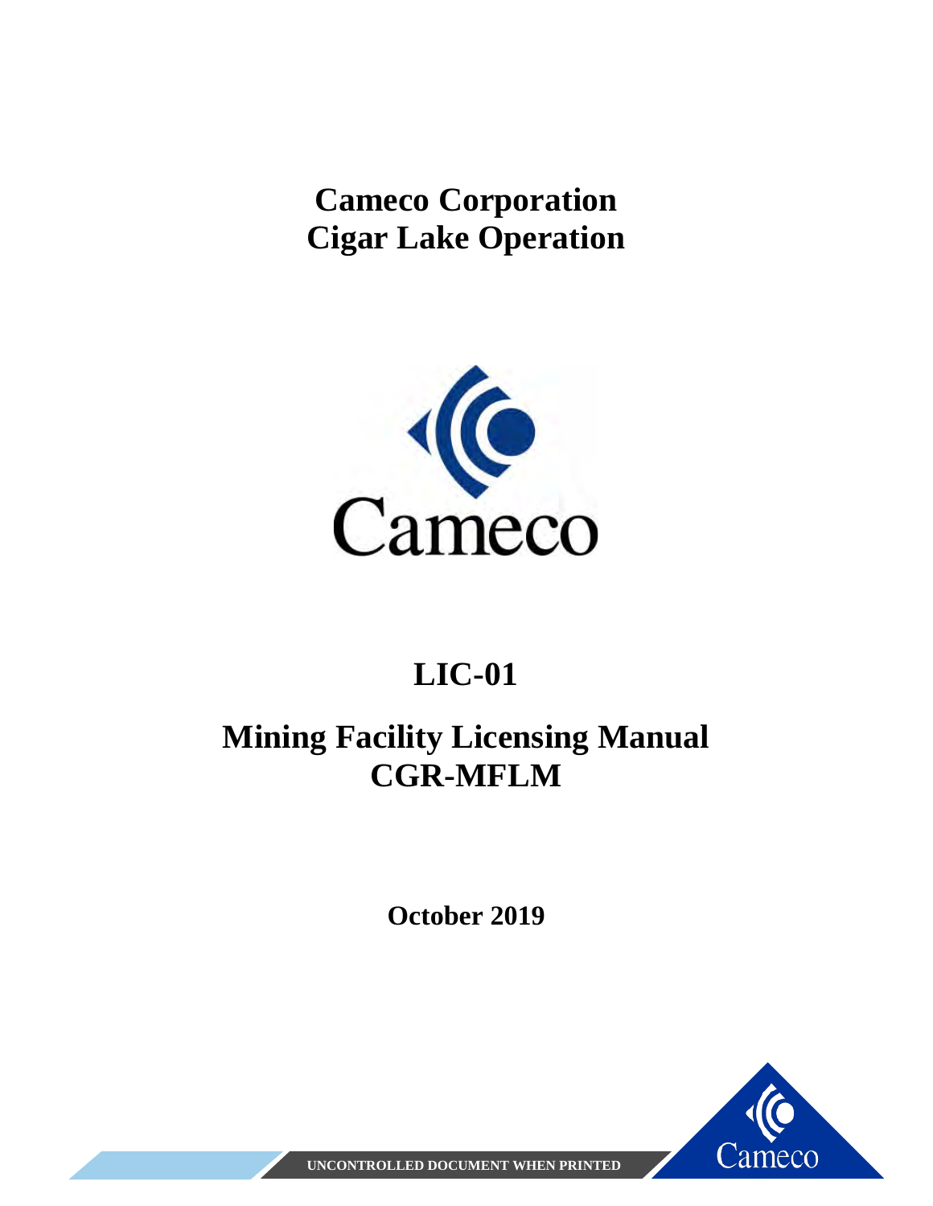# Cameco Corporation
# Cigar Lake Operation

# LIC-01

# Mining Facility Licensing Manual
# CGR-MFLM

**October 2019**

UNCONTROLLED DOCUMENT WHEN PRINTED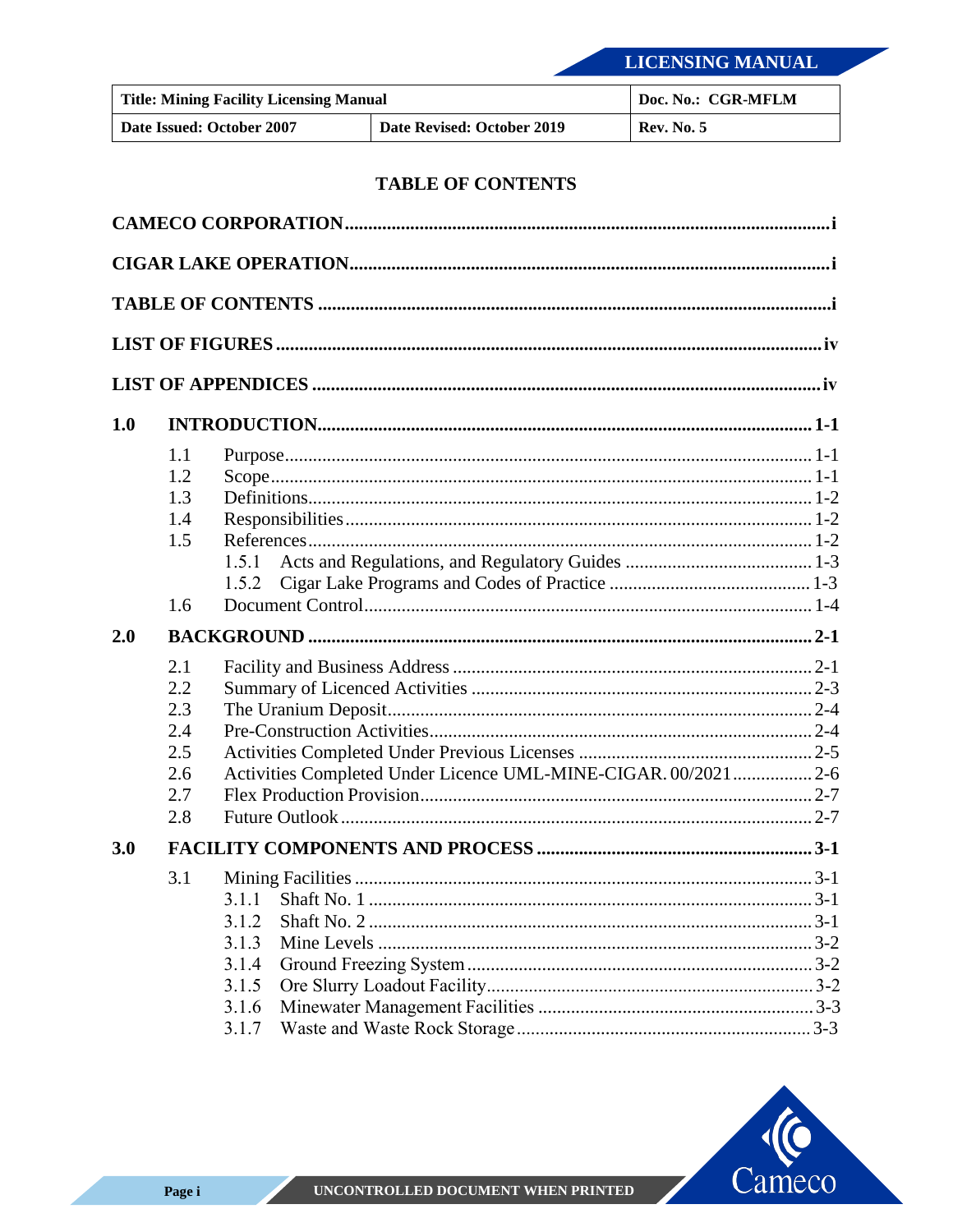| Title: Mining Facility Licensing Manual | | Doc. No.: CGR-MFLM |
|---|---|---|
| Date Issued: October 2007 | Date Revised: October 2019 | Rev. No. 5 |

# TABLE OF CONTENTS

**CAMECO CORPORATION** ........ i

**CIGAR LAKE OPERATION** ........ i

**TABLE OF CONTENTS** ........ i

**LIST OF FIGURES** ........ iv

**LIST OF APPENDICES** ........ iv

**1.0 INTRODUCTION** ........ 1-1

- 1.1 Purpose ........ 1-1
- 1.2 Scope ........ 1-1
- 1.3 Definitions ........ 1-2
- 1.4 Responsibilities ........ 1-2
- 1.5 References ........ 1-2
  - 1.5.1 Acts and Regulations, and Regulatory Guides ........ 1-3
  - 1.5.2 Cigar Lake Programs and Codes of Practice ........ 1-3
- 1.6 Document Control ........ 1-4

**2.0 BACKGROUND** ........ 2-1

- 2.1 Facility and Business Address ........ 2-1
- 2.2 Summary of Licenced Activities ........ 2-3
- 2.3 The Uranium Deposit ........ 2-4
- 2.4 Pre-Construction Activities ........ 2-4
- 2.5 Activities Completed Under Previous Licenses ........ 2-5
- 2.6 Activities Completed Under Licence UML-MINE-CIGAR. 00/2021 ........ 2-6
- 2.7 Flex Production Provision ........ 2-7
- 2.8 Future Outlook ........ 2-7

**3.0 FACILITY COMPONENTS AND PROCESS** ........ 3-1

- 3.1 Mining Facilities ........ 3-1
  - 3.1.1 Shaft No. 1 ........ 3-1
  - 3.1.2 Shaft No. 2 ........ 3-1
  - 3.1.3 Mine Levels ........ 3-2
  - 3.1.4 Ground Freezing System ........ 3-2
  - 3.1.5 Ore Slurry Loadout Facility ........ 3-2
  - 3.1.6 Minewater Management Facilities ........ 3-3
  - 3.1.7 Waste and Waste Rock Storage ........ 3-3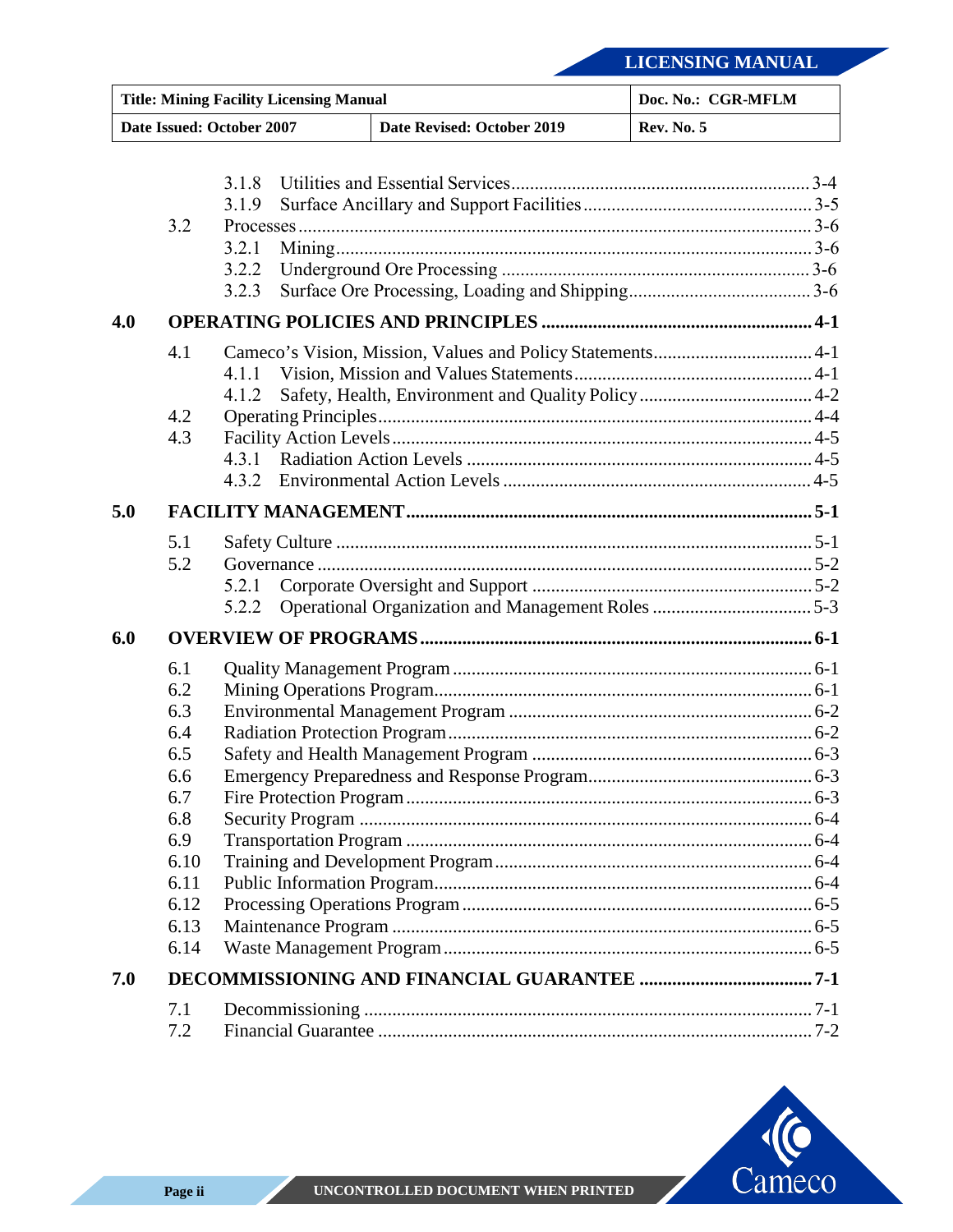| | | | |
|---|---|---|---|
| | | 3.1.8 Utilities and Essential Services | 3-4 |
| | | 3.1.9 Surface Ancillary and Support Facilities | 3-5 |
| | 3.2 | Processes | 3-6 |
| | | 3.2.1 Mining | 3-6 |
| | | 3.2.2 Underground Ore Processing | 3-6 |
| | | 3.2.3 Surface Ore Processing, Loading and Shipping | 3-6 |
| **4.0** | **OPERATING POLICIES AND PRINCIPLES** | | **4-1** |
| | 4.1 | Cameco's Vision, Mission, Values and Policy Statements | 4-1 |
| | | 4.1.1 Vision, Mission and Values Statements | 4-1 |
| | | 4.1.2 Safety, Health, Environment and Quality Policy | 4-2 |
| | 4.2 | Operating Principles | 4-4 |
| | 4.3 | Facility Action Levels | 4-5 |
| | | 4.3.1 Radiation Action Levels | 4-5 |
| | | 4.3.2 Environmental Action Levels | 4-5 |
| **5.0** | **FACILITY MANAGEMENT** | | **5-1** |
| | 5.1 | Safety Culture | 5-1 |
| | 5.2 | Governance | 5-2 |
| | | 5.2.1 Corporate Oversight and Support | 5-2 |
| | | 5.2.2 Operational Organization and Management Roles | 5-3 |
| **6.0** | **OVERVIEW OF PROGRAMS** | | **6-1** |
| | 6.1 | Quality Management Program | 6-1 |
| | 6.2 | Mining Operations Program | 6-1 |
| | 6.3 | Environmental Management Program | 6-2 |
| | 6.4 | Radiation Protection Program | 6-2 |
| | 6.5 | Safety and Health Management Program | 6-3 |
| | 6.6 | Emergency Preparedness and Response Program | 6-3 |
| | 6.7 | Fire Protection Program | 6-3 |
| | 6.8 | Security Program | 6-4 |
| | 6.9 | Transportation Program | 6-4 |
| | 6.10 | Training and Development Program | 6-4 |
| | 6.11 | Public Information Program | 6-4 |
| | 6.12 | Processing Operations Program | 6-5 |
| | 6.13 | Maintenance Program | 6-5 |
| | 6.14 | Waste Management Program | 6-5 |
| **7.0** | **DECOMMISSIONING AND FINANCIAL GUARANTEE** | | **7-1** |
| | 7.1 | Decommissioning | 7-1 |
| | 7.2 | Financial Guarantee | 7-2 |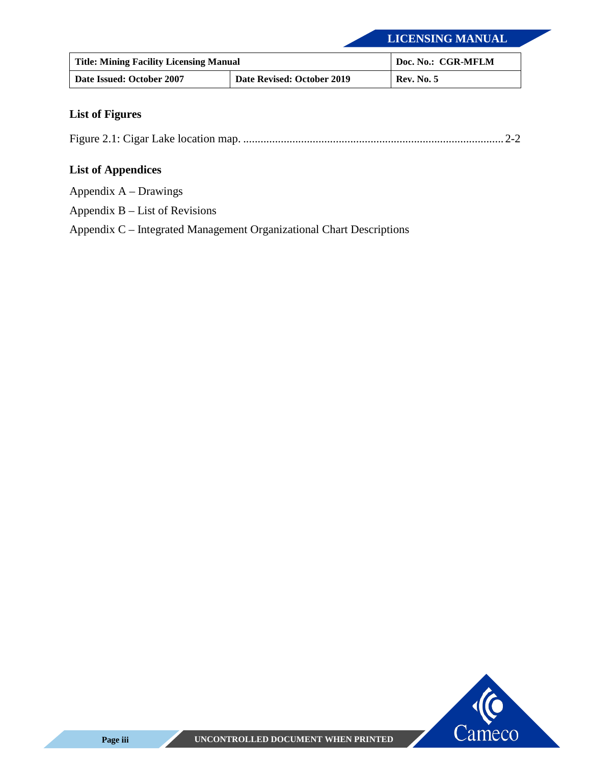## List of Figures

Figure 2.1: Cigar Lake location map. ........................................................................................... 2-2

## List of Appendices

Appendix A – Drawings

Appendix B – List of Revisions

Appendix C – Integrated Management Organizational Chart Descriptions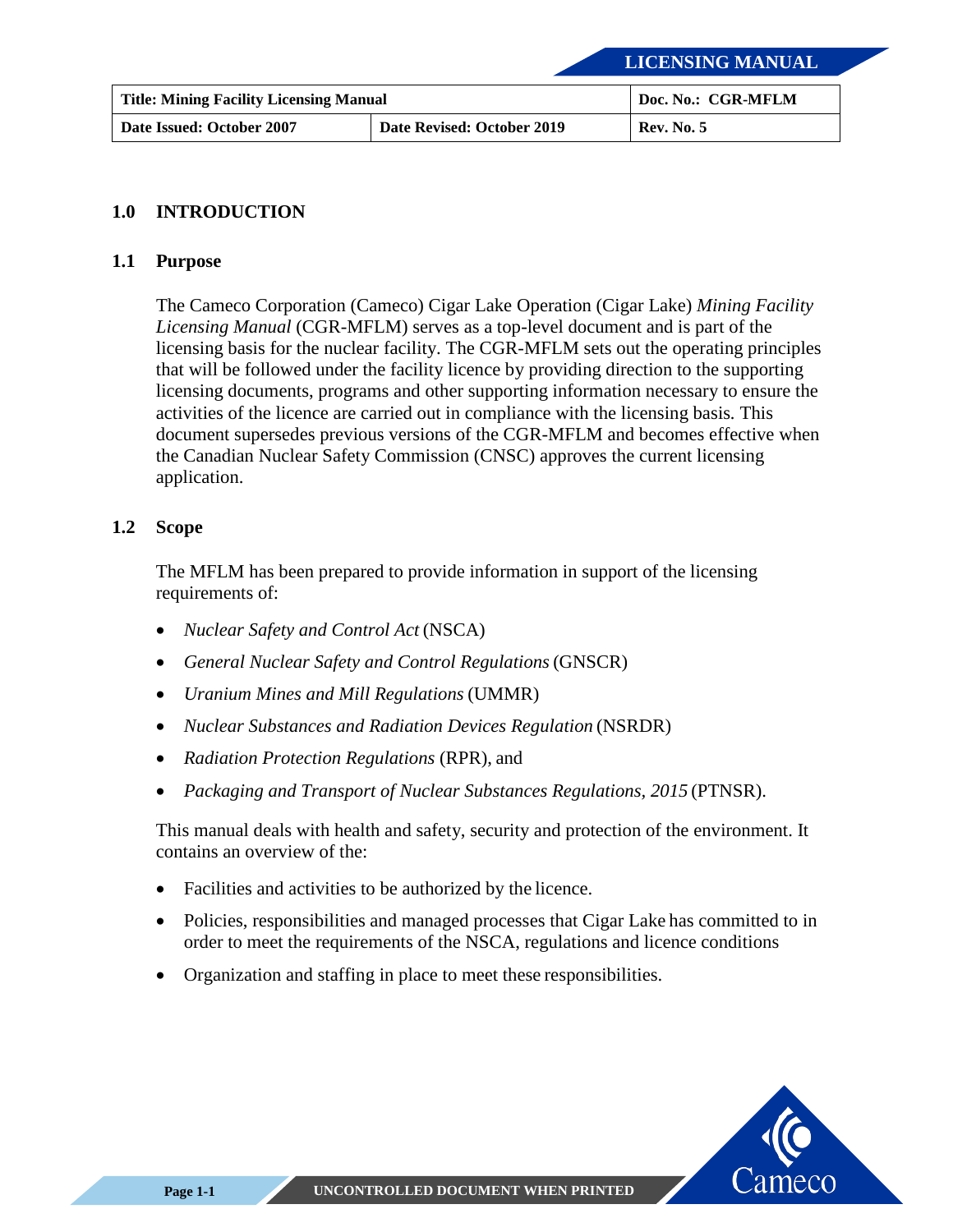## 1.0 INTRODUCTION

### 1.1 Purpose

The Cameco Corporation (Cameco) Cigar Lake Operation (Cigar Lake) *Mining Facility Licensing Manual* (CGR-MFLM) serves as a top-level document and is part of the licensing basis for the nuclear facility. The CGR-MFLM sets out the operating principles that will be followed under the facility licence by providing direction to the supporting licensing documents, programs and other supporting information necessary to ensure the activities of the licence are carried out in compliance with the licensing basis. This document supersedes previous versions of the CGR-MFLM and becomes effective when the Canadian Nuclear Safety Commission (CNSC) approves the current licensing application.

### 1.2 Scope

The MFLM has been prepared to provide information in support of the licensing requirements of:

- *Nuclear Safety and Control Act* (NSCA)
- *General Nuclear Safety and Control Regulations* (GNSCR)
- *Uranium Mines and Mill Regulations* (UMMR)
- *Nuclear Substances and Radiation Devices Regulation* (NSRDR)
- *Radiation Protection Regulations* (RPR), and
- *Packaging and Transport of Nuclear Substances Regulations, 2015* (PTNSR).

This manual deals with health and safety, security and protection of the environment. It contains an overview of the:

- Facilities and activities to be authorized by the licence.
- Policies, responsibilities and managed processes that Cigar Lake has committed to in order to meet the requirements of the NSCA, regulations and licence conditions
- Organization and staffing in place to meet these responsibilities.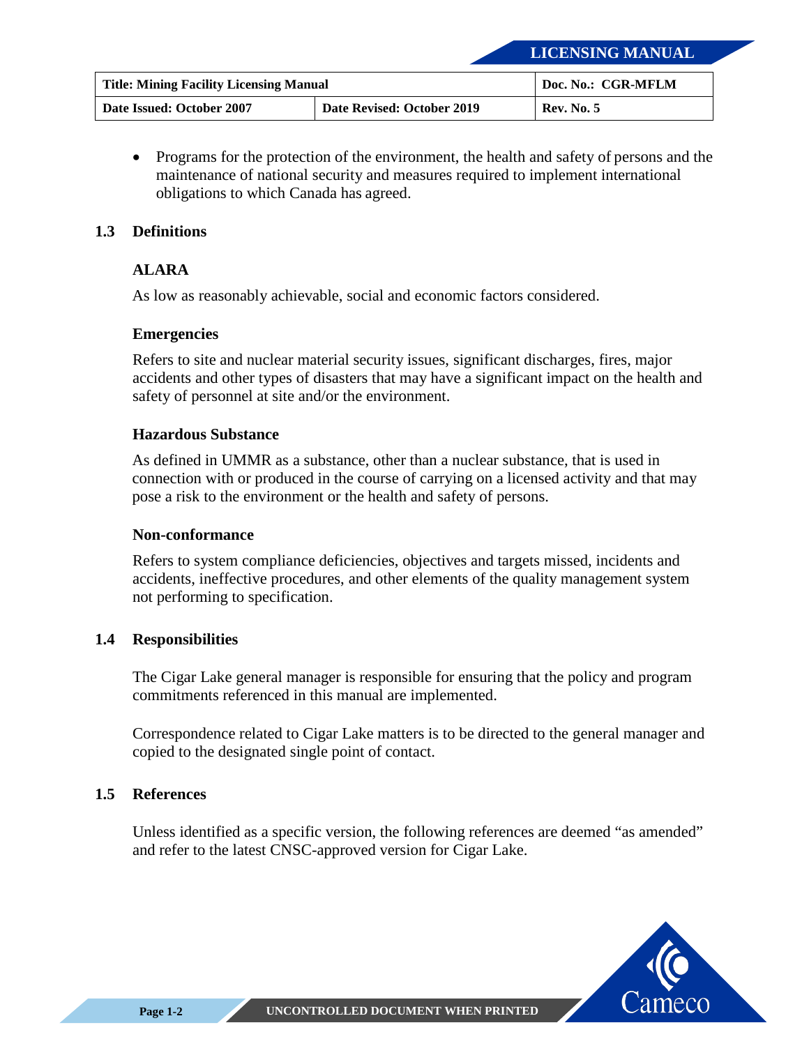- Programs for the protection of the environment, the health and safety of persons and the maintenance of national security and measures required to implement international obligations to which Canada has agreed.

## 1.3 Definitions

### ALARA

As low as reasonably achievable, social and economic factors considered.

### Emergencies

Refers to site and nuclear material security issues, significant discharges, fires, major accidents and other types of disasters that may have a significant impact on the health and safety of personnel at site and/or the environment.

### Hazardous Substance

As defined in UMMR as a substance, other than a nuclear substance, that is used in connection with or produced in the course of carrying on a licensed activity and that may pose a risk to the environment or the health and safety of persons.

### Non-conformance

Refers to system compliance deficiencies, objectives and targets missed, incidents and accidents, ineffective procedures, and other elements of the quality management system not performing to specification.

## 1.4 Responsibilities

The Cigar Lake general manager is responsible for ensuring that the policy and program commitments referenced in this manual are implemented.

Correspondence related to Cigar Lake matters is to be directed to the general manager and copied to the designated single point of contact.

## 1.5 References

Unless identified as a specific version, the following references are deemed "as amended" and refer to the latest CNSC-approved version for Cigar Lake.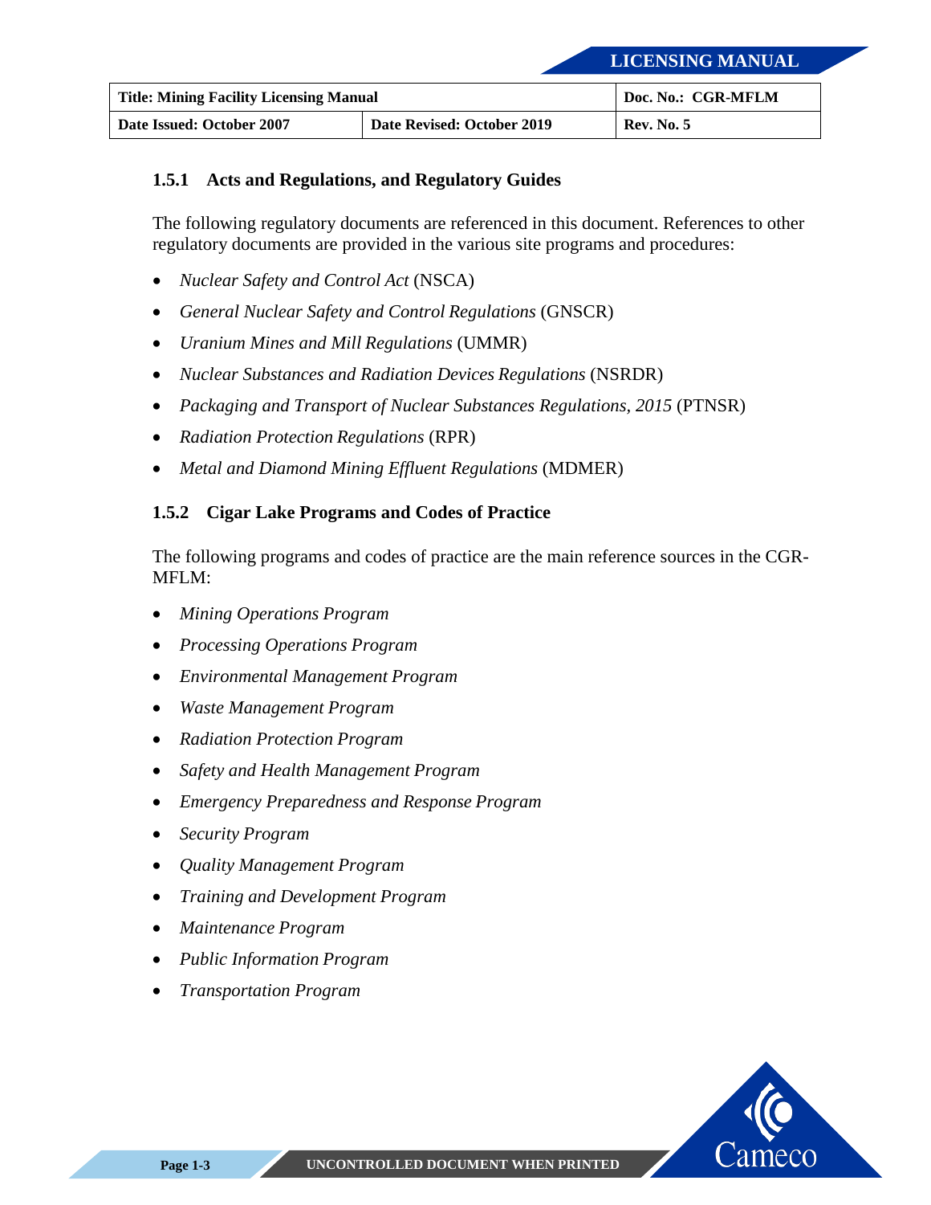### 1.5.1 Acts and Regulations, and Regulatory Guides

The following regulatory documents are referenced in this document. References to other regulatory documents are provided in the various site programs and procedures:

- *Nuclear Safety and Control Act* (NSCA)
- *General Nuclear Safety and Control Regulations* (GNSCR)
- *Uranium Mines and Mill Regulations* (UMMR)
- *Nuclear Substances and Radiation Devices Regulations* (NSRDR)
- *Packaging and Transport of Nuclear Substances Regulations, 2015* (PTNSR)
- *Radiation Protection Regulations* (RPR)
- *Metal and Diamond Mining Effluent Regulations* (MDMER)

### 1.5.2 Cigar Lake Programs and Codes of Practice

The following programs and codes of practice are the main reference sources in the CGR-MFLM:

- *Mining Operations Program*
- *Processing Operations Program*
- *Environmental Management Program*
- *Waste Management Program*
- *Radiation Protection Program*
- *Safety and Health Management Program*
- *Emergency Preparedness and Response Program*
- *Security Program*
- *Quality Management Program*
- *Training and Development Program*
- *Maintenance Program*
- *Public Information Program*
- *Transportation Program*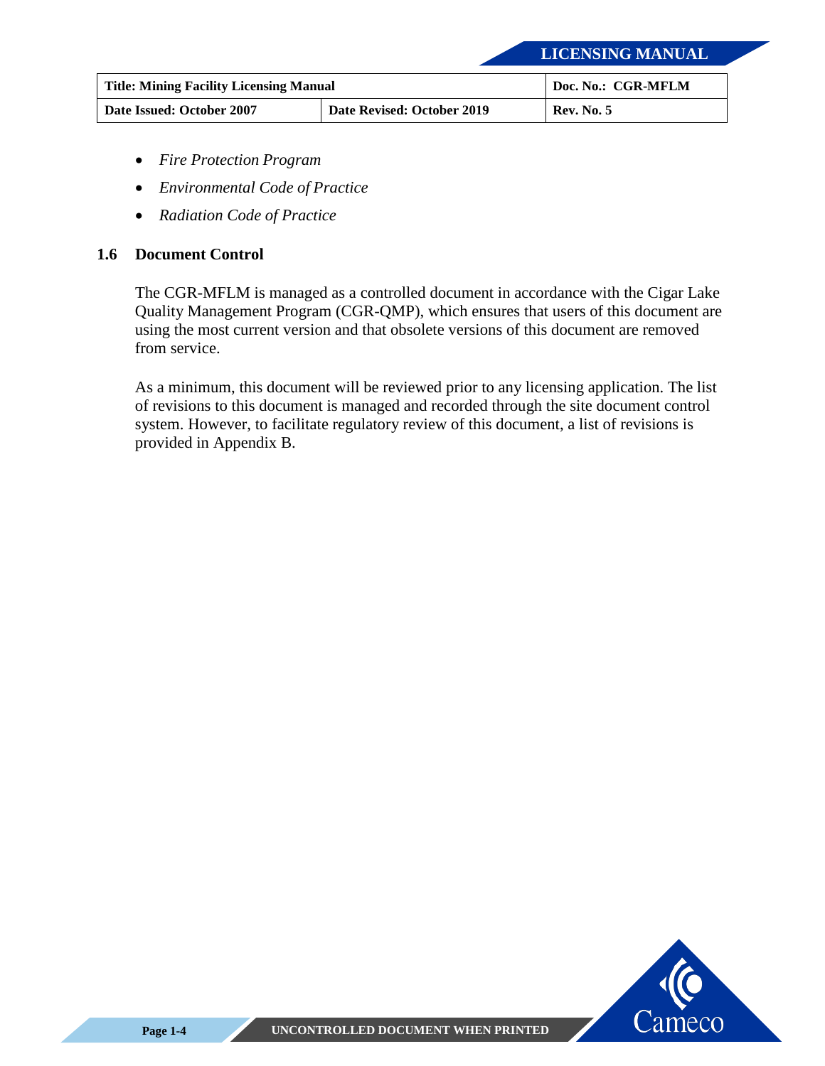- *Fire Protection Program*
- *Environmental Code of Practice*
- *Radiation Code of Practice*

## 1.6 Document Control

The CGR-MFLM is managed as a controlled document in accordance with the Cigar Lake Quality Management Program (CGR-QMP), which ensures that users of this document are using the most current version and that obsolete versions of this document are removed from service.

As a minimum, this document will be reviewed prior to any licensing application. The list of revisions to this document is managed and recorded through the site document control system. However, to facilitate regulatory review of this document, a list of revisions is provided in Appendix B.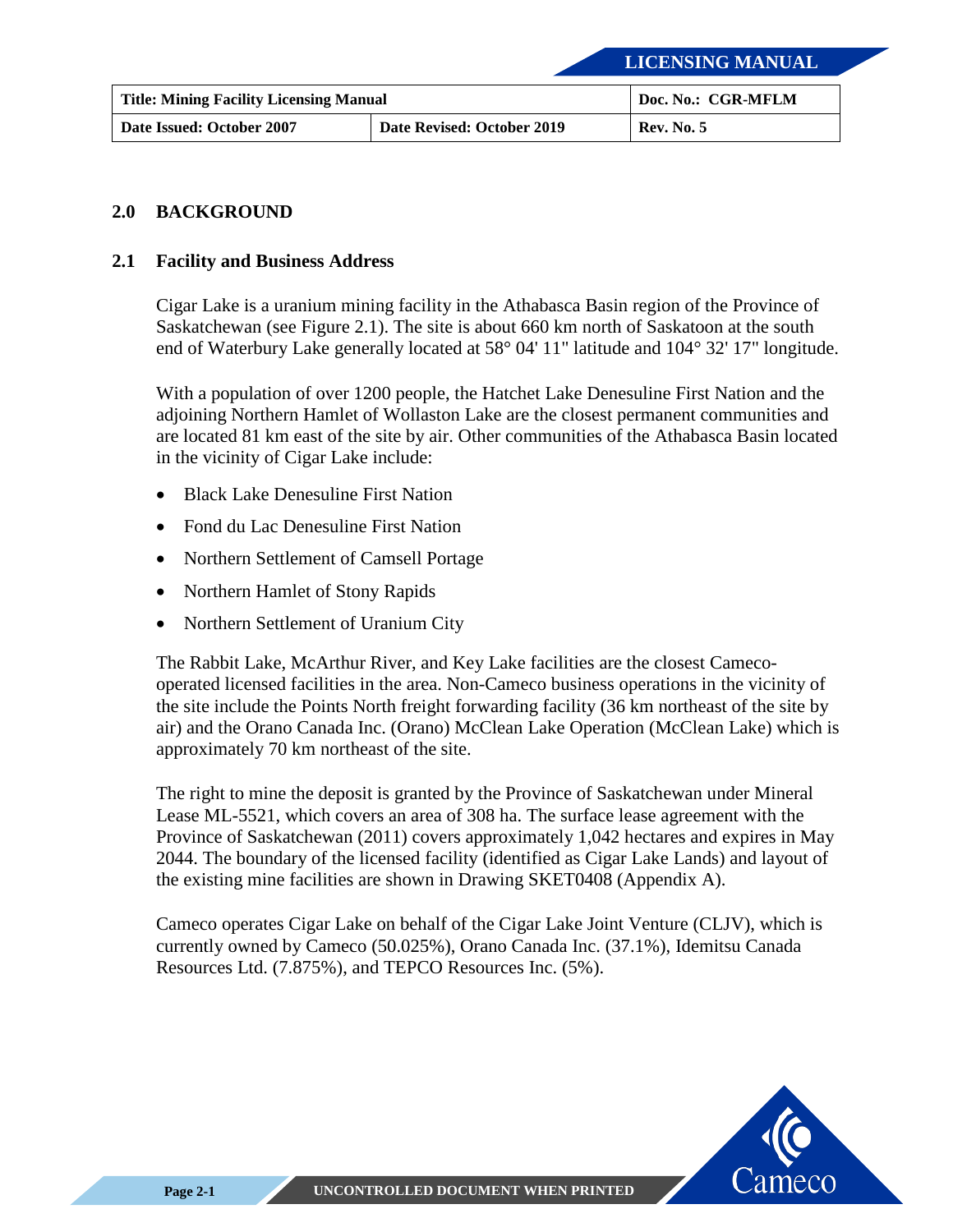## 2.0 BACKGROUND

### 2.1 Facility and Business Address

Cigar Lake is a uranium mining facility in the Athabasca Basin region of the Province of Saskatchewan (see Figure 2.1). The site is about 660 km north of Saskatoon at the south end of Waterbury Lake generally located at 58° 04' 11" latitude and 104° 32' 17" longitude.

With a population of over 1200 people, the Hatchet Lake Denesuline First Nation and the adjoining Northern Hamlet of Wollaston Lake are the closest permanent communities and are located 81 km east of the site by air. Other communities of the Athabasca Basin located in the vicinity of Cigar Lake include:

- Black Lake Denesuline First Nation
- Fond du Lac Denesuline First Nation
- Northern Settlement of Camsell Portage
- Northern Hamlet of Stony Rapids
- Northern Settlement of Uranium City

The Rabbit Lake, McArthur River, and Key Lake facilities are the closest Cameco-operated licensed facilities in the area. Non-Cameco business operations in the vicinity of the site include the Points North freight forwarding facility (36 km northeast of the site by air) and the Orano Canada Inc. (Orano) McClean Lake Operation (McClean Lake) which is approximately 70 km northeast of the site.

The right to mine the deposit is granted by the Province of Saskatchewan under Mineral Lease ML-5521, which covers an area of 308 ha. The surface lease agreement with the Province of Saskatchewan (2011) covers approximately 1,042 hectares and expires in May 2044. The boundary of the licensed facility (identified as Cigar Lake Lands) and layout of the existing mine facilities are shown in Drawing SKET0408 (Appendix A).

Cameco operates Cigar Lake on behalf of the Cigar Lake Joint Venture (CLJV), which is currently owned by Cameco (50.025%), Orano Canada Inc. (37.1%), Idemitsu Canada Resources Ltd. (7.875%), and TEPCO Resources Inc. (5%).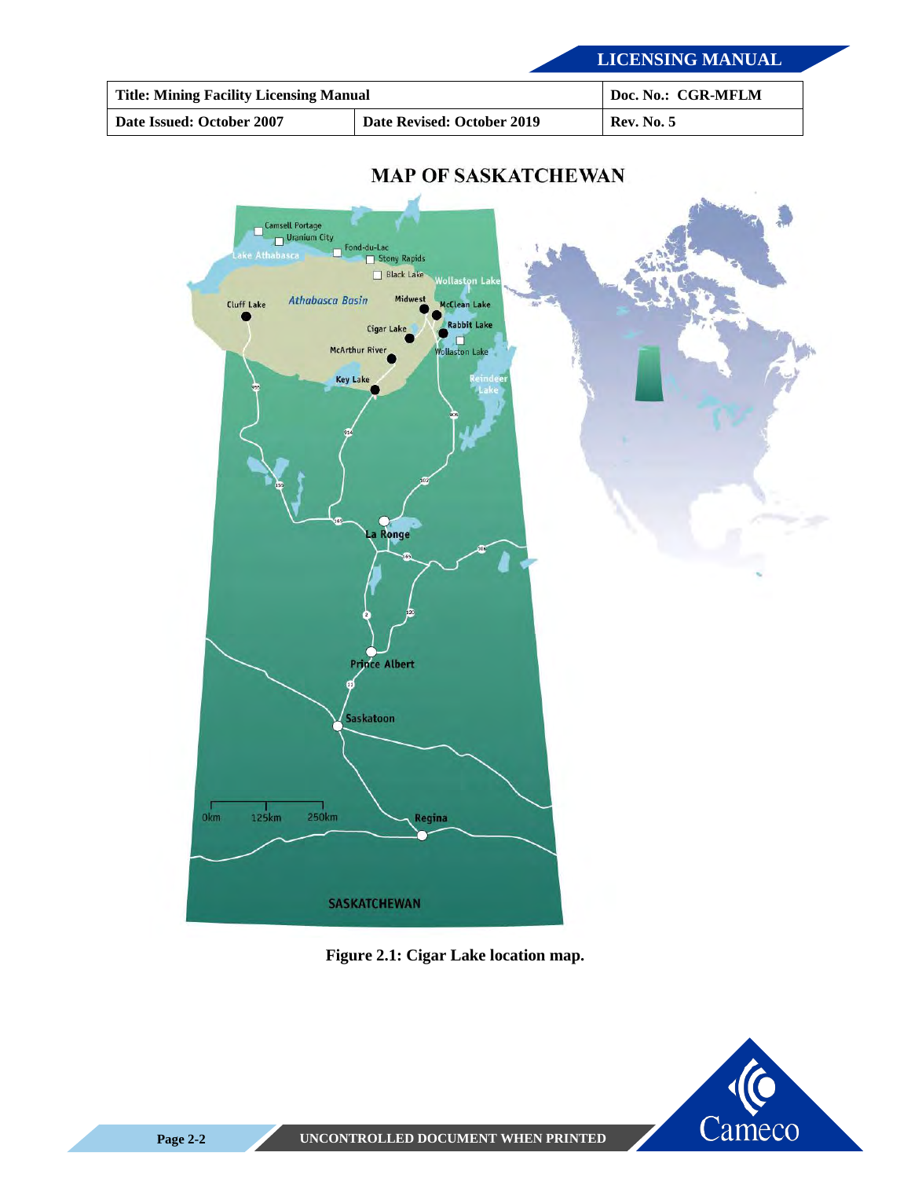## MAP OF SASKATCHEWAN

Camsell Portage

Uranium City

Fond-du-Lac

Lake Athabasca

Stony Rapids

Black Lake

Wollaston Lake

Cluff Lake

Athabasca Basin

Midwest

McClean Lake

Rabbit Lake

Cigar Lake

Wollaston Lake

McArthur River

Key Lake

Reindeer Lake

La Ronge

Prince Albert

Saskatoon

Regina

0km 125km 250km

SASKATCHEWAN

**Figure 2.1: Cigar Lake location map.**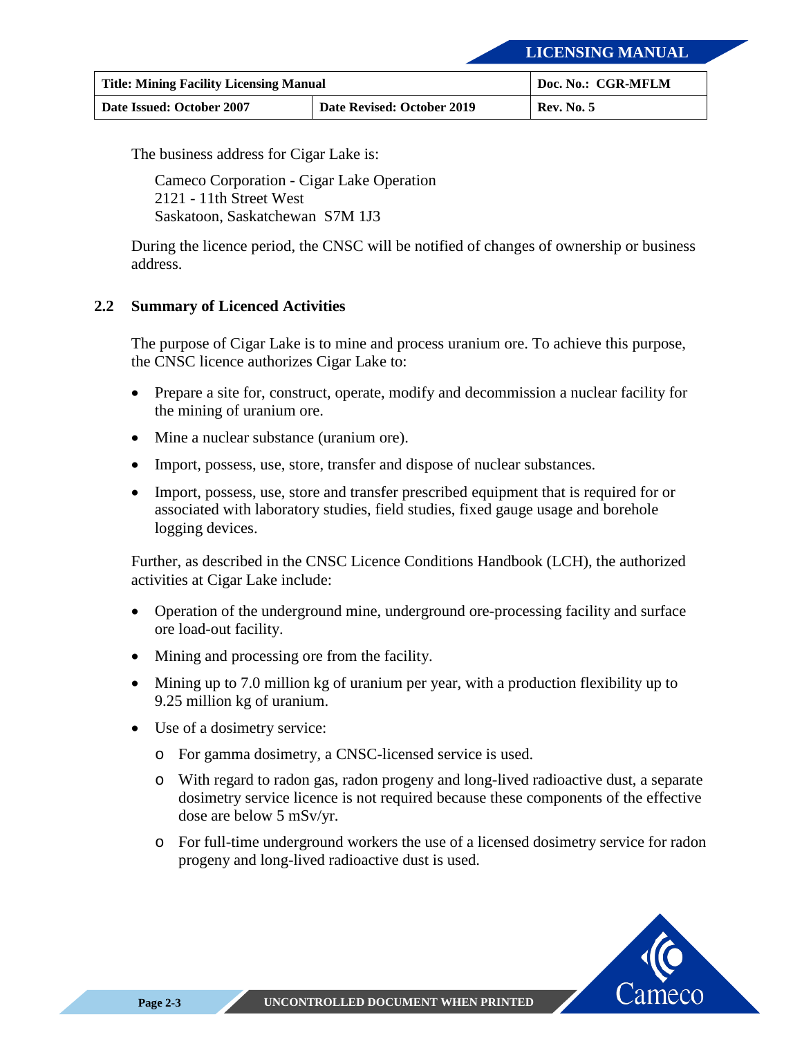The business address for Cigar Lake is:

Cameco Corporation - Cigar Lake Operation
2121 - 11th Street West
Saskatoon, Saskatchewan S7M 1J3

During the licence period, the CNSC will be notified of changes of ownership or business address.

## 2.2 Summary of Licenced Activities

The purpose of Cigar Lake is to mine and process uranium ore. To achieve this purpose, the CNSC licence authorizes Cigar Lake to:

- Prepare a site for, construct, operate, modify and decommission a nuclear facility for the mining of uranium ore.
- Mine a nuclear substance (uranium ore).
- Import, possess, use, store, transfer and dispose of nuclear substances.
- Import, possess, use, store and transfer prescribed equipment that is required for or associated with laboratory studies, field studies, fixed gauge usage and borehole logging devices.

Further, as described in the CNSC Licence Conditions Handbook (LCH), the authorized activities at Cigar Lake include:

- Operation of the underground mine, underground ore-processing facility and surface ore load-out facility.
- Mining and processing ore from the facility.
- Mining up to 7.0 million kg of uranium per year, with a production flexibility up to 9.25 million kg of uranium.
- Use of a dosimetry service:
  - For gamma dosimetry, a CNSC-licensed service is used.
  - With regard to radon gas, radon progeny and long-lived radioactive dust, a separate dosimetry service licence is not required because these components of the effective dose are below 5 mSv/yr.
  - For full-time underground workers the use of a licensed dosimetry service for radon progeny and long-lived radioactive dust is used.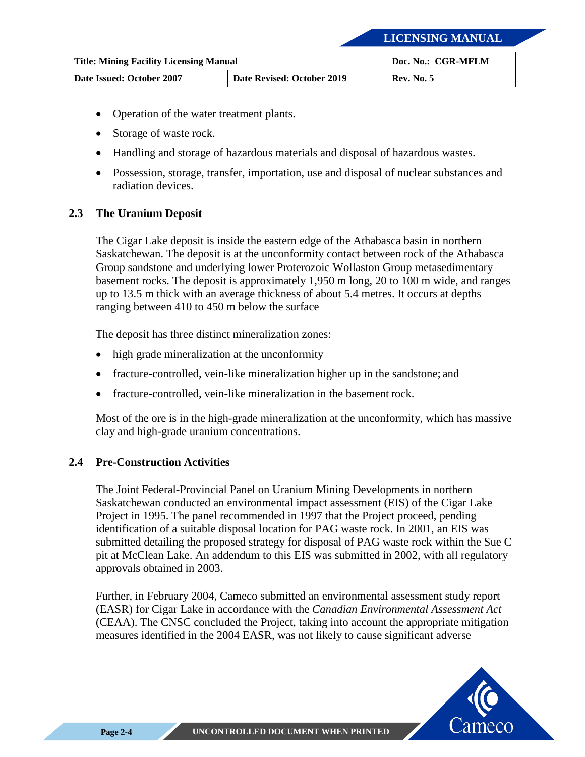- Operation of the water treatment plants.
- Storage of waste rock.
- Handling and storage of hazardous materials and disposal of hazardous wastes.
- Possession, storage, transfer, importation, use and disposal of nuclear substances and radiation devices.

## 2.3 The Uranium Deposit

The Cigar Lake deposit is inside the eastern edge of the Athabasca basin in northern Saskatchewan. The deposit is at the unconformity contact between rock of the Athabasca Group sandstone and underlying lower Proterozoic Wollaston Group metasedimentary basement rocks. The deposit is approximately 1,950 m long, 20 to 100 m wide, and ranges up to 13.5 m thick with an average thickness of about 5.4 metres. It occurs at depths ranging between 410 to 450 m below the surface

The deposit has three distinct mineralization zones:

- high grade mineralization at the unconformity
- fracture-controlled, vein-like mineralization higher up in the sandstone; and
- fracture-controlled, vein-like mineralization in the basement rock.

Most of the ore is in the high-grade mineralization at the unconformity, which has massive clay and high-grade uranium concentrations.

## 2.4 Pre-Construction Activities

The Joint Federal-Provincial Panel on Uranium Mining Developments in northern Saskatchewan conducted an environmental impact assessment (EIS) of the Cigar Lake Project in 1995. The panel recommended in 1997 that the Project proceed, pending identification of a suitable disposal location for PAG waste rock. In 2001, an EIS was submitted detailing the proposed strategy for disposal of PAG waste rock within the Sue C pit at McClean Lake. An addendum to this EIS was submitted in 2002, with all regulatory approvals obtained in 2003.

Further, in February 2004, Cameco submitted an environmental assessment study report (EASR) for Cigar Lake in accordance with the *Canadian Environmental Assessment Act* (CEAA). The CNSC concluded the Project, taking into account the appropriate mitigation measures identified in the 2004 EASR, was not likely to cause significant adverse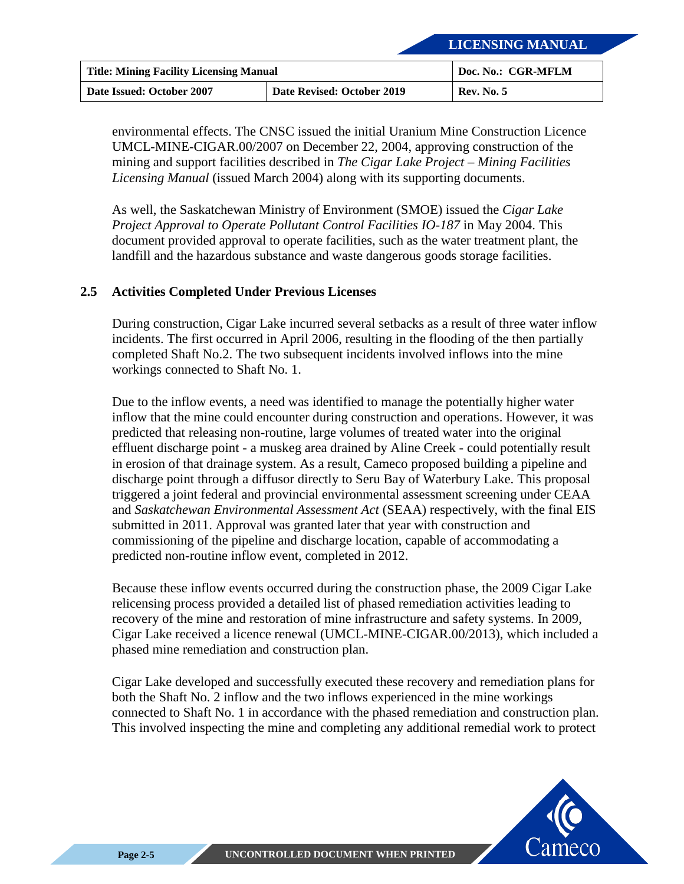environmental effects. The CNSC issued the initial Uranium Mine Construction Licence UMCL-MINE-CIGAR.00/2007 on December 22, 2004, approving construction of the mining and support facilities described in *The Cigar Lake Project – Mining Facilities Licensing Manual* (issued March 2004) along with its supporting documents.

As well, the Saskatchewan Ministry of Environment (SMOE) issued the *Cigar Lake Project Approval to Operate Pollutant Control Facilities IO-187* in May 2004. This document provided approval to operate facilities, such as the water treatment plant, the landfill and the hazardous substance and waste dangerous goods storage facilities.

### 2.5 Activities Completed Under Previous Licenses

During construction, Cigar Lake incurred several setbacks as a result of three water inflow incidents. The first occurred in April 2006, resulting in the flooding of the then partially completed Shaft No.2. The two subsequent incidents involved inflows into the mine workings connected to Shaft No. 1.

Due to the inflow events, a need was identified to manage the potentially higher water inflow that the mine could encounter during construction and operations. However, it was predicted that releasing non-routine, large volumes of treated water into the original effluent discharge point - a muskeg area drained by Aline Creek - could potentially result in erosion of that drainage system. As a result, Cameco proposed building a pipeline and discharge point through a diffusor directly to Seru Bay of Waterbury Lake. This proposal triggered a joint federal and provincial environmental assessment screening under CEAA and *Saskatchewan Environmental Assessment Act* (SEAA) respectively, with the final EIS submitted in 2011. Approval was granted later that year with construction and commissioning of the pipeline and discharge location, capable of accommodating a predicted non-routine inflow event, completed in 2012.

Because these inflow events occurred during the construction phase, the 2009 Cigar Lake relicensing process provided a detailed list of phased remediation activities leading to recovery of the mine and restoration of mine infrastructure and safety systems. In 2009, Cigar Lake received a licence renewal (UMCL-MINE-CIGAR.00/2013), which included a phased mine remediation and construction plan.

Cigar Lake developed and successfully executed these recovery and remediation plans for both the Shaft No. 2 inflow and the two inflows experienced in the mine workings connected to Shaft No. 1 in accordance with the phased remediation and construction plan. This involved inspecting the mine and completing any additional remedial work to protect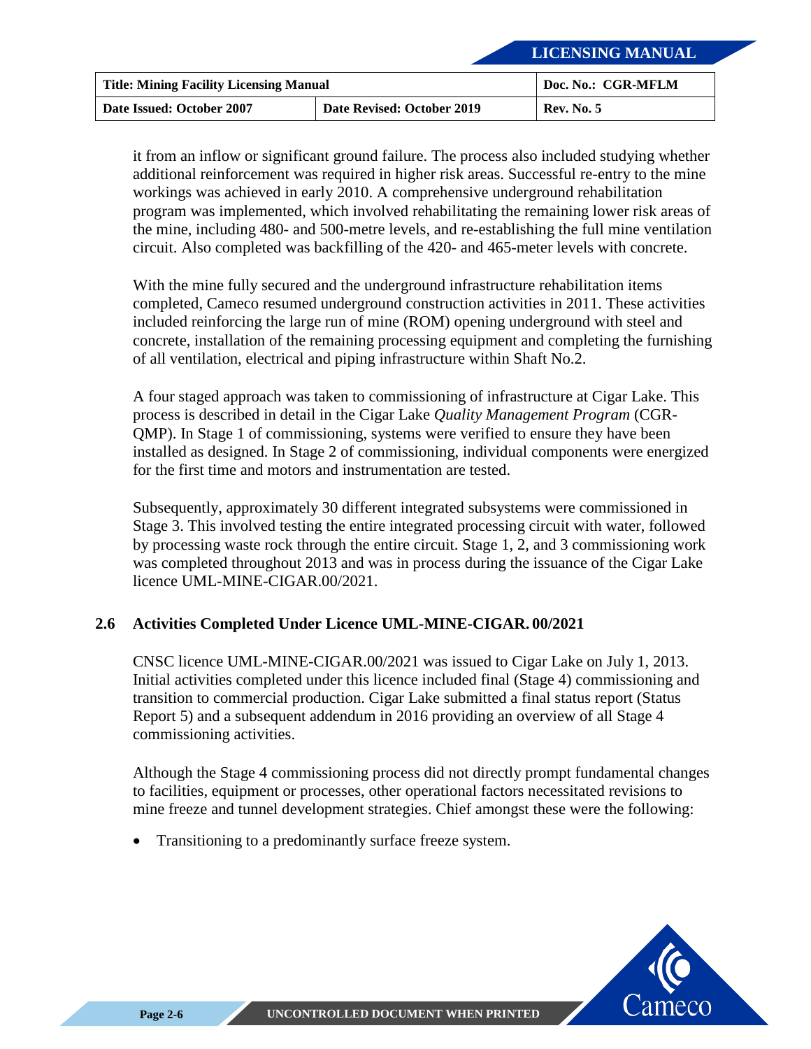it from an inflow or significant ground failure. The process also included studying whether additional reinforcement was required in higher risk areas. Successful re-entry to the mine workings was achieved in early 2010. A comprehensive underground rehabilitation program was implemented, which involved rehabilitating the remaining lower risk areas of the mine, including 480- and 500-metre levels, and re-establishing the full mine ventilation circuit. Also completed was backfilling of the 420- and 465-meter levels with concrete.

With the mine fully secured and the underground infrastructure rehabilitation items completed, Cameco resumed underground construction activities in 2011. These activities included reinforcing the large run of mine (ROM) opening underground with steel and concrete, installation of the remaining processing equipment and completing the furnishing of all ventilation, electrical and piping infrastructure within Shaft No.2.

A four staged approach was taken to commissioning of infrastructure at Cigar Lake. This process is described in detail in the Cigar Lake *Quality Management Program* (CGR-QMP). In Stage 1 of commissioning, systems were verified to ensure they have been installed as designed. In Stage 2 of commissioning, individual components were energized for the first time and motors and instrumentation are tested.

Subsequently, approximately 30 different integrated subsystems were commissioned in Stage 3. This involved testing the entire integrated processing circuit with water, followed by processing waste rock through the entire circuit. Stage 1, 2, and 3 commissioning work was completed throughout 2013 and was in process during the issuance of the Cigar Lake licence UML-MINE-CIGAR.00/2021.

## 2.6 Activities Completed Under Licence UML-MINE-CIGAR. 00/2021

CNSC licence UML-MINE-CIGAR.00/2021 was issued to Cigar Lake on July 1, 2013. Initial activities completed under this licence included final (Stage 4) commissioning and transition to commercial production. Cigar Lake submitted a final status report (Status Report 5) and a subsequent addendum in 2016 providing an overview of all Stage 4 commissioning activities.

Although the Stage 4 commissioning process did not directly prompt fundamental changes to facilities, equipment or processes, other operational factors necessitated revisions to mine freeze and tunnel development strategies. Chief amongst these were the following:

- Transitioning to a predominantly surface freeze system.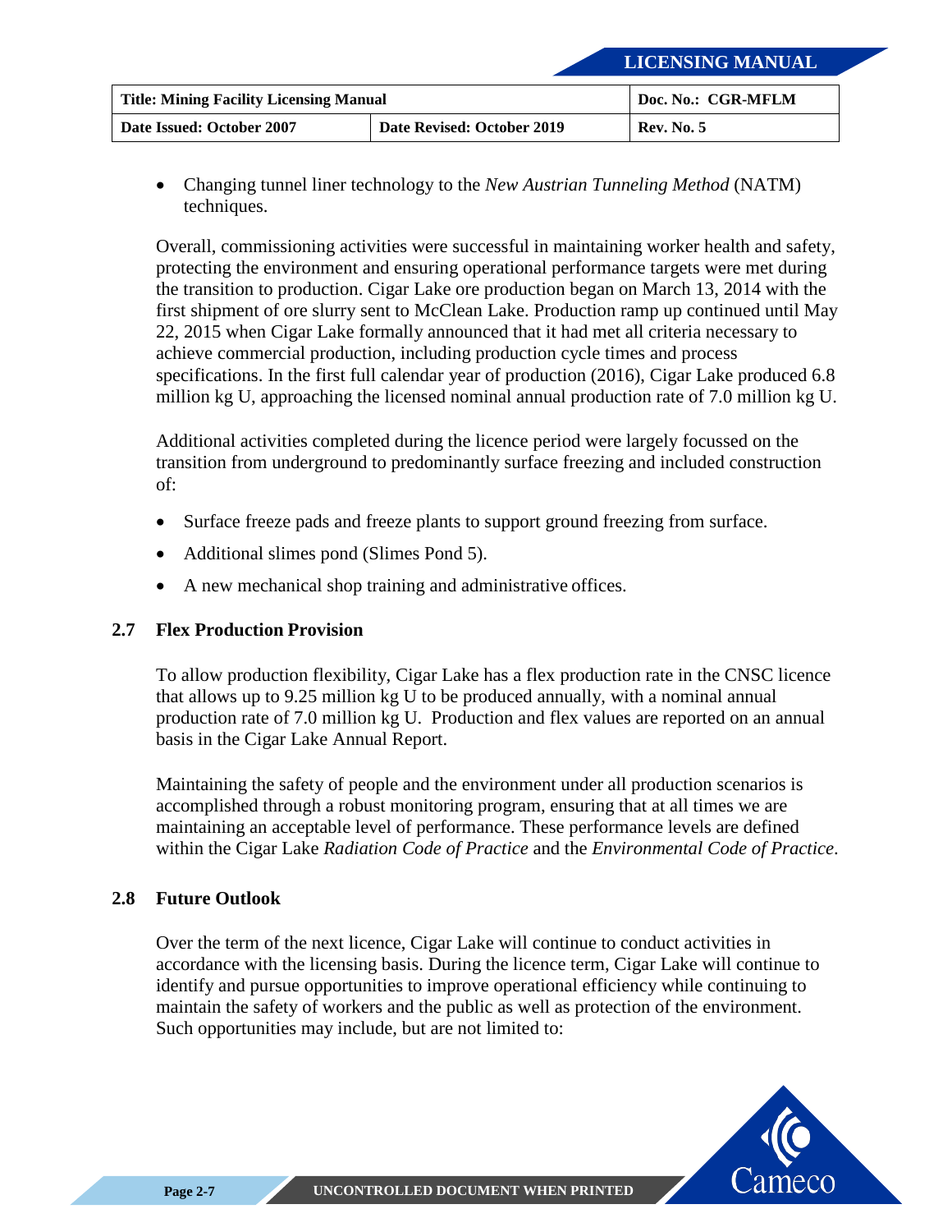- Changing tunnel liner technology to the *New Austrian Tunneling Method* (NATM) techniques.

Overall, commissioning activities were successful in maintaining worker health and safety, protecting the environment and ensuring operational performance targets were met during the transition to production. Cigar Lake ore production began on March 13, 2014 with the first shipment of ore slurry sent to McClean Lake. Production ramp up continued until May 22, 2015 when Cigar Lake formally announced that it had met all criteria necessary to achieve commercial production, including production cycle times and process specifications. In the first full calendar year of production (2016), Cigar Lake produced 6.8 million kg U, approaching the licensed nominal annual production rate of 7.0 million kg U.

Additional activities completed during the licence period were largely focussed on the transition from underground to predominantly surface freezing and included construction of:

- Surface freeze pads and freeze plants to support ground freezing from surface.
- Additional slimes pond (Slimes Pond 5).
- A new mechanical shop training and administrative offices.

## 2.7 Flex Production Provision

To allow production flexibility, Cigar Lake has a flex production rate in the CNSC licence that allows up to 9.25 million kg U to be produced annually, with a nominal annual production rate of 7.0 million kg U. Production and flex values are reported on an annual basis in the Cigar Lake Annual Report.

Maintaining the safety of people and the environment under all production scenarios is accomplished through a robust monitoring program, ensuring that at all times we are maintaining an acceptable level of performance. These performance levels are defined within the Cigar Lake *Radiation Code of Practice* and the *Environmental Code of Practice*.

## 2.8 Future Outlook

Over the term of the next licence, Cigar Lake will continue to conduct activities in accordance with the licensing basis. During the licence term, Cigar Lake will continue to identify and pursue opportunities to improve operational efficiency while continuing to maintain the safety of workers and the public as well as protection of the environment. Such opportunities may include, but are not limited to: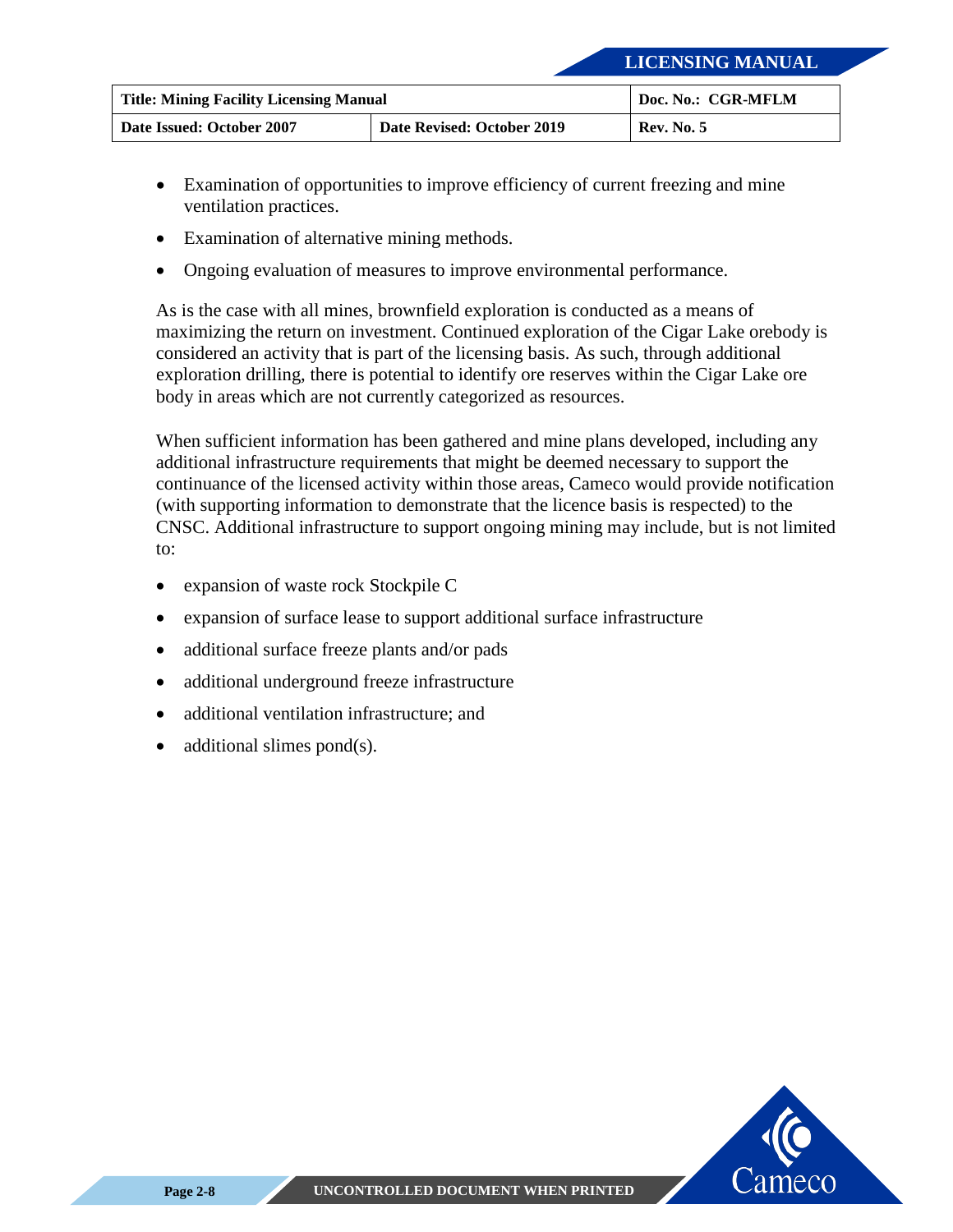- Examination of opportunities to improve efficiency of current freezing and mine ventilation practices.
- Examination of alternative mining methods.
- Ongoing evaluation of measures to improve environmental performance.

As is the case with all mines, brownfield exploration is conducted as a means of maximizing the return on investment. Continued exploration of the Cigar Lake orebody is considered an activity that is part of the licensing basis. As such, through additional exploration drilling, there is potential to identify ore reserves within the Cigar Lake ore body in areas which are not currently categorized as resources.

When sufficient information has been gathered and mine plans developed, including any additional infrastructure requirements that might be deemed necessary to support the continuance of the licensed activity within those areas, Cameco would provide notification (with supporting information to demonstrate that the licence basis is respected) to the CNSC. Additional infrastructure to support ongoing mining may include, but is not limited to:

- expansion of waste rock Stockpile C
- expansion of surface lease to support additional surface infrastructure
- additional surface freeze plants and/or pads
- additional underground freeze infrastructure
- additional ventilation infrastructure; and
- additional slimes pond(s).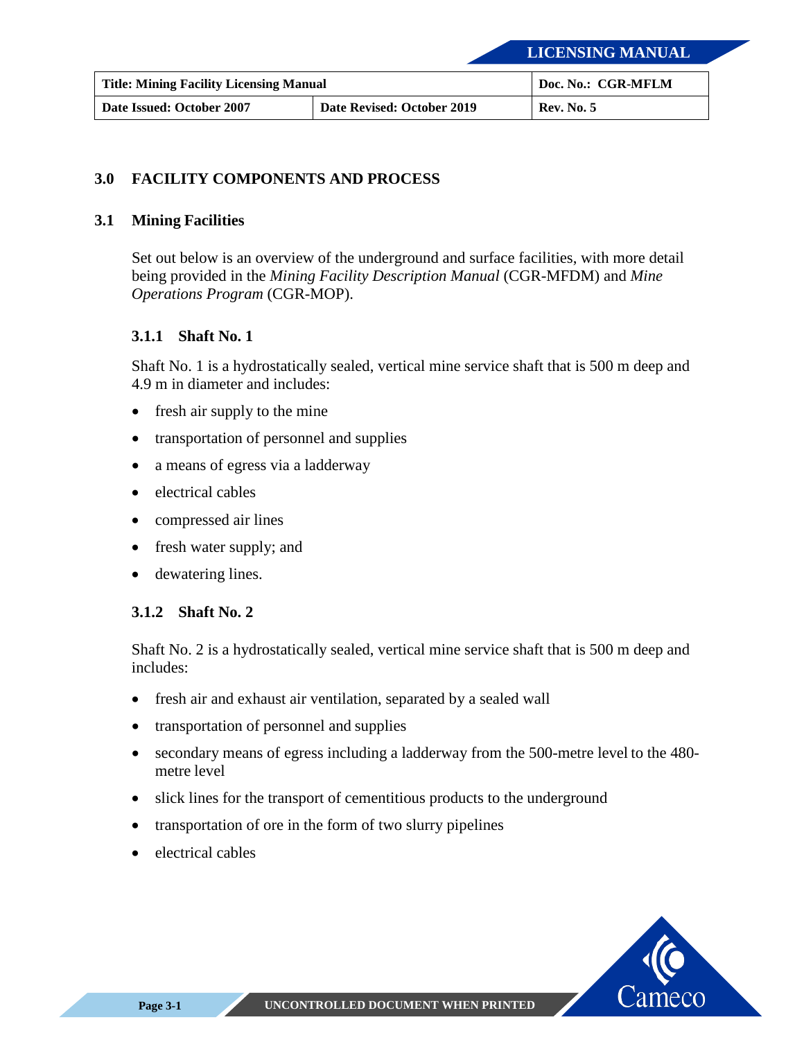## 3.0 FACILITY COMPONENTS AND PROCESS

### 3.1 Mining Facilities

Set out below is an overview of the underground and surface facilities, with more detail being provided in the *Mining Facility Description Manual* (CGR-MFDM) and *Mine Operations Program* (CGR-MOP).

#### 3.1.1 Shaft No. 1

Shaft No. 1 is a hydrostatically sealed, vertical mine service shaft that is 500 m deep and 4.9 m in diameter and includes:

- fresh air supply to the mine
- transportation of personnel and supplies
- a means of egress via a ladderway
- electrical cables
- compressed air lines
- fresh water supply; and
- dewatering lines.

#### 3.1.2 Shaft No. 2

Shaft No. 2 is a hydrostatically sealed, vertical mine service shaft that is 500 m deep and includes:

- fresh air and exhaust air ventilation, separated by a sealed wall
- transportation of personnel and supplies
- secondary means of egress including a ladderway from the 500-metre level to the 480-metre level
- slick lines for the transport of cementitious products to the underground
- transportation of ore in the form of two slurry pipelines
- electrical cables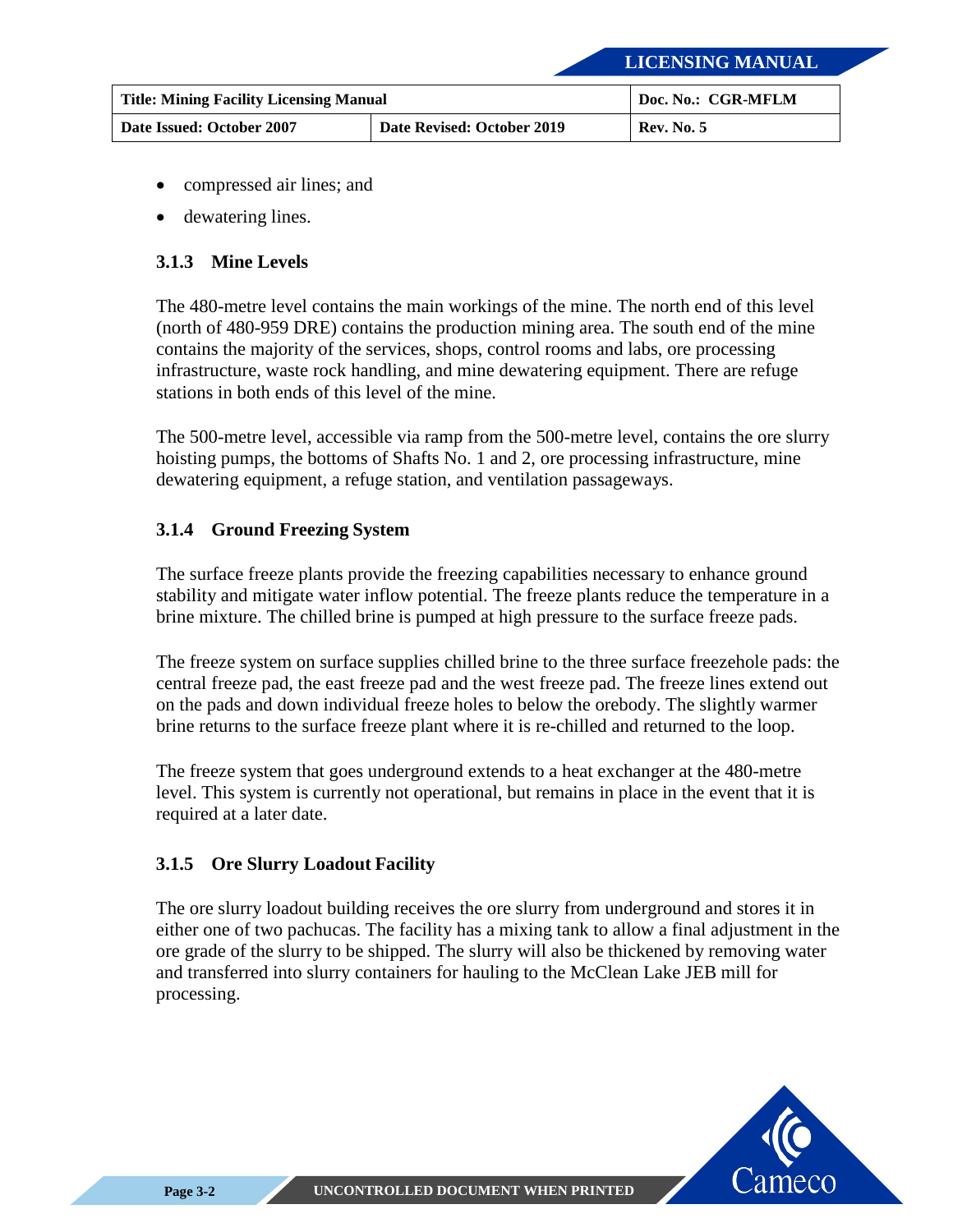- compressed air lines; and
- dewatering lines.

### 3.1.3 Mine Levels

The 480-metre level contains the main workings of the mine. The north end of this level (north of 480-959 DRE) contains the production mining area. The south end of the mine contains the majority of the services, shops, control rooms and labs, ore processing infrastructure, waste rock handling, and mine dewatering equipment. There are refuge stations in both ends of this level of the mine.

The 500-metre level, accessible via ramp from the 500-metre level, contains the ore slurry hoisting pumps, the bottoms of Shafts No. 1 and 2, ore processing infrastructure, mine dewatering equipment, a refuge station, and ventilation passageways.

### 3.1.4 Ground Freezing System

The surface freeze plants provide the freezing capabilities necessary to enhance ground stability and mitigate water inflow potential. The freeze plants reduce the temperature in a brine mixture. The chilled brine is pumped at high pressure to the surface freeze pads.

The freeze system on surface supplies chilled brine to the three surface freezehole pads: the central freeze pad, the east freeze pad and the west freeze pad. The freeze lines extend out on the pads and down individual freeze holes to below the orebody. The slightly warmer brine returns to the surface freeze plant where it is re-chilled and returned to the loop.

The freeze system that goes underground extends to a heat exchanger at the 480-metre level. This system is currently not operational, but remains in place in the event that it is required at a later date.

### 3.1.5 Ore Slurry Loadout Facility

The ore slurry loadout building receives the ore slurry from underground and stores it in either one of two pachucas. The facility has a mixing tank to allow a final adjustment in the ore grade of the slurry to be shipped. The slurry will also be thickened by removing water and transferred into slurry containers for hauling to the McClean Lake JEB mill for processing.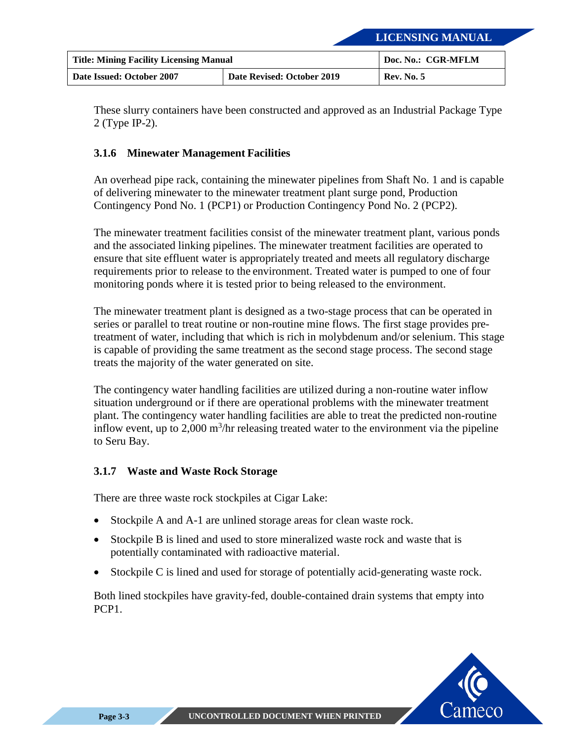These slurry containers have been constructed and approved as an Industrial Package Type 2 (Type IP-2).

### 3.1.6 Minewater Management Facilities

An overhead pipe rack, containing the minewater pipelines from Shaft No. 1 and is capable of delivering minewater to the minewater treatment plant surge pond, Production Contingency Pond No. 1 (PCP1) or Production Contingency Pond No. 2 (PCP2).

The minewater treatment facilities consist of the minewater treatment plant, various ponds and the associated linking pipelines. The minewater treatment facilities are operated to ensure that site effluent water is appropriately treated and meets all regulatory discharge requirements prior to release to the environment. Treated water is pumped to one of four monitoring ponds where it is tested prior to being released to the environment.

The minewater treatment plant is designed as a two-stage process that can be operated in series or parallel to treat routine or non-routine mine flows. The first stage provides pre-treatment of water, including that which is rich in molybdenum and/or selenium. This stage is capable of providing the same treatment as the second stage process. The second stage treats the majority of the water generated on site.

The contingency water handling facilities are utilized during a non-routine water inflow situation underground or if there are operational problems with the minewater treatment plant. The contingency water handling facilities are able to treat the predicted non-routine inflow event, up to 2,000 $m^3$/hr releasing treated water to the environment via the pipeline to Seru Bay.

### 3.1.7 Waste and Waste Rock Storage

There are three waste rock stockpiles at Cigar Lake:

- Stockpile A and A-1 are unlined storage areas for clean waste rock.
- Stockpile B is lined and used to store mineralized waste rock and waste that is potentially contaminated with radioactive material.
- Stockpile C is lined and used for storage of potentially acid-generating waste rock.

Both lined stockpiles have gravity-fed, double-contained drain systems that empty into PCP1.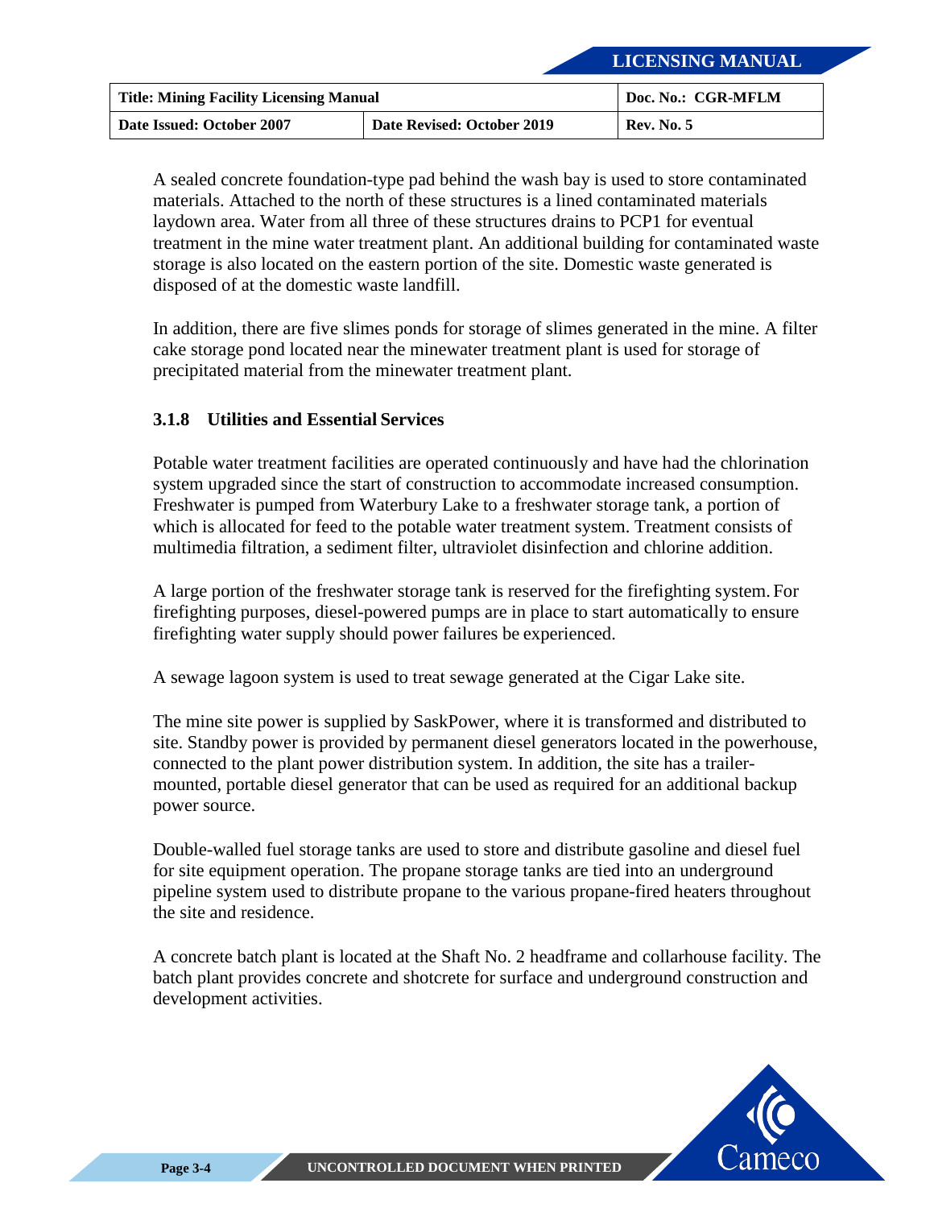A sealed concrete foundation-type pad behind the wash bay is used to store contaminated materials. Attached to the north of these structures is a lined contaminated materials laydown area. Water from all three of these structures drains to PCP1 for eventual treatment in the mine water treatment plant. An additional building for contaminated waste storage is also located on the eastern portion of the site. Domestic waste generated is disposed of at the domestic waste landfill.

In addition, there are five slimes ponds for storage of slimes generated in the mine. A filter cake storage pond located near the minewater treatment plant is used for storage of precipitated material from the minewater treatment plant.

### 3.1.8 Utilities and Essential Services

Potable water treatment facilities are operated continuously and have had the chlorination system upgraded since the start of construction to accommodate increased consumption. Freshwater is pumped from Waterbury Lake to a freshwater storage tank, a portion of which is allocated for feed to the potable water treatment system. Treatment consists of multimedia filtration, a sediment filter, ultraviolet disinfection and chlorine addition.

A large portion of the freshwater storage tank is reserved for the firefighting system. For firefighting purposes, diesel-powered pumps are in place to start automatically to ensure firefighting water supply should power failures be experienced.

A sewage lagoon system is used to treat sewage generated at the Cigar Lake site.

The mine site power is supplied by SaskPower, where it is transformed and distributed to site. Standby power is provided by permanent diesel generators located in the powerhouse, connected to the plant power distribution system. In addition, the site has a trailer-mounted, portable diesel generator that can be used as required for an additional backup power source.

Double-walled fuel storage tanks are used to store and distribute gasoline and diesel fuel for site equipment operation. The propane storage tanks are tied into an underground pipeline system used to distribute propane to the various propane-fired heaters throughout the site and residence.

A concrete batch plant is located at the Shaft No. 2 headframe and collarhouse facility. The batch plant provides concrete and shotcrete for surface and underground construction and development activities.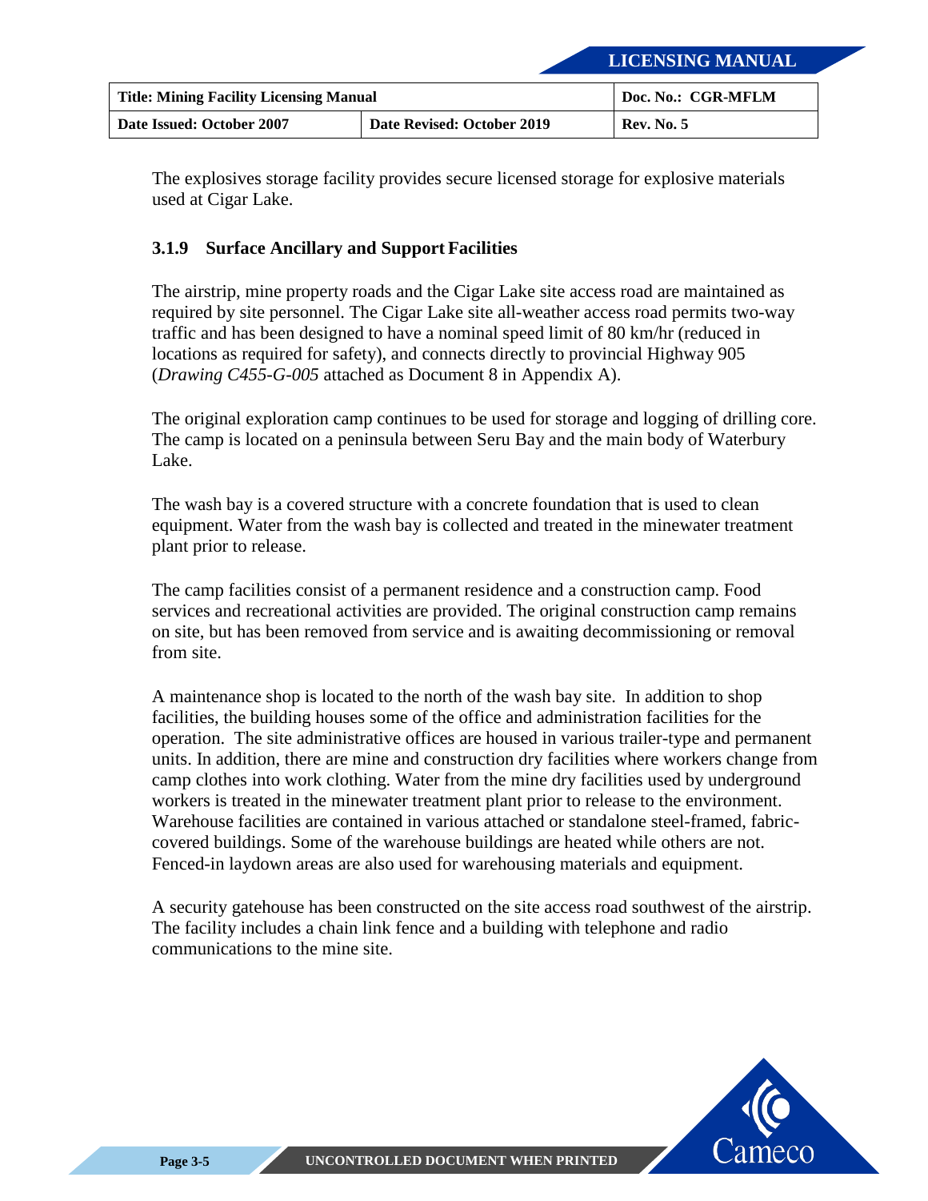The explosives storage facility provides secure licensed storage for explosive materials used at Cigar Lake.

### 3.1.9 Surface Ancillary and Support Facilities

The airstrip, mine property roads and the Cigar Lake site access road are maintained as required by site personnel. The Cigar Lake site all-weather access road permits two-way traffic and has been designed to have a nominal speed limit of 80 km/hr (reduced in locations as required for safety), and connects directly to provincial Highway 905 (*Drawing C455-G-005* attached as Document 8 in Appendix A).

The original exploration camp continues to be used for storage and logging of drilling core. The camp is located on a peninsula between Seru Bay and the main body of Waterbury Lake.

The wash bay is a covered structure with a concrete foundation that is used to clean equipment. Water from the wash bay is collected and treated in the minewater treatment plant prior to release.

The camp facilities consist of a permanent residence and a construction camp. Food services and recreational activities are provided. The original construction camp remains on site, but has been removed from service and is awaiting decommissioning or removal from site.

A maintenance shop is located to the north of the wash bay site. In addition to shop facilities, the building houses some of the office and administration facilities for the operation. The site administrative offices are housed in various trailer-type and permanent units. In addition, there are mine and construction dry facilities where workers change from camp clothes into work clothing. Water from the mine dry facilities used by underground workers is treated in the minewater treatment plant prior to release to the environment. Warehouse facilities are contained in various attached or standalone steel-framed, fabric-covered buildings. Some of the warehouse buildings are heated while others are not. Fenced-in laydown areas are also used for warehousing materials and equipment.

A security gatehouse has been constructed on the site access road southwest of the airstrip. The facility includes a chain link fence and a building with telephone and radio communications to the mine site.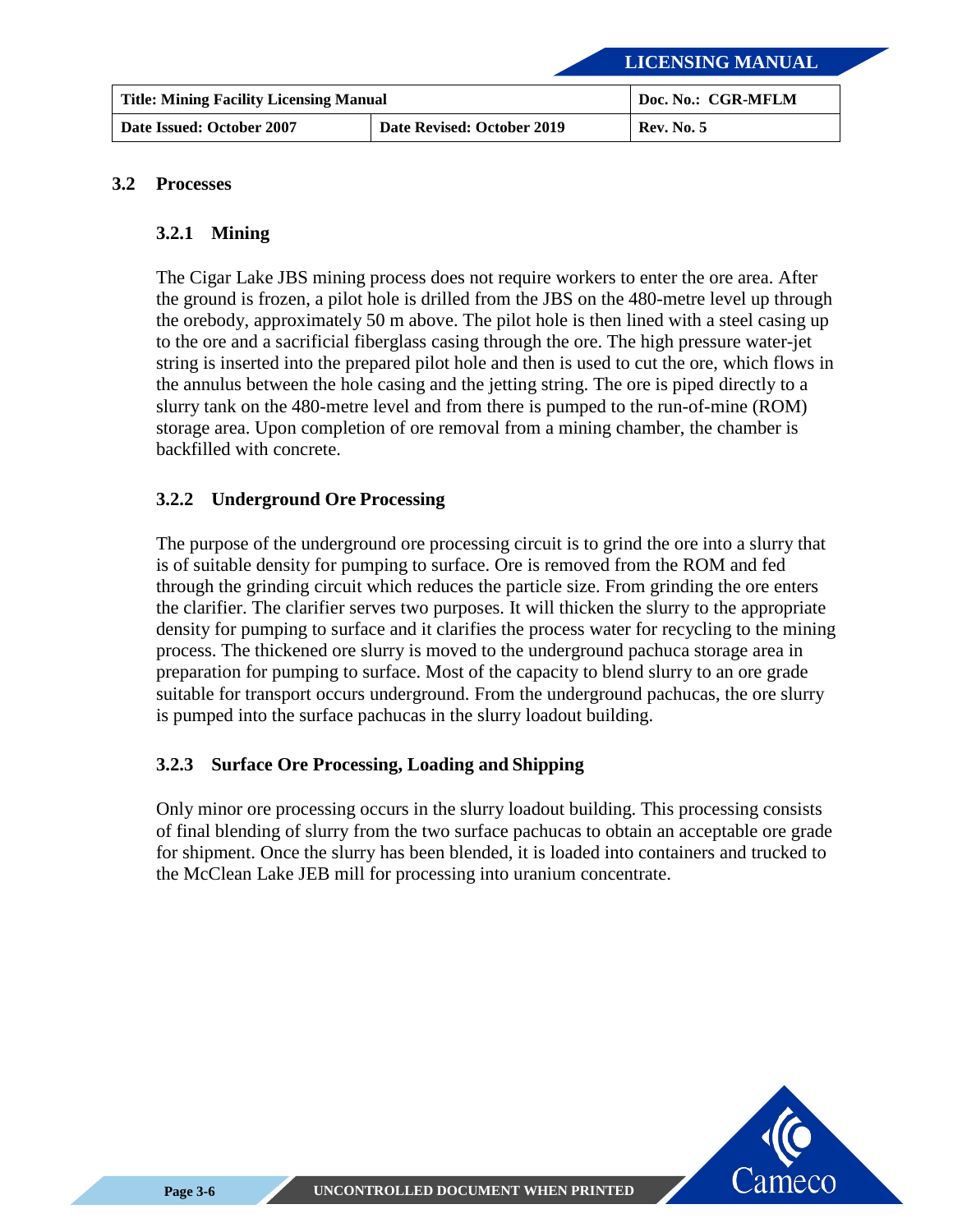## 3.2 Processes

### 3.2.1 Mining

The Cigar Lake JBS mining process does not require workers to enter the ore area. After the ground is frozen, a pilot hole is drilled from the JBS on the 480-metre level up through the orebody, approximately 50 m above. The pilot hole is then lined with a steel casing up to the ore and a sacrificial fiberglass casing through the ore. The high pressure water-jet string is inserted into the prepared pilot hole and then is used to cut the ore, which flows in the annulus between the hole casing and the jetting string. The ore is piped directly to a slurry tank on the 480-metre level and from there is pumped to the run-of-mine (ROM) storage area. Upon completion of ore removal from a mining chamber, the chamber is backfilled with concrete.

### 3.2.2 Underground Ore Processing

The purpose of the underground ore processing circuit is to grind the ore into a slurry that is of suitable density for pumping to surface. Ore is removed from the ROM and fed through the grinding circuit which reduces the particle size. From grinding the ore enters the clarifier. The clarifier serves two purposes. It will thicken the slurry to the appropriate density for pumping to surface and it clarifies the process water for recycling to the mining process. The thickened ore slurry is moved to the underground pachuca storage area in preparation for pumping to surface. Most of the capacity to blend slurry to an ore grade suitable for transport occurs underground. From the underground pachucas, the ore slurry is pumped into the surface pachucas in the slurry loadout building.

### 3.2.3 Surface Ore Processing, Loading and Shipping

Only minor ore processing occurs in the slurry loadout building. This processing consists of final blending of slurry from the two surface pachucas to obtain an acceptable ore grade for shipment. Once the slurry has been blended, it is loaded into containers and trucked to the McClean Lake JEB mill for processing into uranium concentrate.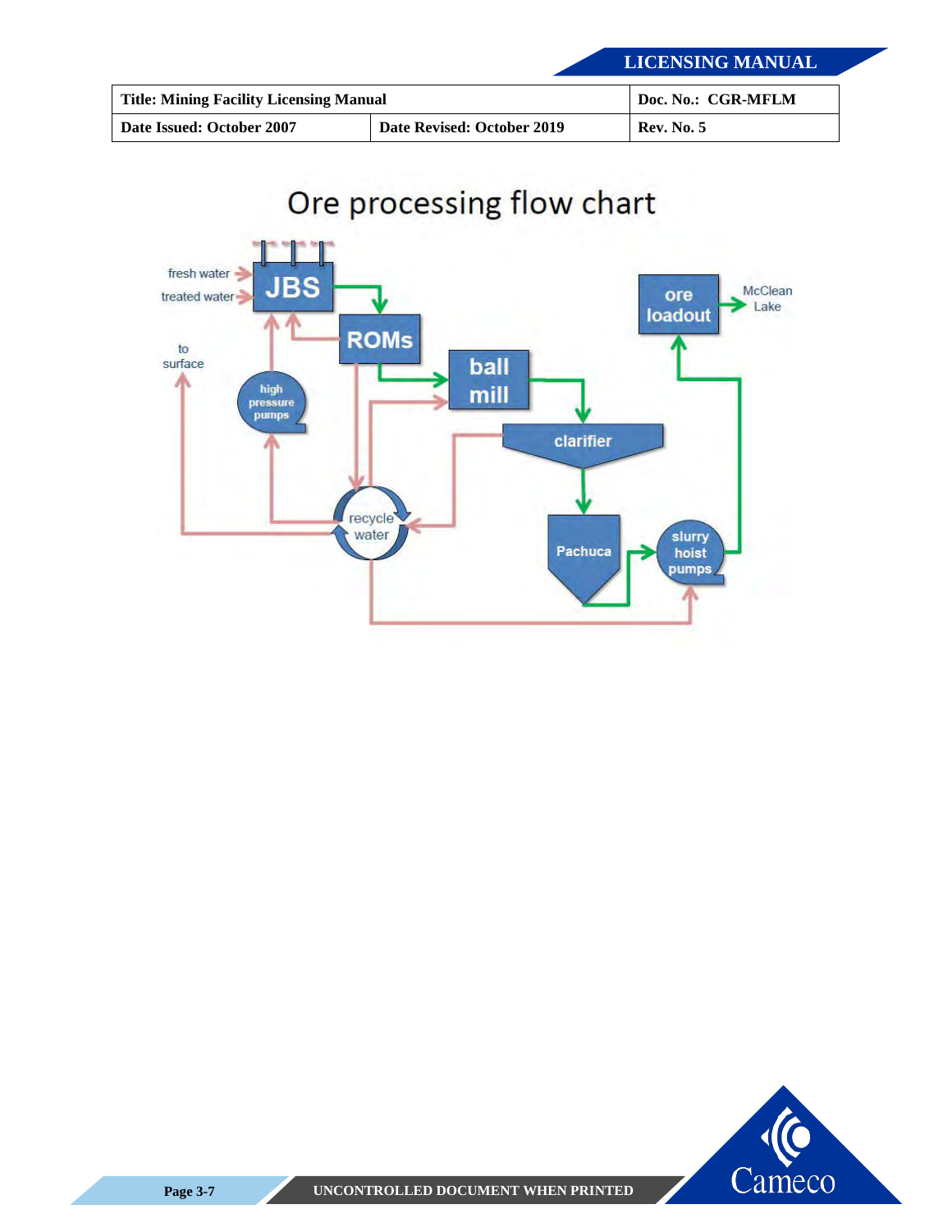# Ore processing flow chart

fresh water → JBS
treated water → JBS

JBS → ROMs → ball mill → clarifier → Pachuca → slurry hoist pumps → ore loadout → McClean Lake

recycle water → high pressure pumps → JBS

recycle water → to surface

recycle water → ball mill

recycle water → slurry hoist pumps

ROMs → recycle water

ROMs → JBS

clarifier → recycle water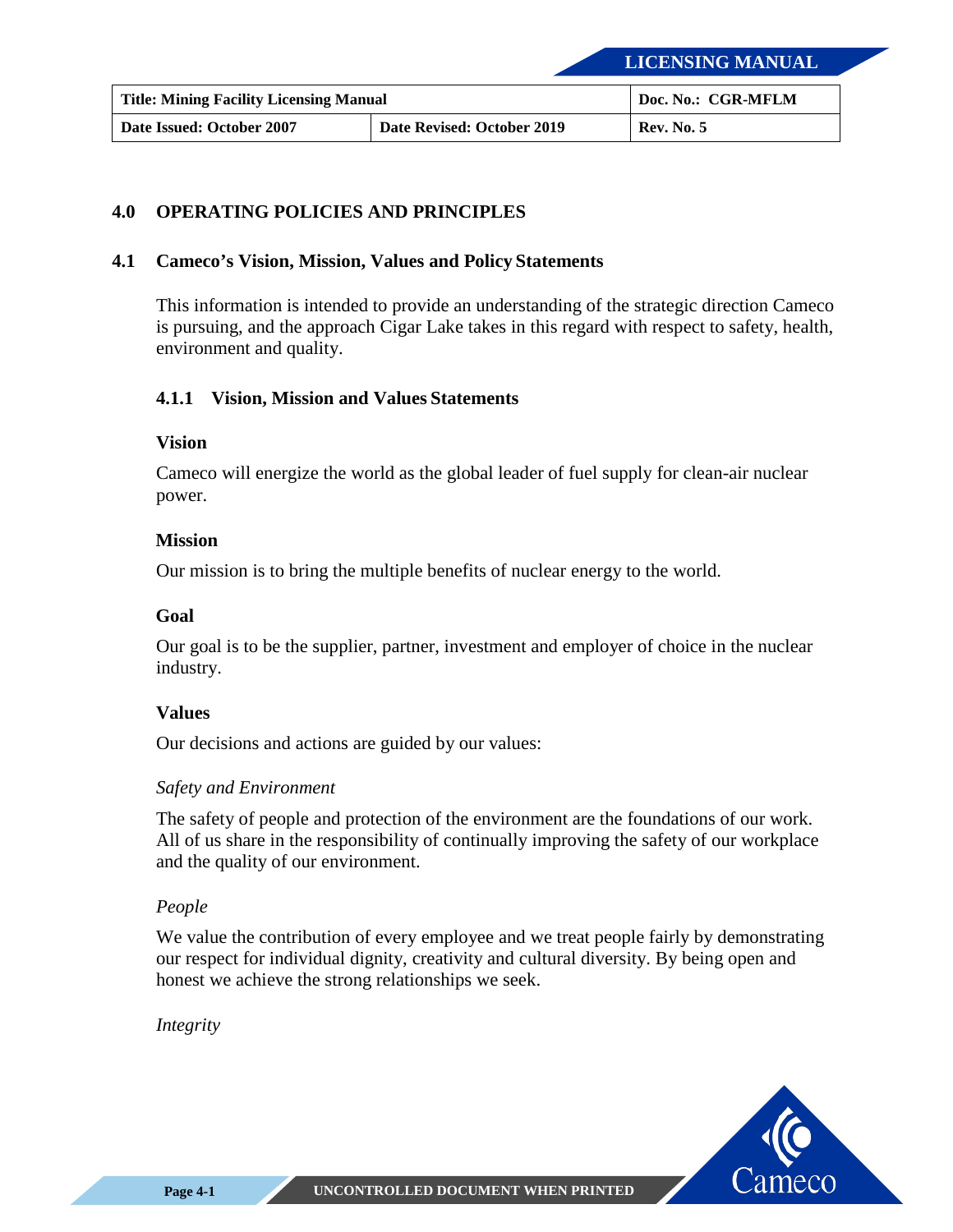## 4.0 OPERATING POLICIES AND PRINCIPLES

### 4.1 Cameco's Vision, Mission, Values and Policy Statements

This information is intended to provide an understanding of the strategic direction Cameco is pursuing, and the approach Cigar Lake takes in this regard with respect to safety, health, environment and quality.

#### 4.1.1 Vision, Mission and Values Statements

**Vision**

Cameco will energize the world as the global leader of fuel supply for clean-air nuclear power.

**Mission**

Our mission is to bring the multiple benefits of nuclear energy to the world.

**Goal**

Our goal is to be the supplier, partner, investment and employer of choice in the nuclear industry.

**Values**

Our decisions and actions are guided by our values:

*Safety and Environment*

The safety of people and protection of the environment are the foundations of our work. All of us share in the responsibility of continually improving the safety of our workplace and the quality of our environment.

*People*

We value the contribution of every employee and we treat people fairly by demonstrating our respect for individual dignity, creativity and cultural diversity. By being open and honest we achieve the strong relationships we seek.

*Integrity*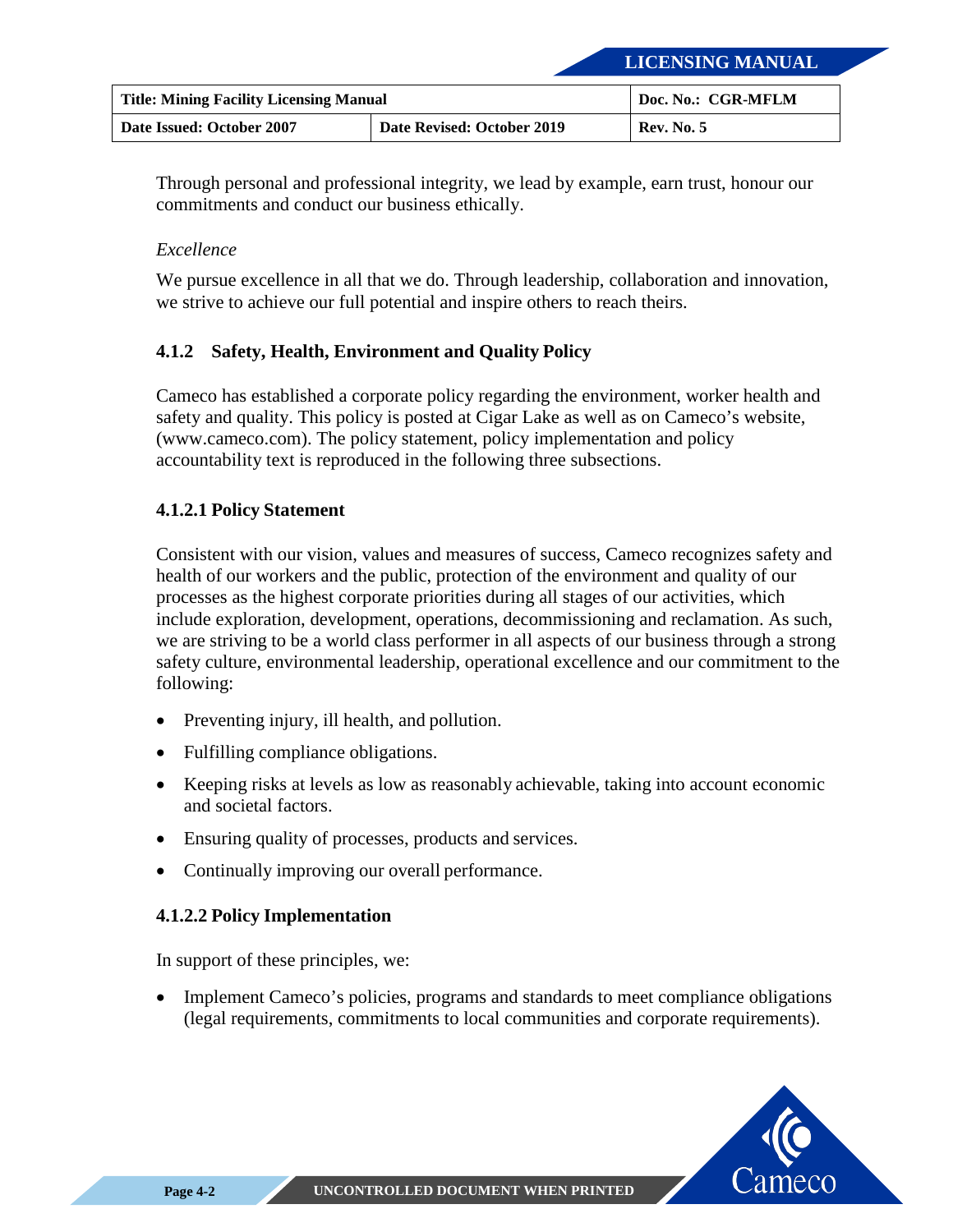Through personal and professional integrity, we lead by example, earn trust, honour our commitments and conduct our business ethically.

*Excellence*

We pursue excellence in all that we do. Through leadership, collaboration and innovation, we strive to achieve our full potential and inspire others to reach theirs.

### 4.1.2 Safety, Health, Environment and Quality Policy

Cameco has established a corporate policy regarding the environment, worker health and safety and quality. This policy is posted at Cigar Lake as well as on Cameco's website, (www.cameco.com). The policy statement, policy implementation and policy accountability text is reproduced in the following three subsections.

#### 4.1.2.1 Policy Statement

Consistent with our vision, values and measures of success, Cameco recognizes safety and health of our workers and the public, protection of the environment and quality of our processes as the highest corporate priorities during all stages of our activities, which include exploration, development, operations, decommissioning and reclamation. As such, we are striving to be a world class performer in all aspects of our business through a strong safety culture, environmental leadership, operational excellence and our commitment to the following:

- Preventing injury, ill health, and pollution.
- Fulfilling compliance obligations.
- Keeping risks at levels as low as reasonably achievable, taking into account economic and societal factors.
- Ensuring quality of processes, products and services.
- Continually improving our overall performance.

#### 4.1.2.2 Policy Implementation

In support of these principles, we:

- Implement Cameco's policies, programs and standards to meet compliance obligations (legal requirements, commitments to local communities and corporate requirements).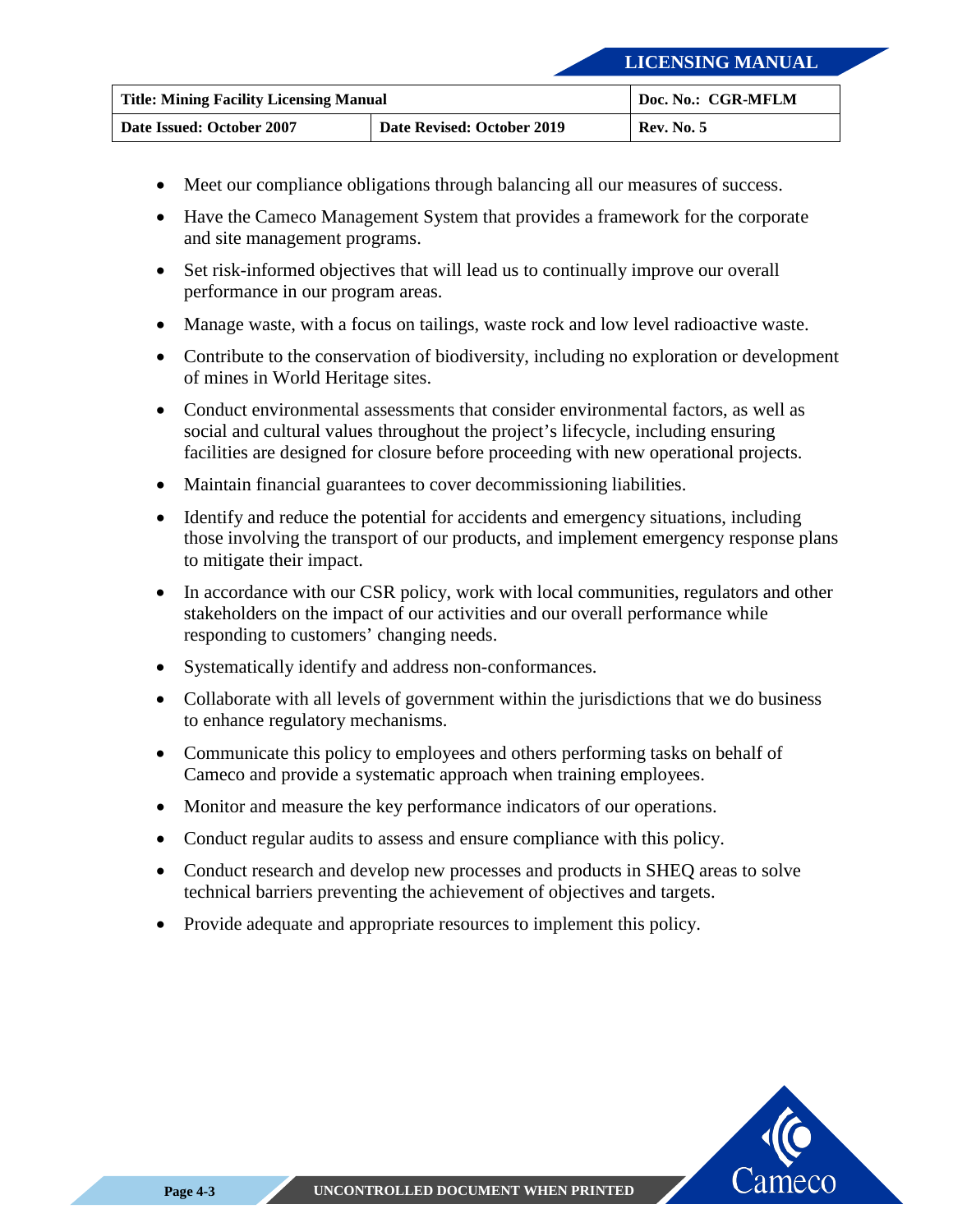- Meet our compliance obligations through balancing all our measures of success.
- Have the Cameco Management System that provides a framework for the corporate and site management programs.
- Set risk-informed objectives that will lead us to continually improve our overall performance in our program areas.
- Manage waste, with a focus on tailings, waste rock and low level radioactive waste.
- Contribute to the conservation of biodiversity, including no exploration or development of mines in World Heritage sites.
- Conduct environmental assessments that consider environmental factors, as well as social and cultural values throughout the project's lifecycle, including ensuring facilities are designed for closure before proceeding with new operational projects.
- Maintain financial guarantees to cover decommissioning liabilities.
- Identify and reduce the potential for accidents and emergency situations, including those involving the transport of our products, and implement emergency response plans to mitigate their impact.
- In accordance with our CSR policy, work with local communities, regulators and other stakeholders on the impact of our activities and our overall performance while responding to customers' changing needs.
- Systematically identify and address non-conformances.
- Collaborate with all levels of government within the jurisdictions that we do business to enhance regulatory mechanisms.
- Communicate this policy to employees and others performing tasks on behalf of Cameco and provide a systematic approach when training employees.
- Monitor and measure the key performance indicators of our operations.
- Conduct regular audits to assess and ensure compliance with this policy.
- Conduct research and develop new processes and products in SHEQ areas to solve technical barriers preventing the achievement of objectives and targets.
- Provide adequate and appropriate resources to implement this policy.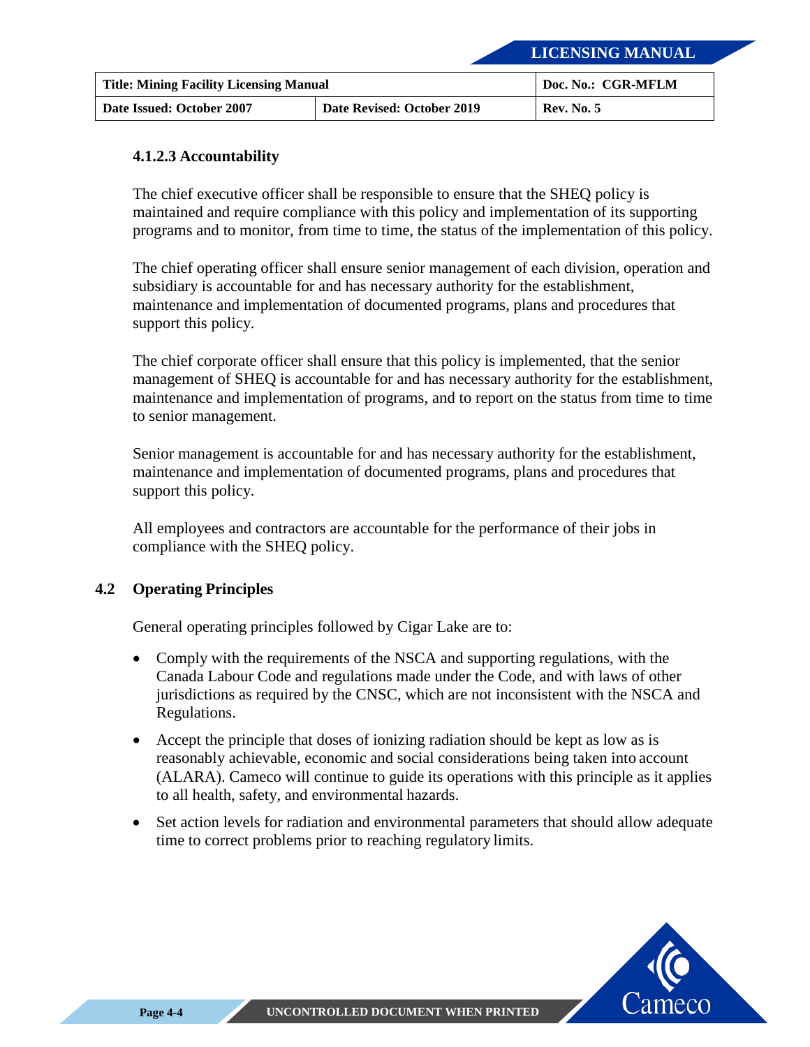#### 4.1.2.3 Accountability

The chief executive officer shall be responsible to ensure that the SHEQ policy is maintained and require compliance with this policy and implementation of its supporting programs and to monitor, from time to time, the status of the implementation of this policy.

The chief operating officer shall ensure senior management of each division, operation and subsidiary is accountable for and has necessary authority for the establishment, maintenance and implementation of documented programs, plans and procedures that support this policy.

The chief corporate officer shall ensure that this policy is implemented, that the senior management of SHEQ is accountable for and has necessary authority for the establishment, maintenance and implementation of programs, and to report on the status from time to time to senior management.

Senior management is accountable for and has necessary authority for the establishment, maintenance and implementation of documented programs, plans and procedures that support this policy.

All employees and contractors are accountable for the performance of their jobs in compliance with the SHEQ policy.

### 4.2 Operating Principles

General operating principles followed by Cigar Lake are to:

- Comply with the requirements of the NSCA and supporting regulations, with the Canada Labour Code and regulations made under the Code, and with laws of other jurisdictions as required by the CNSC, which are not inconsistent with the NSCA and Regulations.
- Accept the principle that doses of ionizing radiation should be kept as low as is reasonably achievable, economic and social considerations being taken into account (ALARA). Cameco will continue to guide its operations with this principle as it applies to all health, safety, and environmental hazards.
- Set action levels for radiation and environmental parameters that should allow adequate time to correct problems prior to reaching regulatory limits.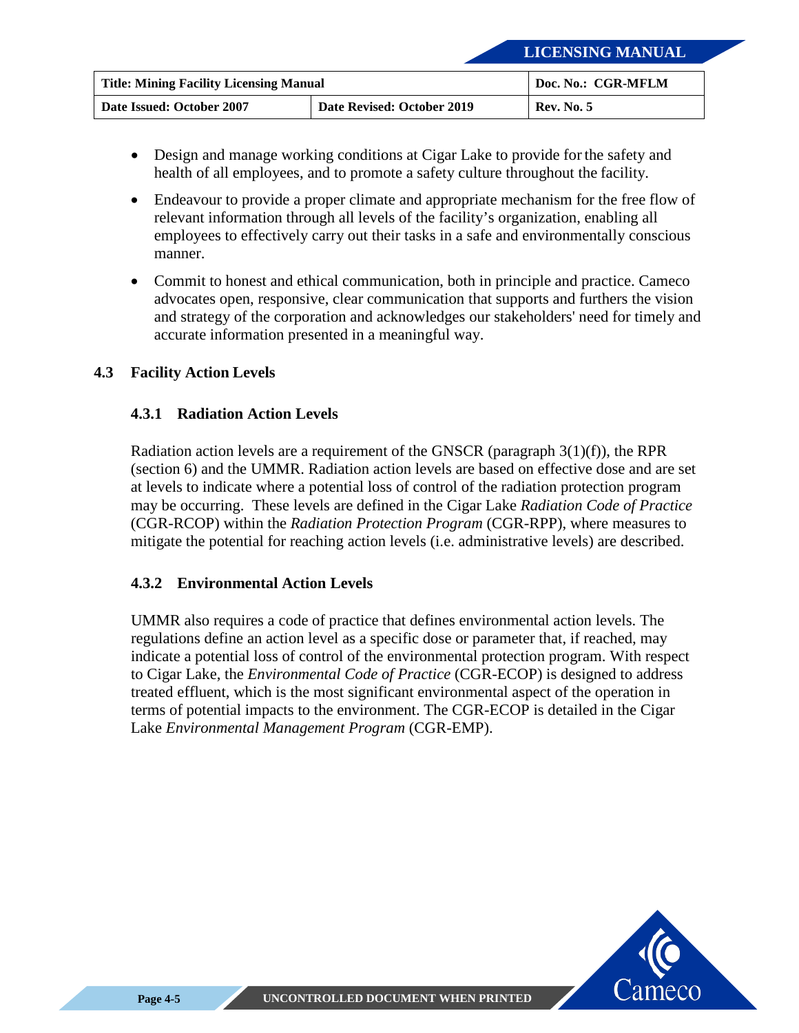- Design and manage working conditions at Cigar Lake to provide for the safety and health of all employees, and to promote a safety culture throughout the facility.
- Endeavour to provide a proper climate and appropriate mechanism for the free flow of relevant information through all levels of the facility's organization, enabling all employees to effectively carry out their tasks in a safe and environmentally conscious manner.
- Commit to honest and ethical communication, both in principle and practice. Cameco advocates open, responsive, clear communication that supports and furthers the vision and strategy of the corporation and acknowledges our stakeholders' need for timely and accurate information presented in a meaningful way.

## 4.3 Facility Action Levels

### 4.3.1 Radiation Action Levels

Radiation action levels are a requirement of the GNSCR (paragraph 3(1)(f)), the RPR (section 6) and the UMMR. Radiation action levels are based on effective dose and are set at levels to indicate where a potential loss of control of the radiation protection program may be occurring. These levels are defined in the Cigar Lake *Radiation Code of Practice* (CGR-RCOP) within the *Radiation Protection Program* (CGR-RPP), where measures to mitigate the potential for reaching action levels (i.e. administrative levels) are described.

### 4.3.2 Environmental Action Levels

UMMR also requires a code of practice that defines environmental action levels. The regulations define an action level as a specific dose or parameter that, if reached, may indicate a potential loss of control of the environmental protection program. With respect to Cigar Lake, the *Environmental Code of Practice* (CGR-ECOP) is designed to address treated effluent, which is the most significant environmental aspect of the operation in terms of potential impacts to the environment. The CGR-ECOP is detailed in the Cigar Lake *Environmental Management Program* (CGR-EMP).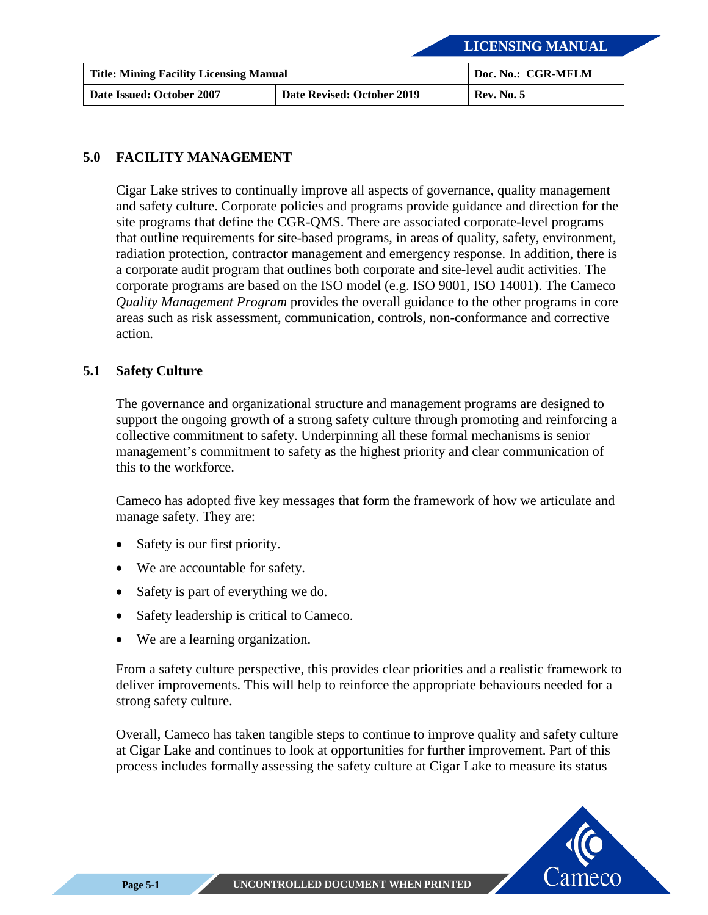## 5.0 FACILITY MANAGEMENT

Cigar Lake strives to continually improve all aspects of governance, quality management and safety culture. Corporate policies and programs provide guidance and direction for the site programs that define the CGR-QMS. There are associated corporate-level programs that outline requirements for site-based programs, in areas of quality, safety, environment, radiation protection, contractor management and emergency response. In addition, there is a corporate audit program that outlines both corporate and site-level audit activities. The corporate programs are based on the ISO model (e.g. ISO 9001, ISO 14001). The Cameco *Quality Management Program* provides the overall guidance to the other programs in core areas such as risk assessment, communication, controls, non-conformance and corrective action.

### 5.1 Safety Culture

The governance and organizational structure and management programs are designed to support the ongoing growth of a strong safety culture through promoting and reinforcing a collective commitment to safety. Underpinning all these formal mechanisms is senior management's commitment to safety as the highest priority and clear communication of this to the workforce.

Cameco has adopted five key messages that form the framework of how we articulate and manage safety. They are:

- Safety is our first priority.
- We are accountable for safety.
- Safety is part of everything we do.
- Safety leadership is critical to Cameco.
- We are a learning organization.

From a safety culture perspective, this provides clear priorities and a realistic framework to deliver improvements. This will help to reinforce the appropriate behaviours needed for a strong safety culture.

Overall, Cameco has taken tangible steps to continue to improve quality and safety culture at Cigar Lake and continues to look at opportunities for further improvement. Part of this process includes formally assessing the safety culture at Cigar Lake to measure its status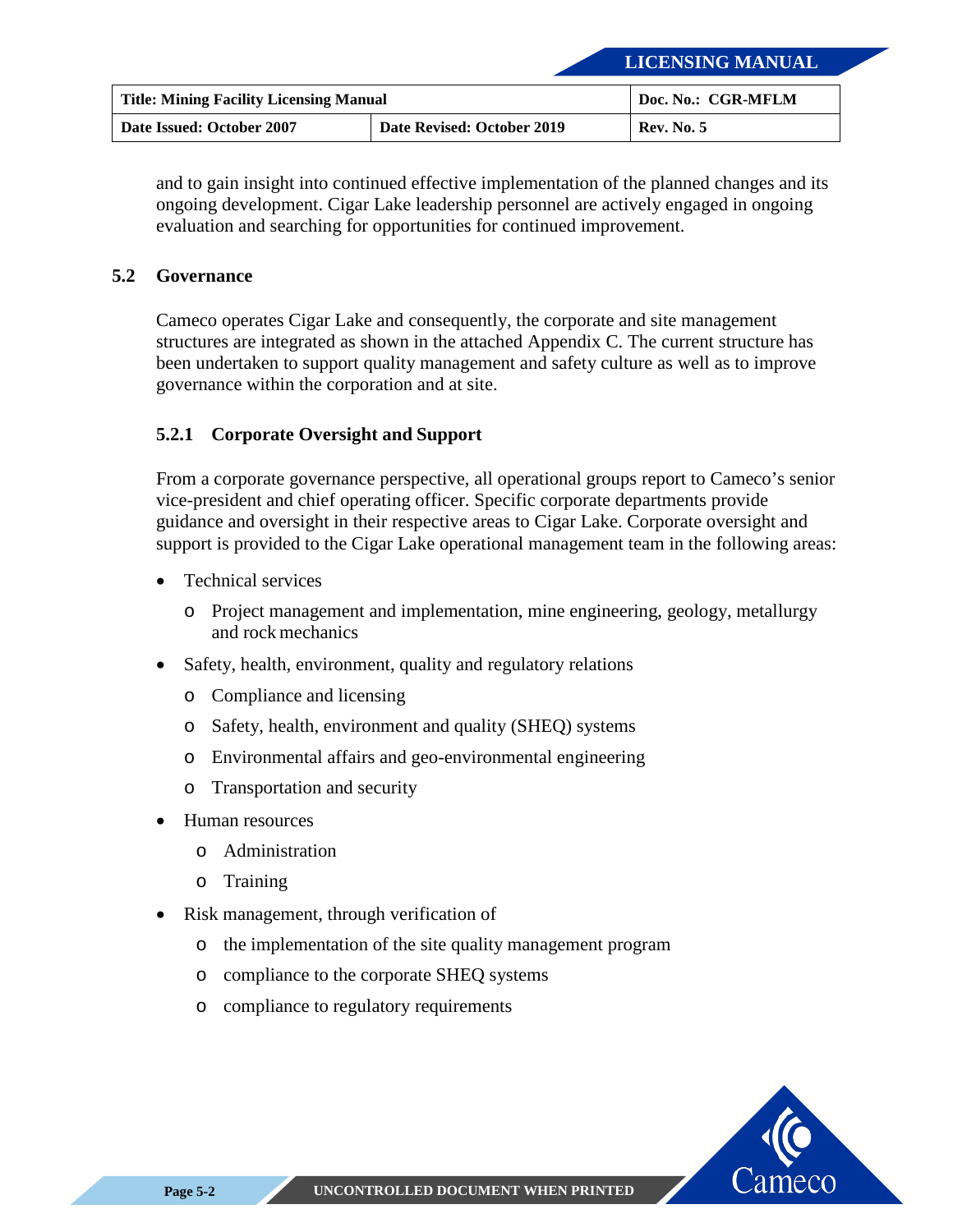and to gain insight into continued effective implementation of the planned changes and its ongoing development. Cigar Lake leadership personnel are actively engaged in ongoing evaluation and searching for opportunities for continued improvement.

## 5.2 Governance

Cameco operates Cigar Lake and consequently, the corporate and site management structures are integrated as shown in the attached Appendix C. The current structure has been undertaken to support quality management and safety culture as well as to improve governance within the corporation and at site.

### 5.2.1 Corporate Oversight and Support

From a corporate governance perspective, all operational groups report to Cameco's senior vice-president and chief operating officer. Specific corporate departments provide guidance and oversight in their respective areas to Cigar Lake. Corporate oversight and support is provided to the Cigar Lake operational management team in the following areas:

- Technical services
  - Project management and implementation, mine engineering, geology, metallurgy and rock mechanics
- Safety, health, environment, quality and regulatory relations
  - Compliance and licensing
  - Safety, health, environment and quality (SHEQ) systems
  - Environmental affairs and geo-environmental engineering
  - Transportation and security
- Human resources
  - Administration
  - Training
- Risk management, through verification of
  - the implementation of the site quality management program
  - compliance to the corporate SHEQ systems
  - compliance to regulatory requirements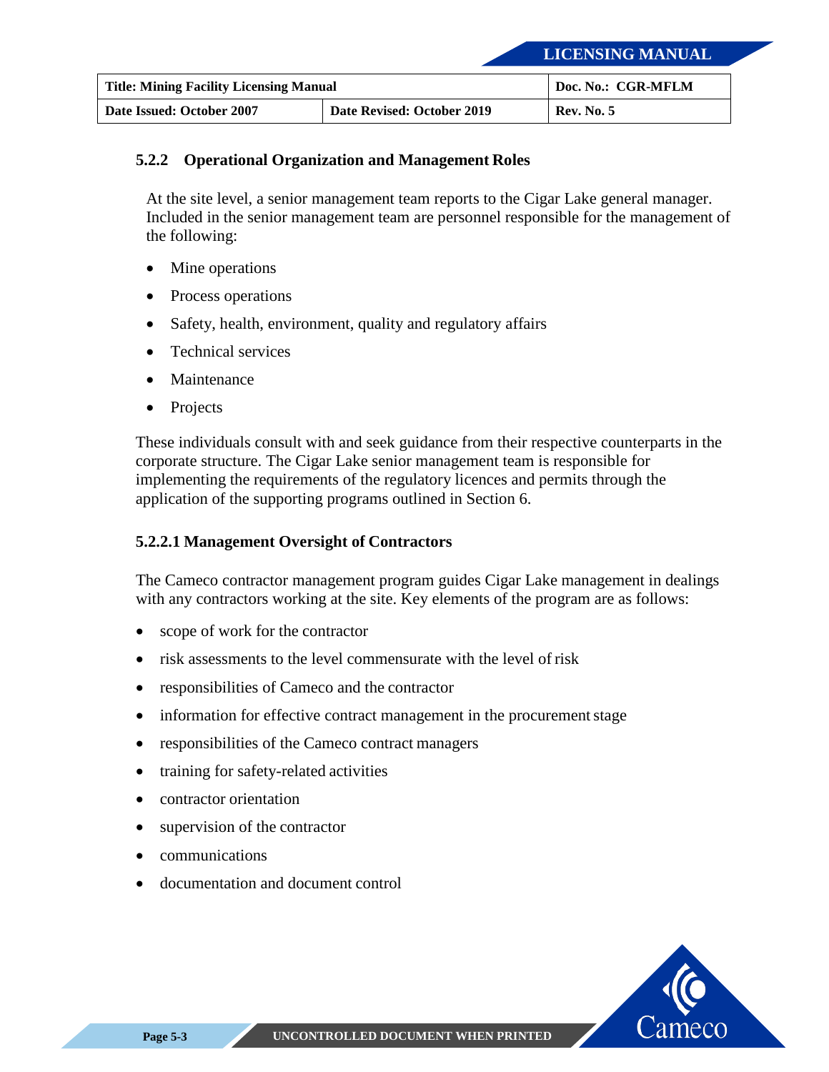### 5.2.2 Operational Organization and Management Roles

At the site level, a senior management team reports to the Cigar Lake general manager. Included in the senior management team are personnel responsible for the management of the following:

- Mine operations
- Process operations
- Safety, health, environment, quality and regulatory affairs
- Technical services
- Maintenance
- Projects

These individuals consult with and seek guidance from their respective counterparts in the corporate structure. The Cigar Lake senior management team is responsible for implementing the requirements of the regulatory licences and permits through the application of the supporting programs outlined in Section 6.

#### 5.2.2.1 Management Oversight of Contractors

The Cameco contractor management program guides Cigar Lake management in dealings with any contractors working at the site. Key elements of the program are as follows:

- scope of work for the contractor
- risk assessments to the level commensurate with the level of risk
- responsibilities of Cameco and the contractor
- information for effective contract management in the procurement stage
- responsibilities of the Cameco contract managers
- training for safety-related activities
- contractor orientation
- supervision of the contractor
- communications
- documentation and document control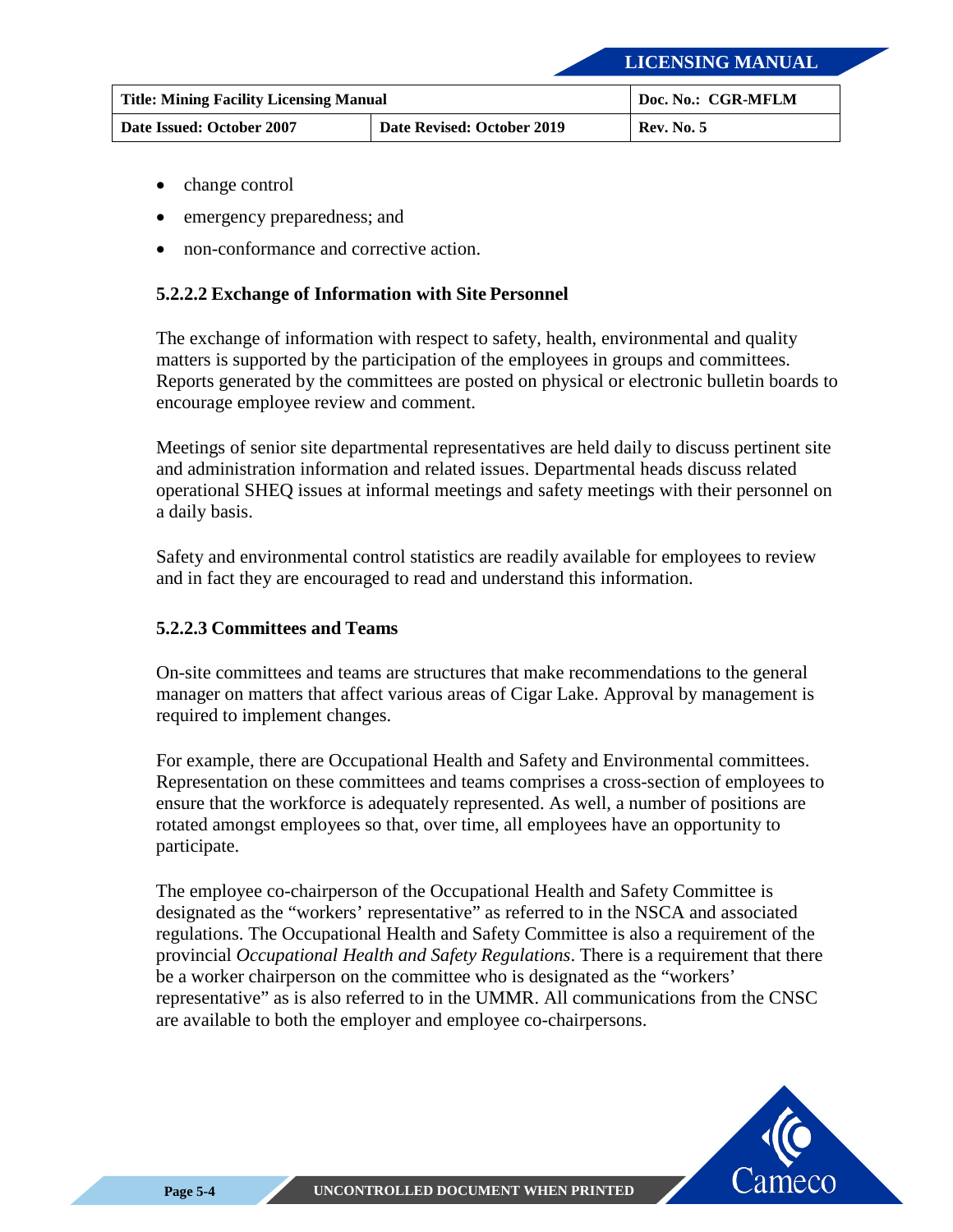- change control
- emergency preparedness; and
- non-conformance and corrective action.

#### 5.2.2.2 Exchange of Information with Site Personnel

The exchange of information with respect to safety, health, environmental and quality matters is supported by the participation of the employees in groups and committees. Reports generated by the committees are posted on physical or electronic bulletin boards to encourage employee review and comment.

Meetings of senior site departmental representatives are held daily to discuss pertinent site and administration information and related issues. Departmental heads discuss related operational SHEQ issues at informal meetings and safety meetings with their personnel on a daily basis.

Safety and environmental control statistics are readily available for employees to review and in fact they are encouraged to read and understand this information.

#### 5.2.2.3 Committees and Teams

On-site committees and teams are structures that make recommendations to the general manager on matters that affect various areas of Cigar Lake. Approval by management is required to implement changes.

For example, there are Occupational Health and Safety and Environmental committees. Representation on these committees and teams comprises a cross-section of employees to ensure that the workforce is adequately represented. As well, a number of positions are rotated amongst employees so that, over time, all employees have an opportunity to participate.

The employee co-chairperson of the Occupational Health and Safety Committee is designated as the "workers' representative" as referred to in the NSCA and associated regulations. The Occupational Health and Safety Committee is also a requirement of the provincial *Occupational Health and Safety Regulations*. There is a requirement that there be a worker chairperson on the committee who is designated as the "workers' representative" as is also referred to in the UMMR. All communications from the CNSC are available to both the employer and employee co-chairpersons.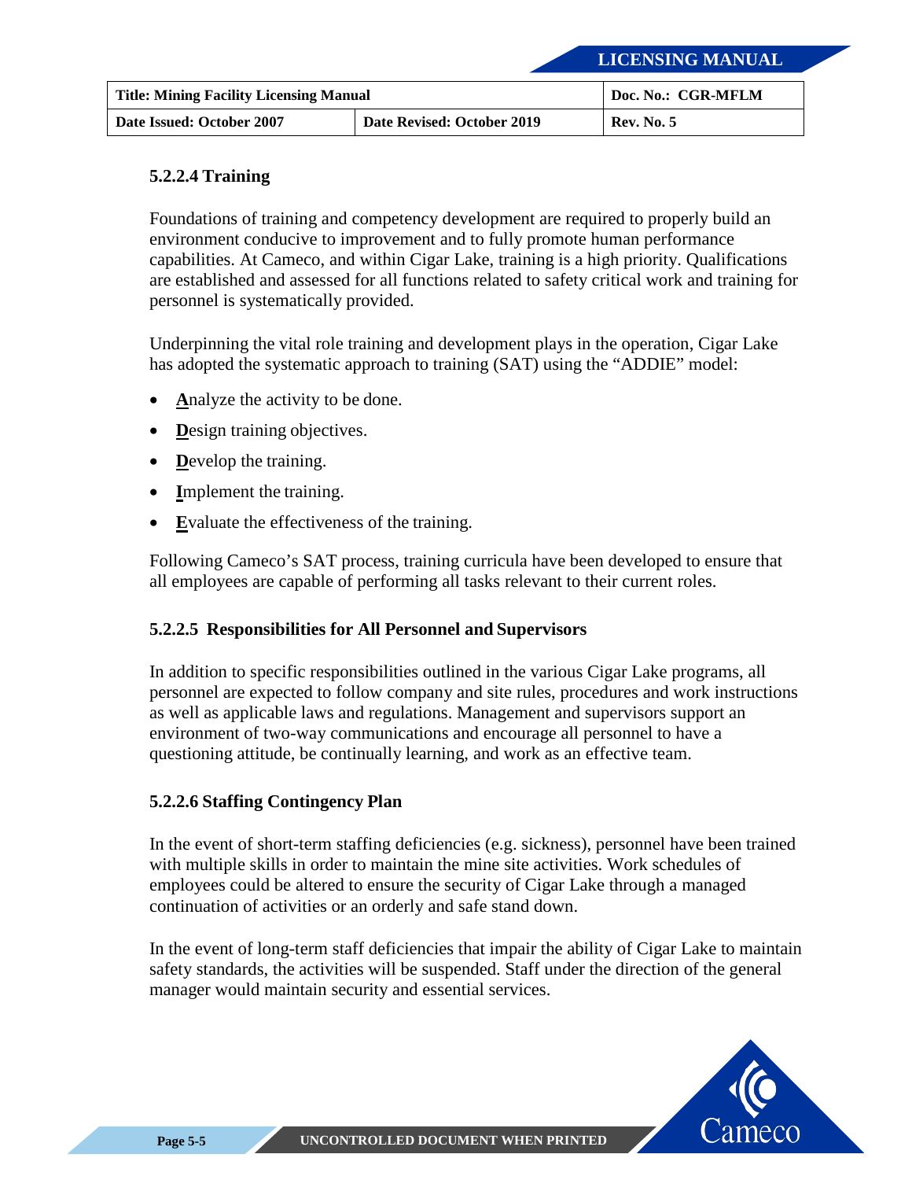### 5.2.2.4 Training

Foundations of training and competency development are required to properly build an environment conducive to improvement and to fully promote human performance capabilities. At Cameco, and within Cigar Lake, training is a high priority. Qualifications are established and assessed for all functions related to safety critical work and training for personnel is systematically provided.

Underpinning the vital role training and development plays in the operation, Cigar Lake has adopted the systematic approach to training (SAT) using the "ADDIE" model:

- **A**nalyze the activity to be done.
- **D**esign training objectives.
- **D**evelop the training.
- **I**mplement the training.
- **E**valuate the effectiveness of the training.

Following Cameco's SAT process, training curricula have been developed to ensure that all employees are capable of performing all tasks relevant to their current roles.

### 5.2.2.5 Responsibilities for All Personnel and Supervisors

In addition to specific responsibilities outlined in the various Cigar Lake programs, all personnel are expected to follow company and site rules, procedures and work instructions as well as applicable laws and regulations. Management and supervisors support an environment of two-way communications and encourage all personnel to have a questioning attitude, be continually learning, and work as an effective team.

### 5.2.2.6 Staffing Contingency Plan

In the event of short-term staffing deficiencies (e.g. sickness), personnel have been trained with multiple skills in order to maintain the mine site activities. Work schedules of employees could be altered to ensure the security of Cigar Lake through a managed continuation of activities or an orderly and safe stand down.

In the event of long-term staff deficiencies that impair the ability of Cigar Lake to maintain safety standards, the activities will be suspended. Staff under the direction of the general manager would maintain security and essential services.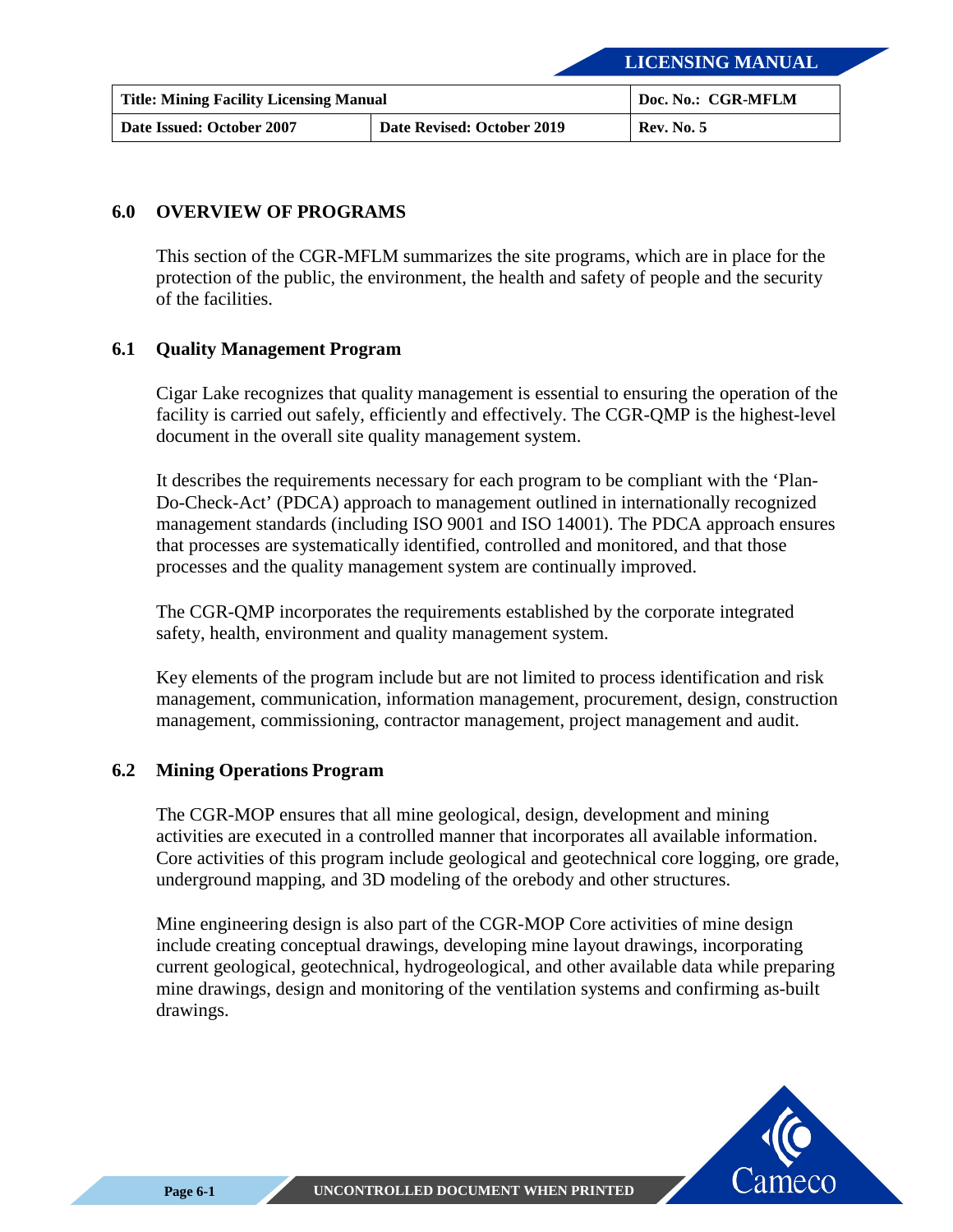## 6.0 OVERVIEW OF PROGRAMS

This section of the CGR-MFLM summarizes the site programs, which are in place for the protection of the public, the environment, the health and safety of people and the security of the facilities.

### 6.1 Quality Management Program

Cigar Lake recognizes that quality management is essential to ensuring the operation of the facility is carried out safely, efficiently and effectively. The CGR-QMP is the highest-level document in the overall site quality management system.

It describes the requirements necessary for each program to be compliant with the 'Plan-Do-Check-Act' (PDCA) approach to management outlined in internationally recognized management standards (including ISO 9001 and ISO 14001). The PDCA approach ensures that processes are systematically identified, controlled and monitored, and that those processes and the quality management system are continually improved.

The CGR-QMP incorporates the requirements established by the corporate integrated safety, health, environment and quality management system.

Key elements of the program include but are not limited to process identification and risk management, communication, information management, procurement, design, construction management, commissioning, contractor management, project management and audit.

### 6.2 Mining Operations Program

The CGR-MOP ensures that all mine geological, design, development and mining activities are executed in a controlled manner that incorporates all available information. Core activities of this program include geological and geotechnical core logging, ore grade, underground mapping, and 3D modeling of the orebody and other structures.

Mine engineering design is also part of the CGR-MOP Core activities of mine design include creating conceptual drawings, developing mine layout drawings, incorporating current geological, geotechnical, hydrogeological, and other available data while preparing mine drawings, design and monitoring of the ventilation systems and confirming as-built drawings.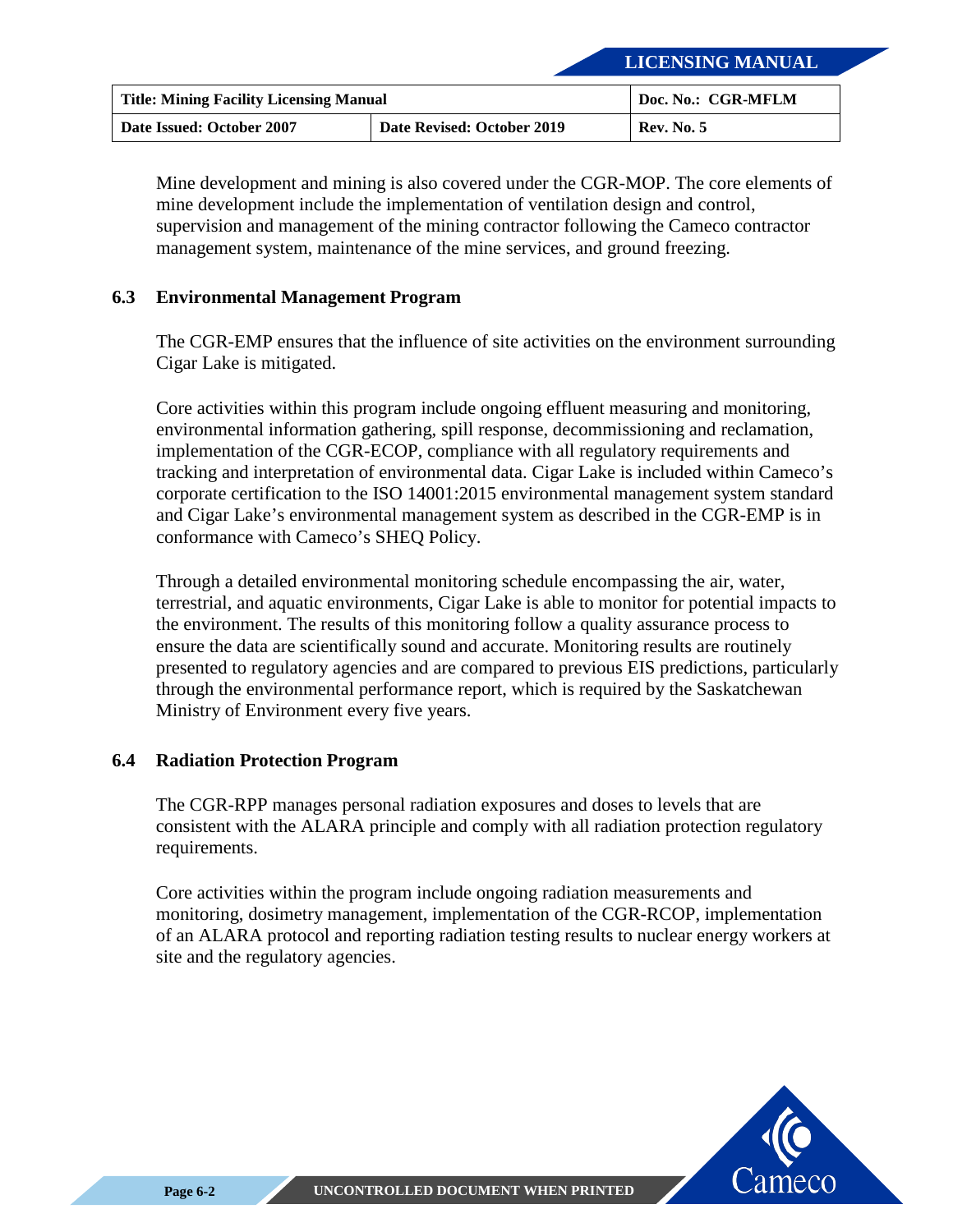Mine development and mining is also covered under the CGR-MOP. The core elements of mine development include the implementation of ventilation design and control, supervision and management of the mining contractor following the Cameco contractor management system, maintenance of the mine services, and ground freezing.

## 6.3 Environmental Management Program

The CGR-EMP ensures that the influence of site activities on the environment surrounding Cigar Lake is mitigated.

Core activities within this program include ongoing effluent measuring and monitoring, environmental information gathering, spill response, decommissioning and reclamation, implementation of the CGR-ECOP, compliance with all regulatory requirements and tracking and interpretation of environmental data. Cigar Lake is included within Cameco's corporate certification to the ISO 14001:2015 environmental management system standard and Cigar Lake's environmental management system as described in the CGR-EMP is in conformance with Cameco's SHEQ Policy.

Through a detailed environmental monitoring schedule encompassing the air, water, terrestrial, and aquatic environments, Cigar Lake is able to monitor for potential impacts to the environment. The results of this monitoring follow a quality assurance process to ensure the data are scientifically sound and accurate. Monitoring results are routinely presented to regulatory agencies and are compared to previous EIS predictions, particularly through the environmental performance report, which is required by the Saskatchewan Ministry of Environment every five years.

## 6.4 Radiation Protection Program

The CGR-RPP manages personal radiation exposures and doses to levels that are consistent with the ALARA principle and comply with all radiation protection regulatory requirements.

Core activities within the program include ongoing radiation measurements and monitoring, dosimetry management, implementation of the CGR-RCOP, implementation of an ALARA protocol and reporting radiation testing results to nuclear energy workers at site and the regulatory agencies.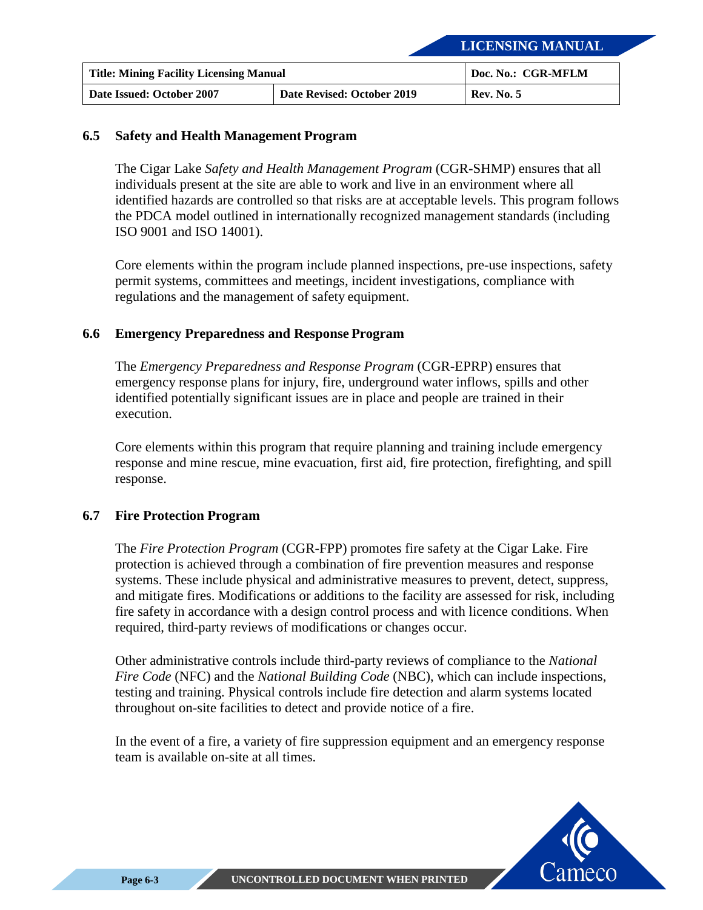### 6.5 Safety and Health Management Program

The Cigar Lake *Safety and Health Management Program* (CGR-SHMP) ensures that all individuals present at the site are able to work and live in an environment where all identified hazards are controlled so that risks are at acceptable levels. This program follows the PDCA model outlined in internationally recognized management standards (including ISO 9001 and ISO 14001).

Core elements within the program include planned inspections, pre-use inspections, safety permit systems, committees and meetings, incident investigations, compliance with regulations and the management of safety equipment.

### 6.6 Emergency Preparedness and Response Program

The *Emergency Preparedness and Response Program* (CGR-EPRP) ensures that emergency response plans for injury, fire, underground water inflows, spills and other identified potentially significant issues are in place and people are trained in their execution.

Core elements within this program that require planning and training include emergency response and mine rescue, mine evacuation, first aid, fire protection, firefighting, and spill response.

### 6.7 Fire Protection Program

The *Fire Protection Program* (CGR-FPP) promotes fire safety at the Cigar Lake. Fire protection is achieved through a combination of fire prevention measures and response systems. These include physical and administrative measures to prevent, detect, suppress, and mitigate fires. Modifications or additions to the facility are assessed for risk, including fire safety in accordance with a design control process and with licence conditions. When required, third-party reviews of modifications or changes occur.

Other administrative controls include third-party reviews of compliance to the *National Fire Code* (NFC) and the *National Building Code* (NBC), which can include inspections, testing and training. Physical controls include fire detection and alarm systems located throughout on-site facilities to detect and provide notice of a fire.

In the event of a fire, a variety of fire suppression equipment and an emergency response team is available on-site at all times.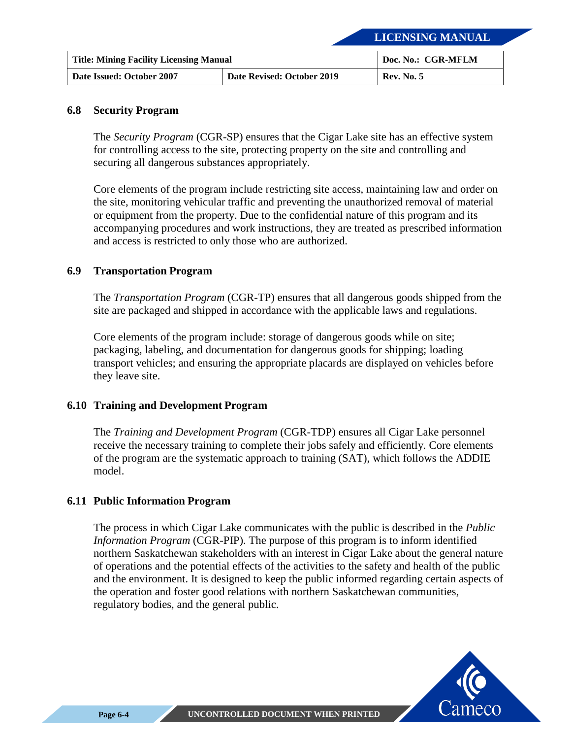## 6.8 Security Program

The *Security Program* (CGR-SP) ensures that the Cigar Lake site has an effective system for controlling access to the site, protecting property on the site and controlling and securing all dangerous substances appropriately.

Core elements of the program include restricting site access, maintaining law and order on the site, monitoring vehicular traffic and preventing the unauthorized removal of material or equipment from the property. Due to the confidential nature of this program and its accompanying procedures and work instructions, they are treated as prescribed information and access is restricted to only those who are authorized.

## 6.9 Transportation Program

The *Transportation Program* (CGR-TP) ensures that all dangerous goods shipped from the site are packaged and shipped in accordance with the applicable laws and regulations.

Core elements of the program include: storage of dangerous goods while on site; packaging, labeling, and documentation for dangerous goods for shipping; loading transport vehicles; and ensuring the appropriate placards are displayed on vehicles before they leave site.

## 6.10 Training and Development Program

The *Training and Development Program* (CGR-TDP) ensures all Cigar Lake personnel receive the necessary training to complete their jobs safely and efficiently. Core elements of the program are the systematic approach to training (SAT), which follows the ADDIE model.

## 6.11 Public Information Program

The process in which Cigar Lake communicates with the public is described in the *Public Information Program* (CGR-PIP). The purpose of this program is to inform identified northern Saskatchewan stakeholders with an interest in Cigar Lake about the general nature of operations and the potential effects of the activities to the safety and health of the public and the environment. It is designed to keep the public informed regarding certain aspects of the operation and foster good relations with northern Saskatchewan communities, regulatory bodies, and the general public.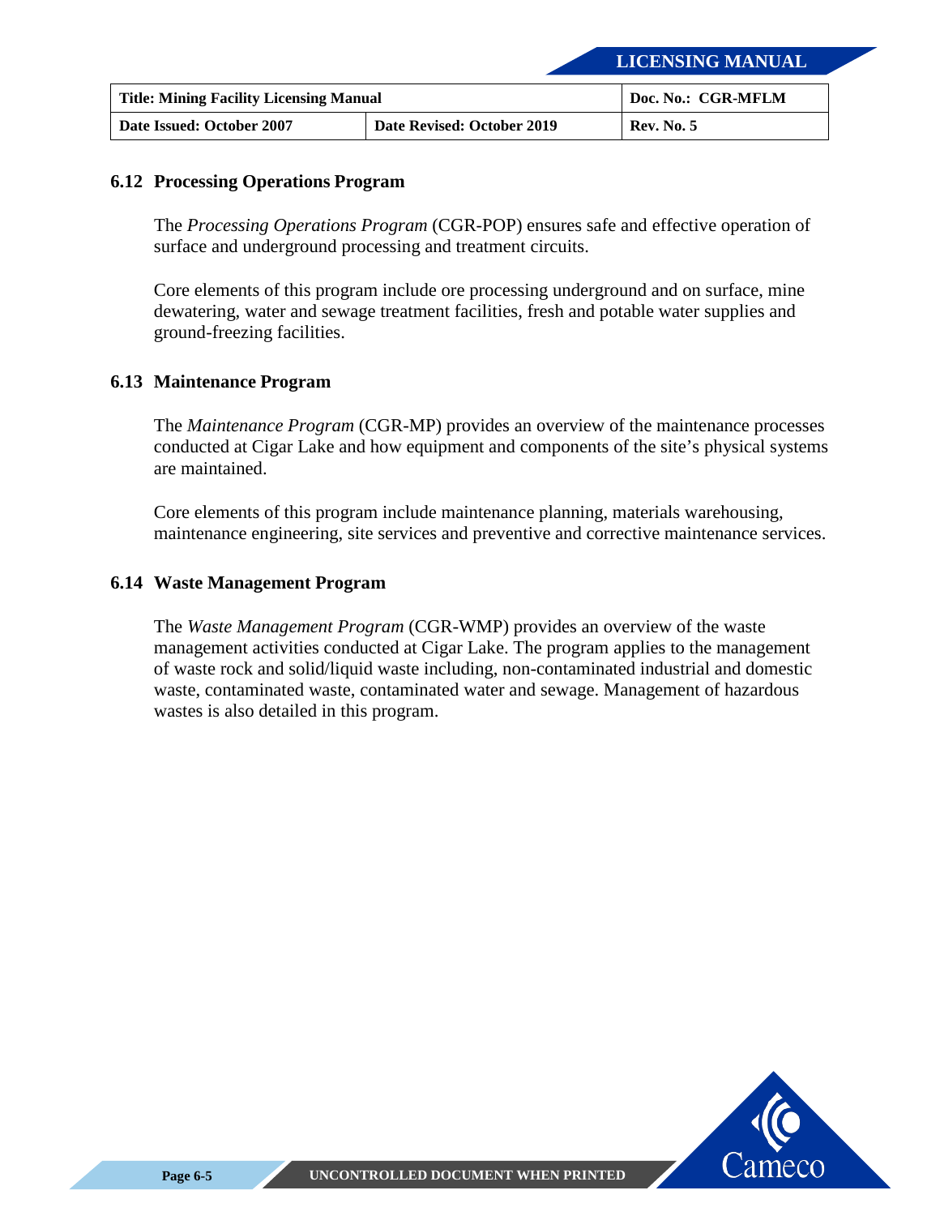### 6.12 Processing Operations Program

The *Processing Operations Program* (CGR-POP) ensures safe and effective operation of surface and underground processing and treatment circuits.

Core elements of this program include ore processing underground and on surface, mine dewatering, water and sewage treatment facilities, fresh and potable water supplies and ground-freezing facilities.

### 6.13 Maintenance Program

The *Maintenance Program* (CGR-MP) provides an overview of the maintenance processes conducted at Cigar Lake and how equipment and components of the site's physical systems are maintained.

Core elements of this program include maintenance planning, materials warehousing, maintenance engineering, site services and preventive and corrective maintenance services.

### 6.14 Waste Management Program

The *Waste Management Program* (CGR-WMP) provides an overview of the waste management activities conducted at Cigar Lake. The program applies to the management of waste rock and solid/liquid waste including, non-contaminated industrial and domestic waste, contaminated waste, contaminated water and sewage. Management of hazardous wastes is also detailed in this program.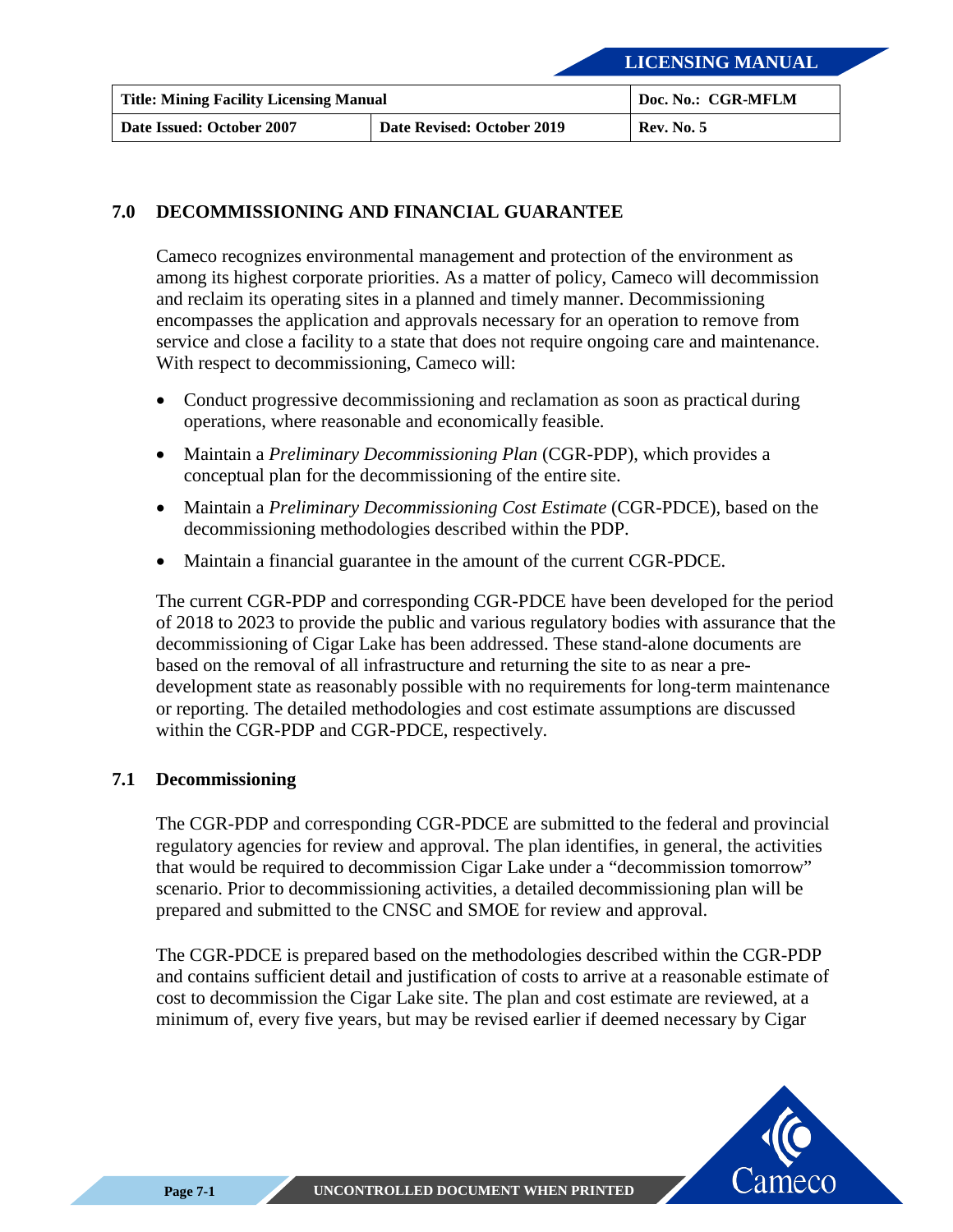## 7.0 DECOMMISSIONING AND FINANCIAL GUARANTEE

Cameco recognizes environmental management and protection of the environment as among its highest corporate priorities. As a matter of policy, Cameco will decommission and reclaim its operating sites in a planned and timely manner. Decommissioning encompasses the application and approvals necessary for an operation to remove from service and close a facility to a state that does not require ongoing care and maintenance. With respect to decommissioning, Cameco will:

- Conduct progressive decommissioning and reclamation as soon as practical during operations, where reasonable and economically feasible.
- Maintain a *Preliminary Decommissioning Plan* (CGR-PDP), which provides a conceptual plan for the decommissioning of the entire site.
- Maintain a *Preliminary Decommissioning Cost Estimate* (CGR-PDCE), based on the decommissioning methodologies described within the PDP.
- Maintain a financial guarantee in the amount of the current CGR-PDCE.

The current CGR-PDP and corresponding CGR-PDCE have been developed for the period of 2018 to 2023 to provide the public and various regulatory bodies with assurance that the decommissioning of Cigar Lake has been addressed. These stand-alone documents are based on the removal of all infrastructure and returning the site to as near a pre-development state as reasonably possible with no requirements for long-term maintenance or reporting. The detailed methodologies and cost estimate assumptions are discussed within the CGR-PDP and CGR-PDCE, respectively.

### 7.1 Decommissioning

The CGR-PDP and corresponding CGR-PDCE are submitted to the federal and provincial regulatory agencies for review and approval. The plan identifies, in general, the activities that would be required to decommission Cigar Lake under a “decommission tomorrow” scenario. Prior to decommissioning activities, a detailed decommissioning plan will be prepared and submitted to the CNSC and SMOE for review and approval.

The CGR-PDCE is prepared based on the methodologies described within the CGR-PDP and contains sufficient detail and justification of costs to arrive at a reasonable estimate of cost to decommission the Cigar Lake site. The plan and cost estimate are reviewed, at a minimum of, every five years, but may be revised earlier if deemed necessary by Cigar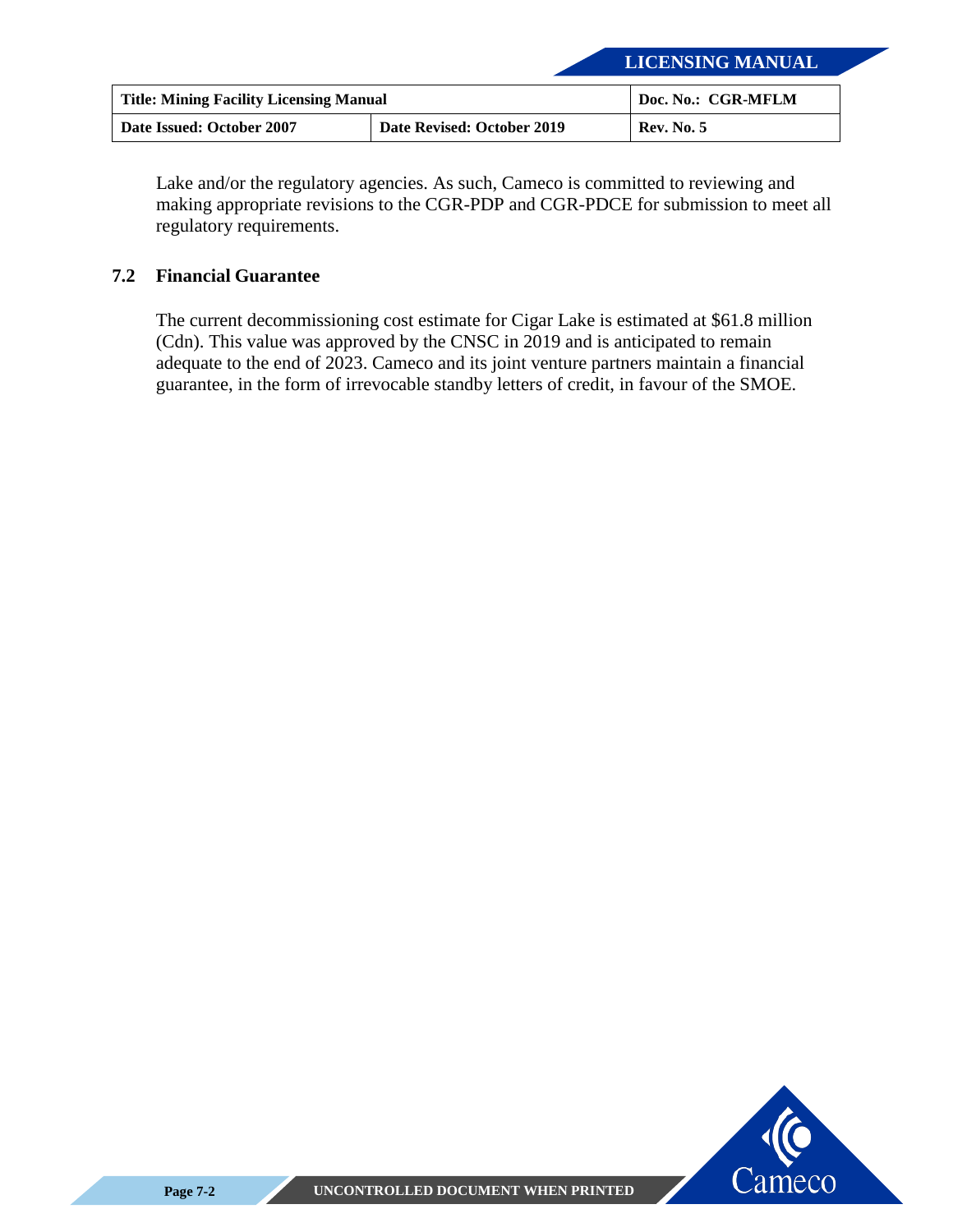Lake and/or the regulatory agencies. As such, Cameco is committed to reviewing and making appropriate revisions to the CGR-PDP and CGR-PDCE for submission to meet all regulatory requirements.

## 7.2 Financial Guarantee

The current decommissioning cost estimate for Cigar Lake is estimated at $61.8 million (Cdn). This value was approved by the CNSC in 2019 and is anticipated to remain adequate to the end of 2023. Cameco and its joint venture partners maintain a financial guarantee, in the form of irrevocable standby letters of credit, in favour of the SMOE.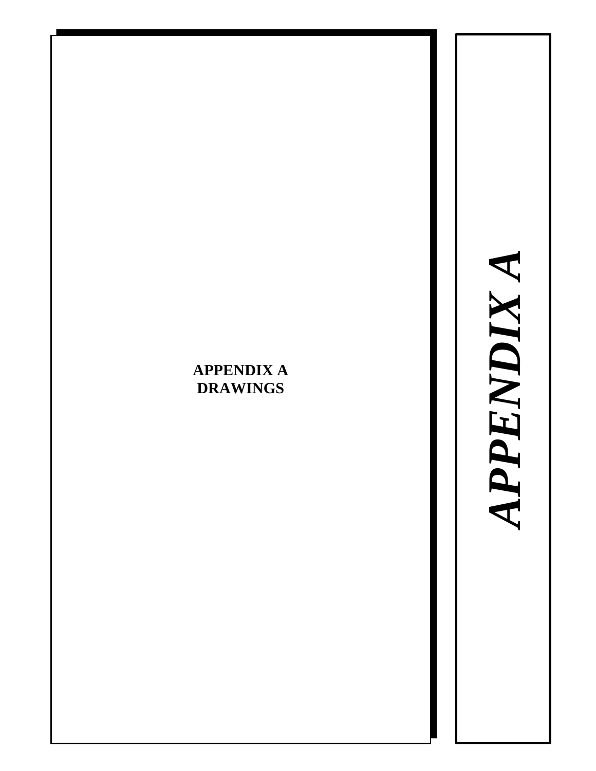# APPENDIX A
## DRAWINGS

*APPENDIX A*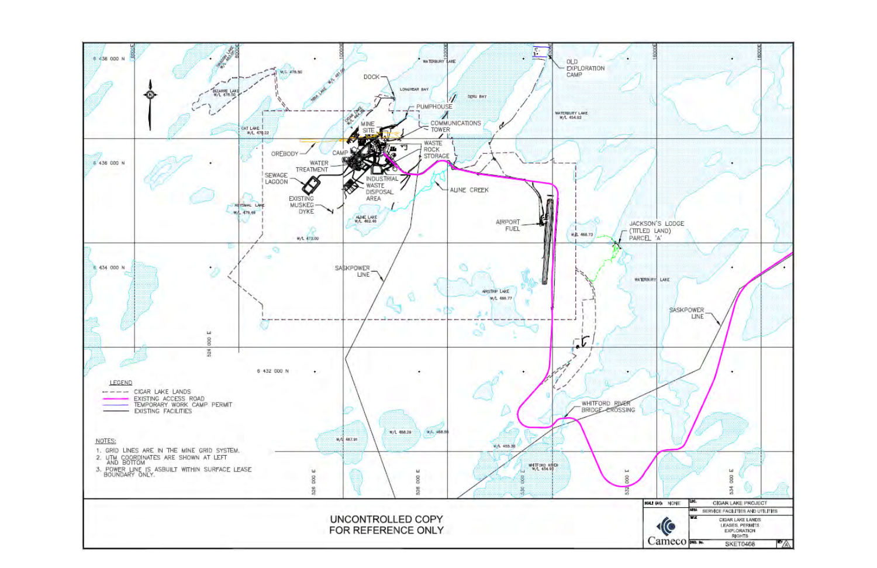LEGEND

- CIGAR LAKE LANDS
- EXISTING ACCESS ROAD
- TEMPORARY WORK CAMP PERMIT
- EXISTING FACILITIES

NOTES:

1. GRID LINES ARE IN THE MINE GRID SYSTEM.
2. UTM COORDINATES ARE SHOWN AT LEFT AND BOTTOM
3. POWER LINE IS ASBUILT WITHIN SURFACE LEASE BOUNDARY ONLY.

UNCONTROLLED COPY
FOR REFERENCE ONLY

| | |
|---|---|
| SCALE (A1) | NONE |
| LOC. | CIGAR LAKE PROJECT |
| AREA | SERVICE FACILITIES AND UTILITIES |
| TITLE | CIGAR LAKE LANDS LEASES, PERMITS EXPLORATION RIGHTS |
| DWG. No. | SKET0408 |

Cameco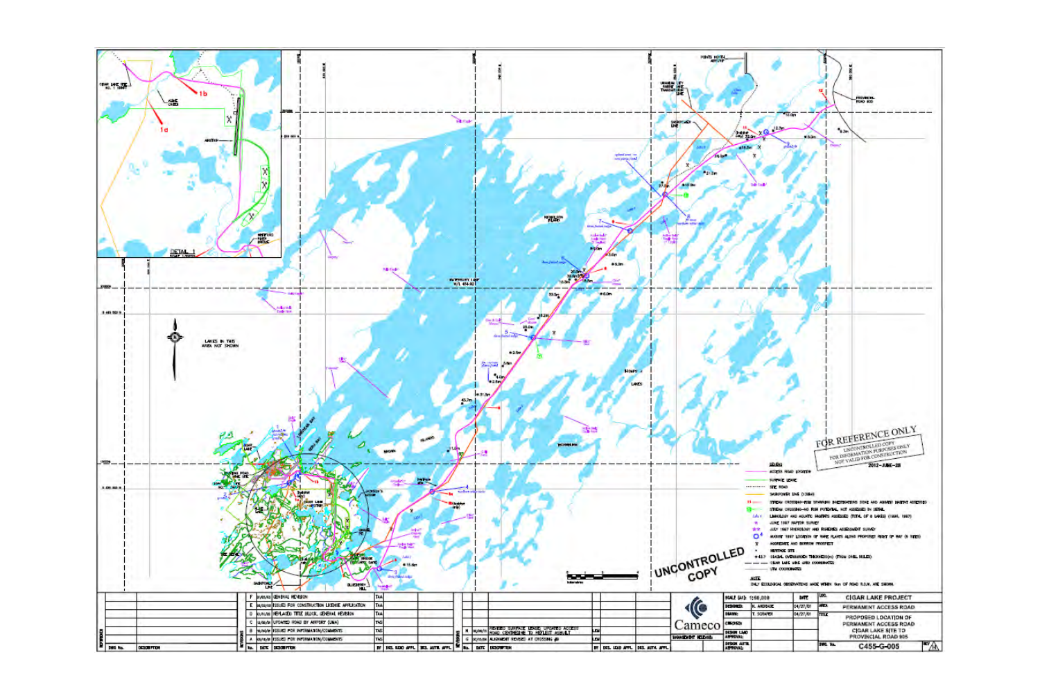FOR REFERENCE ONLY
UNCONTROLLED COPY
FOR INFORMATION PURPOSES ONLY
NOT VALID FOR CONSTRUCTION
2012-JUNE-28

UNCONTROLLED COPY

LEGEND

- ACCESS ROAD LOCATION
- SURFACE LEASE
- SITE ROAD
- SASKPOWER LINE (138kV)
- STREAM CROSSING—FISH SPAWNING INVESTIGATIONS DONE AND AQUATIC HABITAT ASSESSED
- STREAM CROSSING—NO FISH POTENTIAL, NOT ASSESSED IN DETAIL
- LIMNOLOGY AND AQUATIC HABITAT ASSESSED (TOTAL OF 8 LAKES) (1996, 1997)
- JUNE 1997 RAPTOR SURVEY
- JULY 1997 HYDROLOGY AND FISHERIES ASSESSMENT SURVEY
- AUGUST 1997 LOCATION OF RARE PLANTS ALONG PROPOSED RIGHT OF WAY (8 SITES)
- AGGREGATE AND BORROW PROSPECT
- HERITAGE SITE
- GLACIAL OVERBURDEN THICKNESS(m) (FROM DRILL HOLES)
- CIGAR LAKE MINE GRID COORDINATES
- UTM COORDINATES

NOTE:
ONLY ECOLOGICAL OBSERVATIONS MADE WITHIN 1km OF ROAD R.O.W. ARE SHOWN.

| No. | DATE | DESCRIPTION | BY |
|---|---|---|---|
| F | | GENERAL REVISION | TAA |
| E | | ISSUED FOR CONSTRUCTION LICENSE APPLICATION | TAA |
| D | | REPLACED TITLE BLOCK, GENERAL REVISION | TAA |
| C | | UPDATED ROAD BY AIRPORT (CMA) | TAS |
| B | | ISSUED FOR INFORMATION/COMMENTS | TAS |
| A | | ISSUED FOR INFORMATION/COMMENTS | TAS |
| H | | REVISED SURFACE LEASE, UPDATED ACCESS ROAD CENTRELINE TO REFLECT ASBUILT | LEW |
| G | | ALIGNMENT REVISED AT CROSSING #8 | LEW |

| | |
|---|---|
| SCALE: 1:60,000 | |
| DESIGNED: R. ANDRADE | 04/27/01 |
| DRAWN: T. SCRAPER | 04/27/01 |
| LOC. | CIGAR LAKE PROJECT |
| AREA | PERMANENT ACCESS ROAD |
| TITLE | PROPOSED LOCATION OF PERMANENT ACCESS ROAD CIGAR LAKE SITE TO PROVINCIAL ROAD 905 |
| DWG. No. | C455-G-005 |
| REV | H |

Cameco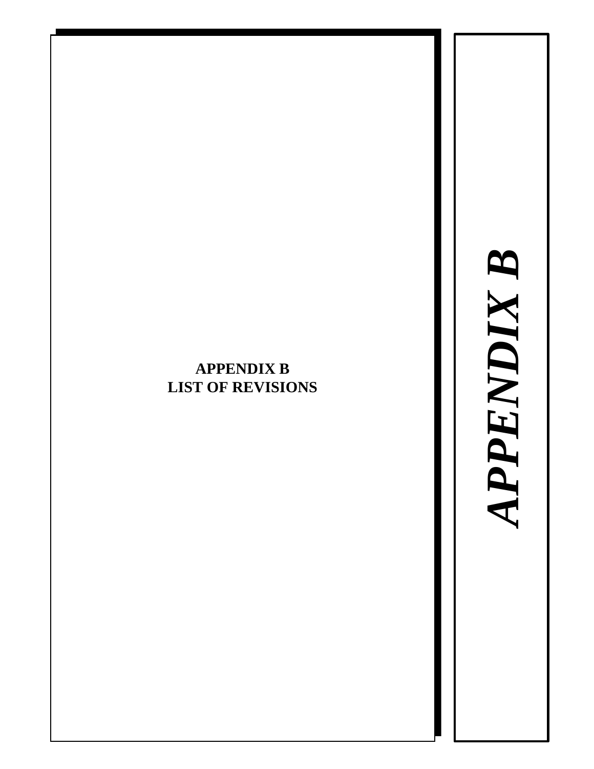**APPENDIX B**
**LIST OF REVISIONS**

***APPENDIX B***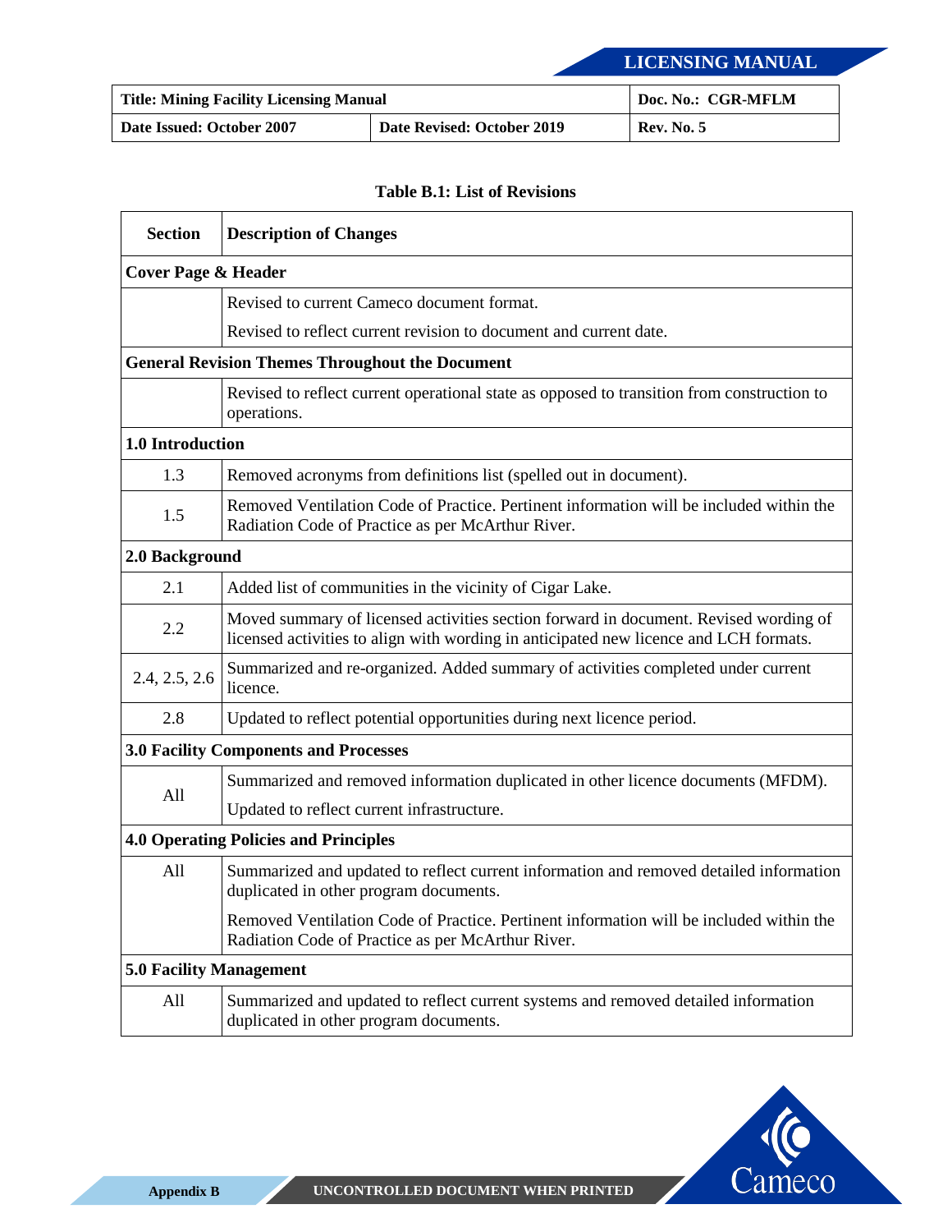**Table B.1: List of Revisions**

| Section | Description of Changes |
|---|---|
| **Cover Page & Header** | |
| | Revised to current Cameco document format. |
| | Revised to reflect current revision to document and current date. |
| **General Revision Themes Throughout the Document** | |
| | Revised to reflect current operational state as opposed to transition from construction to operations. |
| **1.0 Introduction** | |
| 1.3 | Removed acronyms from definitions list (spelled out in document). |
| 1.5 | Removed Ventilation Code of Practice. Pertinent information will be included within the Radiation Code of Practice as per McArthur River. |
| **2.0 Background** | |
| 2.1 | Added list of communities in the vicinity of Cigar Lake. |
| 2.2 | Moved summary of licensed activities section forward in document. Revised wording of licensed activities to align with wording in anticipated new licence and LCH formats. |
| 2.4, 2.5, 2.6 | Summarized and re-organized. Added summary of activities completed under current licence. |
| 2.8 | Updated to reflect potential opportunities during next licence period. |
| **3.0 Facility Components and Processes** | |
| All | Summarized and removed information duplicated in other licence documents (MFDM). |
| | Updated to reflect current infrastructure. |
| **4.0 Operating Policies and Principles** | |
| All | Summarized and updated to reflect current information and removed detailed information duplicated in other program documents. |
| | Removed Ventilation Code of Practice. Pertinent information will be included within the Radiation Code of Practice as per McArthur River. |
| **5.0 Facility Management** | |
| All | Summarized and updated to reflect current systems and removed detailed information duplicated in other program documents. |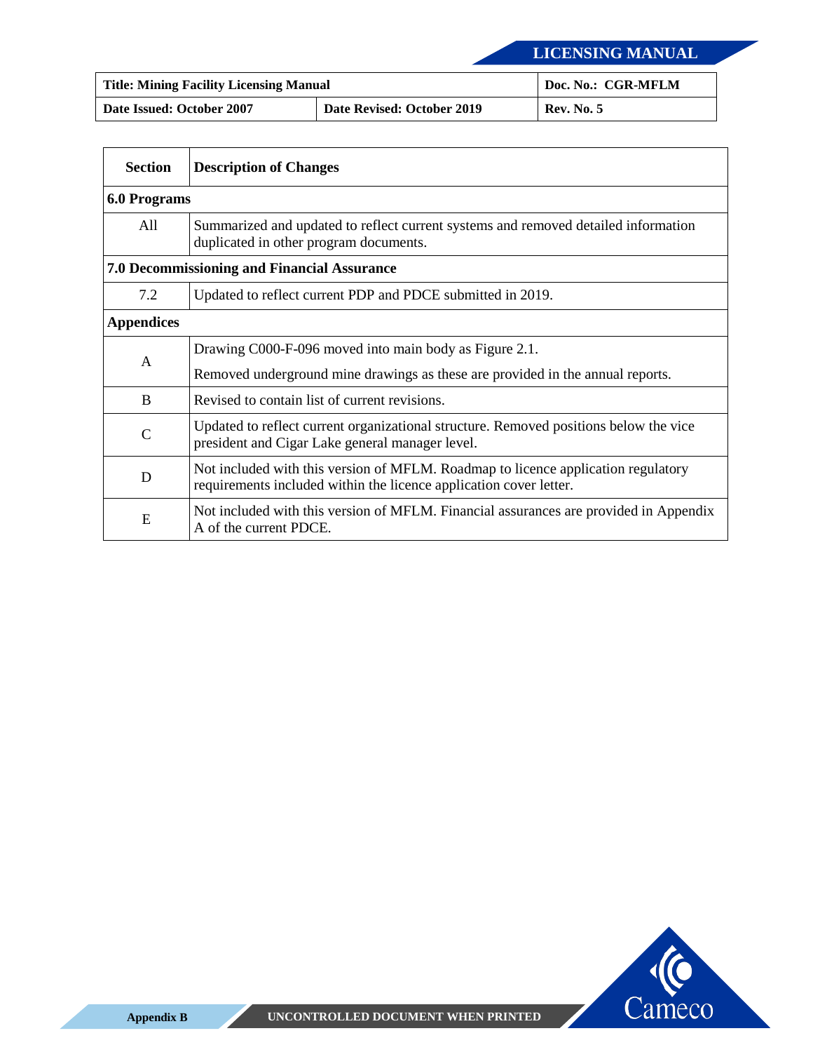| Section | Description of Changes |
|---|---|
| **6.0 Programs** | |
| All | Summarized and updated to reflect current systems and removed detailed information duplicated in other program documents. |
| **7.0 Decommissioning and Financial Assurance** | |
| 7.2 | Updated to reflect current PDP and PDCE submitted in 2019. |
| **Appendices** | |
| A | Drawing C000-F-096 moved into main body as Figure 2.1.<br>Removed underground mine drawings as these are provided in the annual reports. |
| B | Revised to contain list of current revisions. |
| C | Updated to reflect current organizational structure. Removed positions below the vice president and Cigar Lake general manager level. |
| D | Not included with this version of MFLM. Roadmap to licence application regulatory requirements included within the licence application cover letter. |
| E | Not included with this version of MFLM. Financial assurances are provided in Appendix A of the current PDCE. |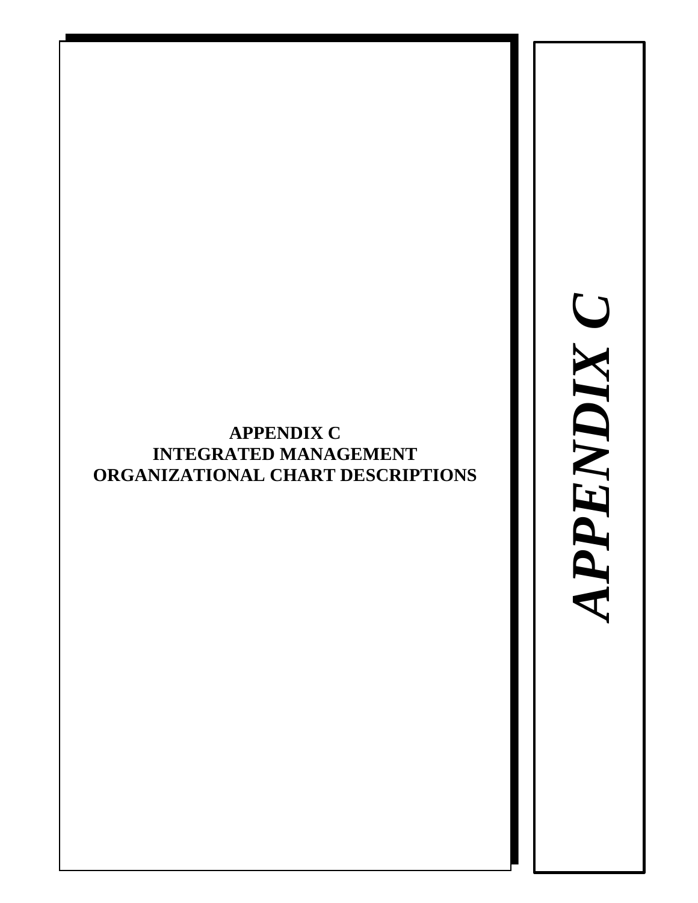# APPENDIX C
# INTEGRATED MANAGEMENT
# ORGANIZATIONAL CHART DESCRIPTIONS

***APPENDIX C***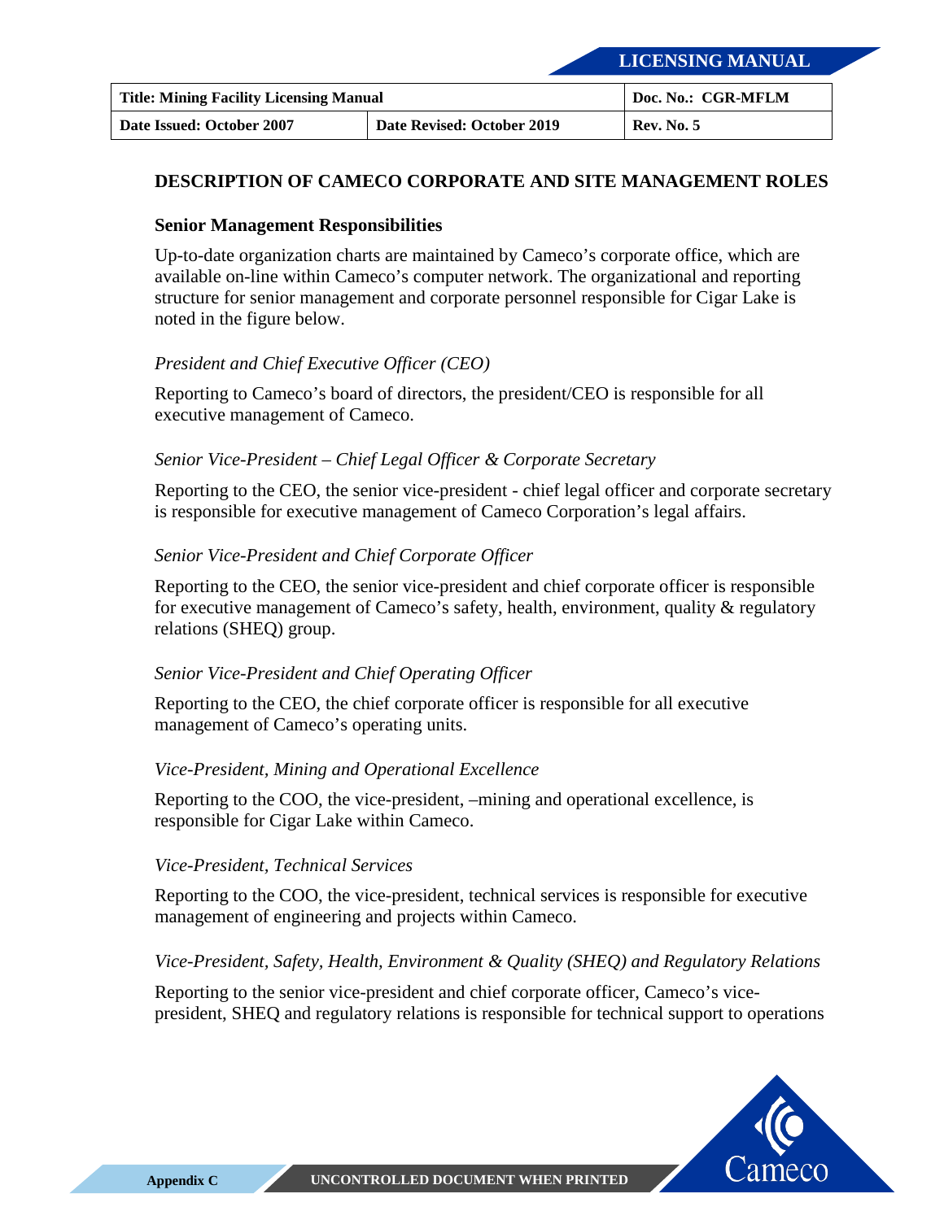## DESCRIPTION OF CAMECO CORPORATE AND SITE MANAGEMENT ROLES

### Senior Management Responsibilities

Up-to-date organization charts are maintained by Cameco's corporate office, which are available on-line within Cameco's computer network. The organizational and reporting structure for senior management and corporate personnel responsible for Cigar Lake is noted in the figure below.

*President and Chief Executive Officer (CEO)*

Reporting to Cameco's board of directors, the president/CEO is responsible for all executive management of Cameco.

*Senior Vice-President – Chief Legal Officer & Corporate Secretary*

Reporting to the CEO, the senior vice-president - chief legal officer and corporate secretary is responsible for executive management of Cameco Corporation's legal affairs.

*Senior Vice-President and Chief Corporate Officer*

Reporting to the CEO, the senior vice-president and chief corporate officer is responsible for executive management of Cameco's safety, health, environment, quality & regulatory relations (SHEQ) group.

*Senior Vice-President and Chief Operating Officer*

Reporting to the CEO, the chief corporate officer is responsible for all executive management of Cameco's operating units.

*Vice-President, Mining and Operational Excellence*

Reporting to the COO, the vice-president, –mining and operational excellence, is responsible for Cigar Lake within Cameco.

*Vice-President, Technical Services*

Reporting to the COO, the vice-president, technical services is responsible for executive management of engineering and projects within Cameco.

*Vice-President, Safety, Health, Environment & Quality (SHEQ) and Regulatory Relations*

Reporting to the senior vice-president and chief corporate officer, Cameco's vice-president, SHEQ and regulatory relations is responsible for technical support to operations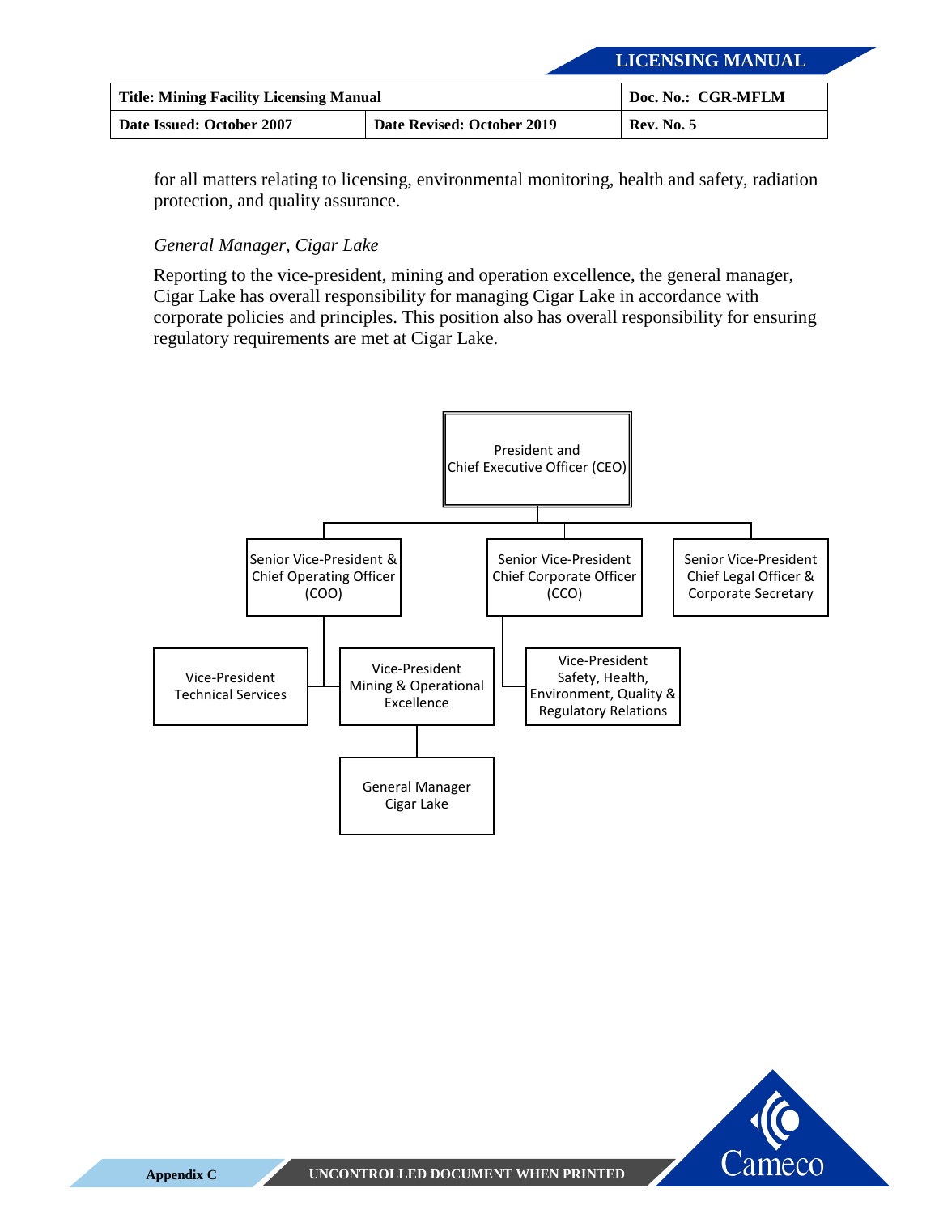for all matters relating to licensing, environmental monitoring, health and safety, radiation protection, and quality assurance.

*General Manager, Cigar Lake*

Reporting to the vice-president, mining and operation excellence, the general manager, Cigar Lake has overall responsibility for managing Cigar Lake in accordance with corporate policies and principles. This position also has overall responsibility for ensuring regulatory requirements are met at Cigar Lake.

President and Chief Executive Officer (CEO)

Senior Vice-President & Chief Operating Officer (COO)

Senior Vice-President Chief Corporate Officer (CCO)

Senior Vice-President Chief Legal Officer & Corporate Secretary

Vice-President Technical Services

Vice-President Mining & Operational Excellence

Vice-President Safety, Health, Environment, Quality & Regulatory Relations

General Manager Cigar Lake